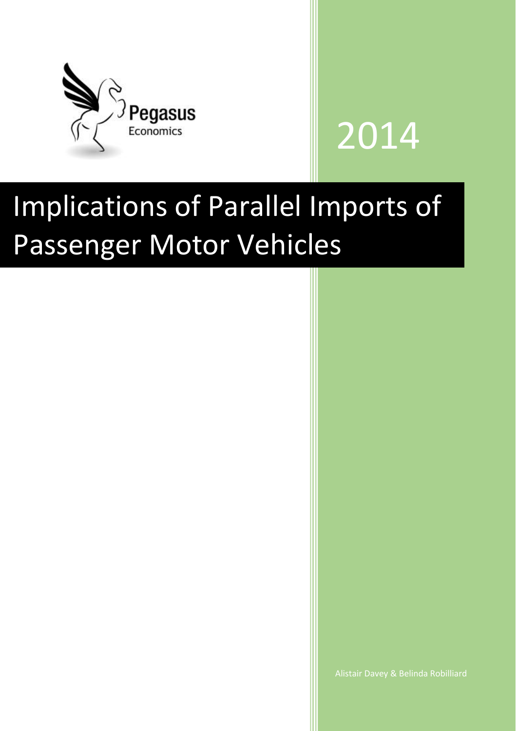Pegasus Economics

2014

# Implications of Parallel Imports of Passenger Motor Vehicles

Alistair Davey & Belinda Robilliard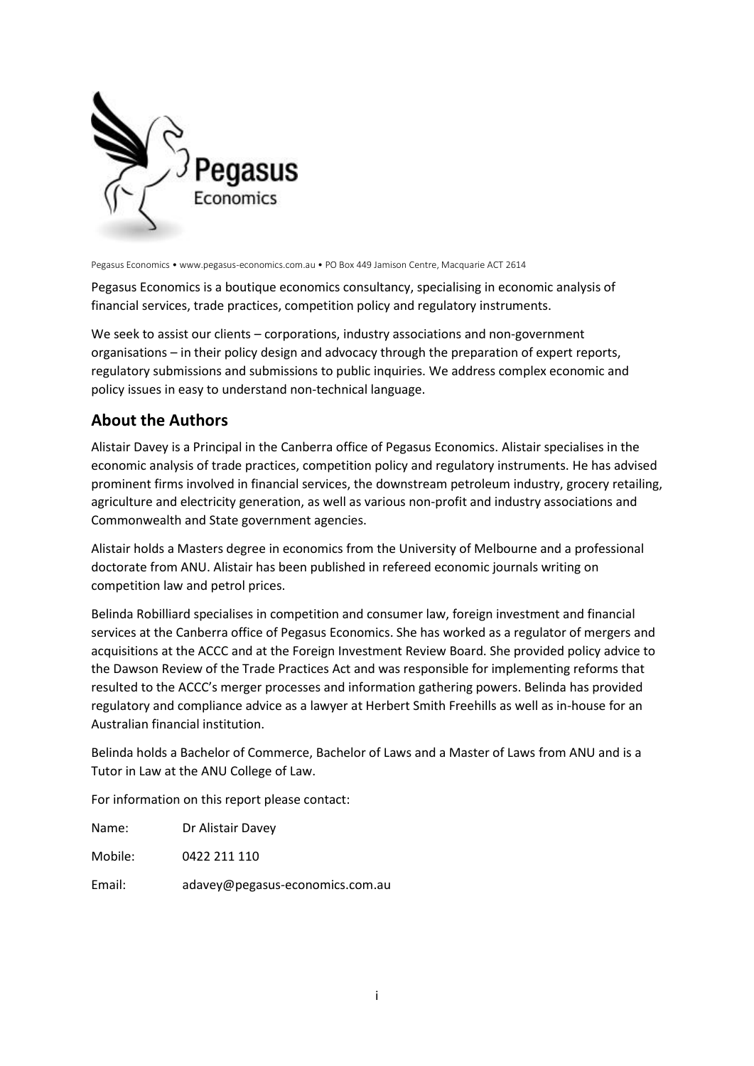Pegasus Economics • www.pegasus-economics.com.au • PO Box 449 Jamison Centre, Macquarie ACT 2614

Pegasus Economics is a boutique economics consultancy, specialising in economic analysis of financial services, trade practices, competition policy and regulatory instruments.

We seek to assist our clients – corporations, industry associations and non-government organisations – in their policy design and advocacy through the preparation of expert reports, regulatory submissions and submissions to public inquiries. We address complex economic and policy issues in easy to understand non-technical language.

## About the Authors

Alistair Davey is a Principal in the Canberra office of Pegasus Economics. Alistair specialises in the economic analysis of trade practices, competition policy and regulatory instruments. He has advised prominent firms involved in financial services, the downstream petroleum industry, grocery retailing, agriculture and electricity generation, as well as various non-profit and industry associations and Commonwealth and State government agencies.

Alistair holds a Masters degree in economics from the University of Melbourne and a professional doctorate from ANU. Alistair has been published in refereed economic journals writing on competition law and petrol prices.

Belinda Robilliard specialises in competition and consumer law, foreign investment and financial services at the Canberra office of Pegasus Economics. She has worked as a regulator of mergers and acquisitions at the ACCC and at the Foreign Investment Review Board. She provided policy advice to the Dawson Review of the Trade Practices Act and was responsible for implementing reforms that resulted to the ACCC's merger processes and information gathering powers. Belinda has provided regulatory and compliance advice as a lawyer at Herbert Smith Freehills as well as in-house for an Australian financial institution.

Belinda holds a Bachelor of Commerce, Bachelor of Laws and a Master of Laws from ANU and is a Tutor in Law at the ANU College of Law.

For information on this report please contact:

Name: Dr Alistair Davey

Mobile: 0422 211 110

Email: adavey@pegasus-economics.com.au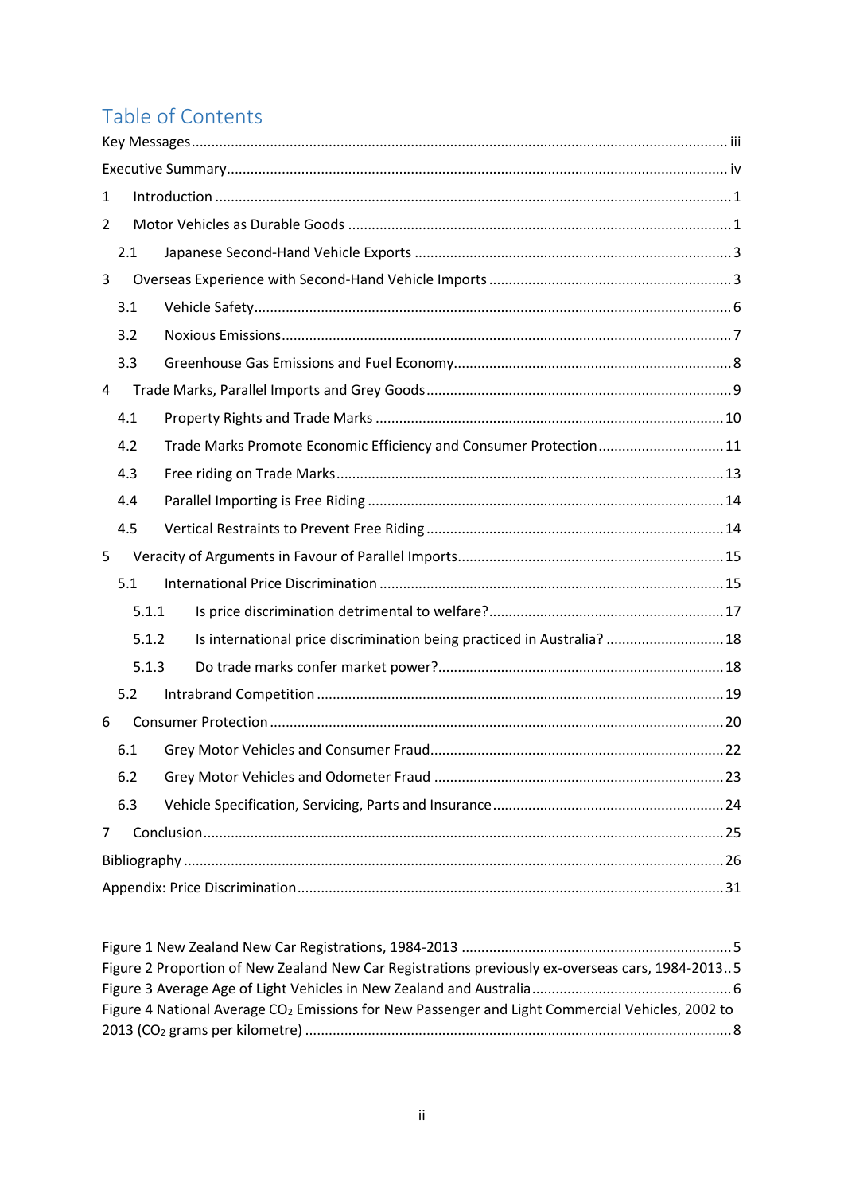# Table of Contents

Key Messages ..... iii

Executive Summary ..... iv

1 Introduction ..... 1

2 Motor Vehicles as Durable Goods ..... 1

- 2.1 Japanese Second-Hand Vehicle Exports ..... 3

3 Overseas Experience with Second-Hand Vehicle Imports ..... 3

- 3.1 Vehicle Safety ..... 6
- 3.2 Noxious Emissions ..... 7
- 3.3 Greenhouse Gas Emissions and Fuel Economy ..... 8

4 Trade Marks, Parallel Imports and Grey Goods ..... 9

- 4.1 Property Rights and Trade Marks ..... 10
- 4.2 Trade Marks Promote Economic Efficiency and Consumer Protection ..... 11
- 4.3 Free riding on Trade Marks ..... 13
- 4.4 Parallel Importing is Free Riding ..... 14
- 4.5 Vertical Restraints to Prevent Free Riding ..... 14

5 Veracity of Arguments in Favour of Parallel Imports ..... 15

- 5.1 International Price Discrimination ..... 15
  - 5.1.1 Is price discrimination detrimental to welfare? ..... 17
  - 5.1.2 Is international price discrimination being practiced in Australia? ..... 18
  - 5.1.3 Do trade marks confer market power? ..... 18
- 5.2 Intrabrand Competition ..... 19

6 Consumer Protection ..... 20

- 6.1 Grey Motor Vehicles and Consumer Fraud ..... 22
- 6.2 Grey Motor Vehicles and Odometer Fraud ..... 23
- 6.3 Vehicle Specification, Servicing, Parts and Insurance ..... 24

7 Conclusion ..... 25

Bibliography ..... 26

Appendix: Price Discrimination ..... 31

Figure 1 New Zealand New Car Registrations, 1984-2013 ..... 5

Figure 2 Proportion of New Zealand New Car Registrations previously ex-overseas cars, 1984-2013 ..... 5

Figure 3 Average Age of Light Vehicles in New Zealand and Australia ..... 6

Figure 4 National Average $CO_2$ Emissions for New Passenger and Light Commercial Vehicles, 2002 to 2013 ($CO_2$ grams per kilometre) ..... 8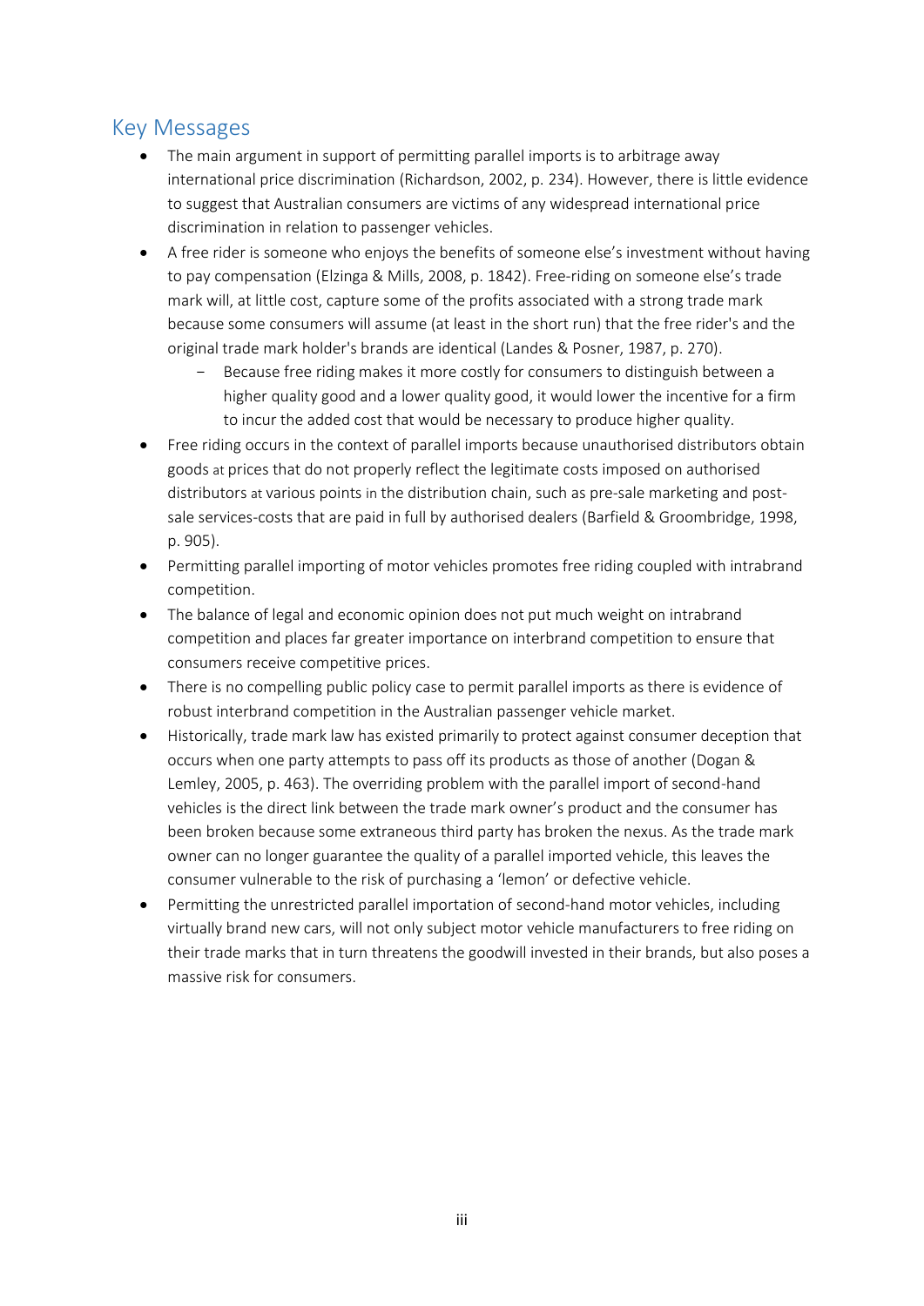## Key Messages

- The main argument in support of permitting parallel imports is to arbitrage away international price discrimination (Richardson, 2002, p. 234). However, there is little evidence to suggest that Australian consumers are victims of any widespread international price discrimination in relation to passenger vehicles.
- A free rider is someone who enjoys the benefits of someone else's investment without having to pay compensation (Elzinga & Mills, 2008, p. 1842). Free-riding on someone else's trade mark will, at little cost, capture some of the profits associated with a strong trade mark because some consumers will assume (at least in the short run) that the free rider's and the original trade mark holder's brands are identical (Landes & Posner, 1987, p. 270).
    - Because free riding makes it more costly for consumers to distinguish between a higher quality good and a lower quality good, it would lower the incentive for a firm to incur the added cost that would be necessary to produce higher quality.
- Free riding occurs in the context of parallel imports because unauthorised distributors obtain goods at prices that do not properly reflect the legitimate costs imposed on authorised distributors at various points in the distribution chain, such as pre-sale marketing and post-sale services-costs that are paid in full by authorised dealers (Barfield & Groombridge, 1998, p. 905).
- Permitting parallel importing of motor vehicles promotes free riding coupled with intrabrand competition.
- The balance of legal and economic opinion does not put much weight on intrabrand competition and places far greater importance on interbrand competition to ensure that consumers receive competitive prices.
- There is no compelling public policy case to permit parallel imports as there is evidence of robust interbrand competition in the Australian passenger vehicle market.
- Historically, trade mark law has existed primarily to protect against consumer deception that occurs when one party attempts to pass off its products as those of another (Dogan & Lemley, 2005, p. 463). The overriding problem with the parallel import of second-hand vehicles is the direct link between the trade mark owner's product and the consumer has been broken because some extraneous third party has broken the nexus. As the trade mark owner can no longer guarantee the quality of a parallel imported vehicle, this leaves the consumer vulnerable to the risk of purchasing a 'lemon' or defective vehicle.
- Permitting the unrestricted parallel importation of second-hand motor vehicles, including virtually brand new cars, will not only subject motor vehicle manufacturers to free riding on their trade marks that in turn threatens the goodwill invested in their brands, but also poses a massive risk for consumers.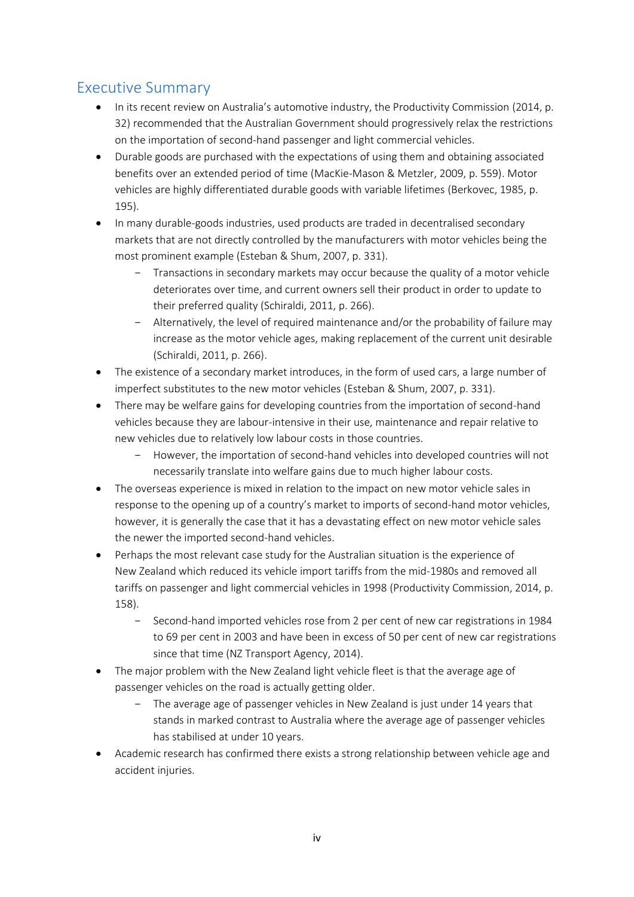## Executive Summary

- In its recent review on Australia's automotive industry, the Productivity Commission (2014, p. 32) recommended that the Australian Government should progressively relax the restrictions on the importation of second-hand passenger and light commercial vehicles.
- Durable goods are purchased with the expectations of using them and obtaining associated benefits over an extended period of time (MacKie-Mason & Metzler, 2009, p. 559). Motor vehicles are highly differentiated durable goods with variable lifetimes (Berkovec, 1985, p. 195).
- In many durable-goods industries, used products are traded in decentralised secondary markets that are not directly controlled by the manufacturers with motor vehicles being the most prominent example (Esteban & Shum, 2007, p. 331).
    - Transactions in secondary markets may occur because the quality of a motor vehicle deteriorates over time, and current owners sell their product in order to update to their preferred quality (Schiraldi, 2011, p. 266).
    - Alternatively, the level of required maintenance and/or the probability of failure may increase as the motor vehicle ages, making replacement of the current unit desirable (Schiraldi, 2011, p. 266).
- The existence of a secondary market introduces, in the form of used cars, a large number of imperfect substitutes to the new motor vehicles (Esteban & Shum, 2007, p. 331).
- There may be welfare gains for developing countries from the importation of second-hand vehicles because they are labour-intensive in their use, maintenance and repair relative to new vehicles due to relatively low labour costs in those countries.
    - However, the importation of second-hand vehicles into developed countries will not necessarily translate into welfare gains due to much higher labour costs.
- The overseas experience is mixed in relation to the impact on new motor vehicle sales in response to the opening up of a country's market to imports of second-hand motor vehicles, however, it is generally the case that it has a devastating effect on new motor vehicle sales the newer the imported second-hand vehicles.
- Perhaps the most relevant case study for the Australian situation is the experience of New Zealand which reduced its vehicle import tariffs from the mid-1980s and removed all tariffs on passenger and light commercial vehicles in 1998 (Productivity Commission, 2014, p. 158).
    - Second-hand imported vehicles rose from 2 per cent of new car registrations in 1984 to 69 per cent in 2003 and have been in excess of 50 per cent of new car registrations since that time (NZ Transport Agency, 2014).
- The major problem with the New Zealand light vehicle fleet is that the average age of passenger vehicles on the road is actually getting older.
    - The average age of passenger vehicles in New Zealand is just under 14 years that stands in marked contrast to Australia where the average age of passenger vehicles has stabilised at under 10 years.
- Academic research has confirmed there exists a strong relationship between vehicle age and accident injuries.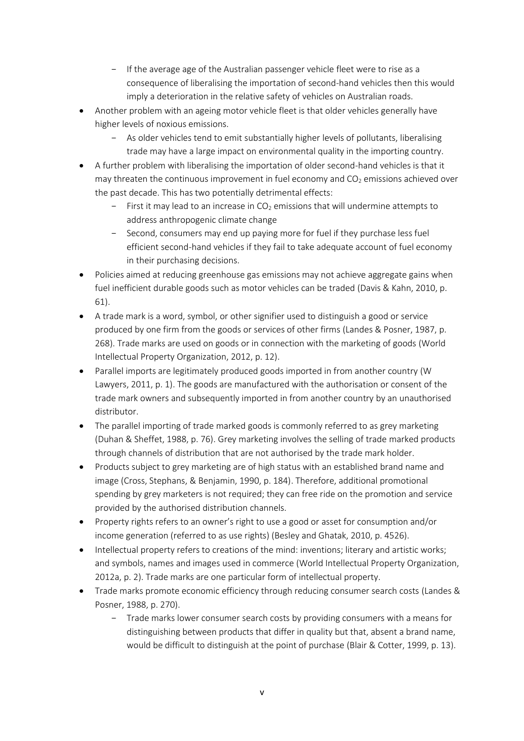- If the average age of the Australian passenger vehicle fleet were to rise as a consequence of liberalising the importation of second-hand vehicles then this would imply a deterioration in the relative safety of vehicles on Australian roads.
- Another problem with an ageing motor vehicle fleet is that older vehicles generally have higher levels of noxious emissions.
  - As older vehicles tend to emit substantially higher levels of pollutants, liberalising trade may have a large impact on environmental quality in the importing country.
- A further problem with liberalising the importation of older second-hand vehicles is that it may threaten the continuous improvement in fuel economy and $CO_2$ emissions achieved over the past decade. This has two potentially detrimental effects:
  - First it may lead to an increase in $CO_2$ emissions that will undermine attempts to address anthropogenic climate change
  - Second, consumers may end up paying more for fuel if they purchase less fuel efficient second-hand vehicles if they fail to take adequate account of fuel economy in their purchasing decisions.
- Policies aimed at reducing greenhouse gas emissions may not achieve aggregate gains when fuel inefficient durable goods such as motor vehicles can be traded (Davis & Kahn, 2010, p. 61).
- A trade mark is a word, symbol, or other signifier used to distinguish a good or service produced by one firm from the goods or services of other firms (Landes & Posner, 1987, p. 268). Trade marks are used on goods or in connection with the marketing of goods (World Intellectual Property Organization, 2012, p. 12).
- Parallel imports are legitimately produced goods imported in from another country (W Lawyers, 2011, p. 1). The goods are manufactured with the authorisation or consent of the trade mark owners and subsequently imported in from another country by an unauthorised distributor.
- The parallel importing of trade marked goods is commonly referred to as grey marketing (Duhan & Sheffet, 1988, p. 76). Grey marketing involves the selling of trade marked products through channels of distribution that are not authorised by the trade mark holder.
- Products subject to grey marketing are of high status with an established brand name and image (Cross, Stephans, & Benjamin, 1990, p. 184). Therefore, additional promotional spending by grey marketers is not required; they can free ride on the promotion and service provided by the authorised distribution channels.
- Property rights refers to an owner's right to use a good or asset for consumption and/or income generation (referred to as use rights) (Besley and Ghatak, 2010, p. 4526).
- Intellectual property refers to creations of the mind: inventions; literary and artistic works; and symbols, names and images used in commerce (World Intellectual Property Organization, 2012a, p. 2). Trade marks are one particular form of intellectual property.
- Trade marks promote economic efficiency through reducing consumer search costs (Landes & Posner, 1988, p. 270).
  - Trade marks lower consumer search costs by providing consumers with a means for distinguishing between products that differ in quality but that, absent a brand name, would be difficult to distinguish at the point of purchase (Blair & Cotter, 1999, p. 13).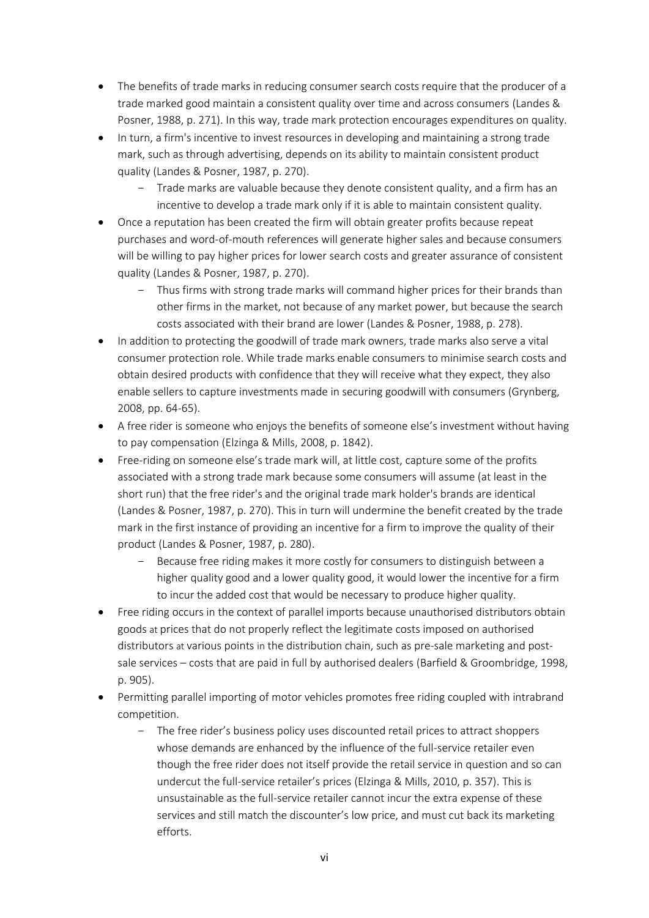- The benefits of trade marks in reducing consumer search costs require that the producer of a trade marked good maintain a consistent quality over time and across consumers (Landes & Posner, 1988, p. 271). In this way, trade mark protection encourages expenditures on quality.
- In turn, a firm's incentive to invest resources in developing and maintaining a strong trade mark, such as through advertising, depends on its ability to maintain consistent product quality (Landes & Posner, 1987, p. 270).
    - Trade marks are valuable because they denote consistent quality, and a firm has an incentive to develop a trade mark only if it is able to maintain consistent quality.
- Once a reputation has been created the firm will obtain greater profits because repeat purchases and word-of-mouth references will generate higher sales and because consumers will be willing to pay higher prices for lower search costs and greater assurance of consistent quality (Landes & Posner, 1987, p. 270).
    - Thus firms with strong trade marks will command higher prices for their brands than other firms in the market, not because of any market power, but because the search costs associated with their brand are lower (Landes & Posner, 1988, p. 278).
- In addition to protecting the goodwill of trade mark owners, trade marks also serve a vital consumer protection role. While trade marks enable consumers to minimise search costs and obtain desired products with confidence that they will receive what they expect, they also enable sellers to capture investments made in securing goodwill with consumers (Grynberg, 2008, pp. 64-65).
- A free rider is someone who enjoys the benefits of someone else's investment without having to pay compensation (Elzinga & Mills, 2008, p. 1842).
- Free-riding on someone else's trade mark will, at little cost, capture some of the profits associated with a strong trade mark because some consumers will assume (at least in the short run) that the free rider's and the original trade mark holder's brands are identical (Landes & Posner, 1987, p. 270). This in turn will undermine the benefit created by the trade mark in the first instance of providing an incentive for a firm to improve the quality of their product (Landes & Posner, 1987, p. 280).
    - Because free riding makes it more costly for consumers to distinguish between a higher quality good and a lower quality good, it would lower the incentive for a firm to incur the added cost that would be necessary to produce higher quality.
- Free riding occurs in the context of parallel imports because unauthorised distributors obtain goods at prices that do not properly reflect the legitimate costs imposed on authorised distributors at various points in the distribution chain, such as pre-sale marketing and post-sale services – costs that are paid in full by authorised dealers (Barfield & Groombridge, 1998, p. 905).
- Permitting parallel importing of motor vehicles promotes free riding coupled with intrabrand competition.
    - The free rider's business policy uses discounted retail prices to attract shoppers whose demands are enhanced by the influence of the full-service retailer even though the free rider does not itself provide the retail service in question and so can undercut the full-service retailer's prices (Elzinga & Mills, 2010, p. 357). This is unsustainable as the full-service retailer cannot incur the extra expense of these services and still match the discounter's low price, and must cut back its marketing efforts.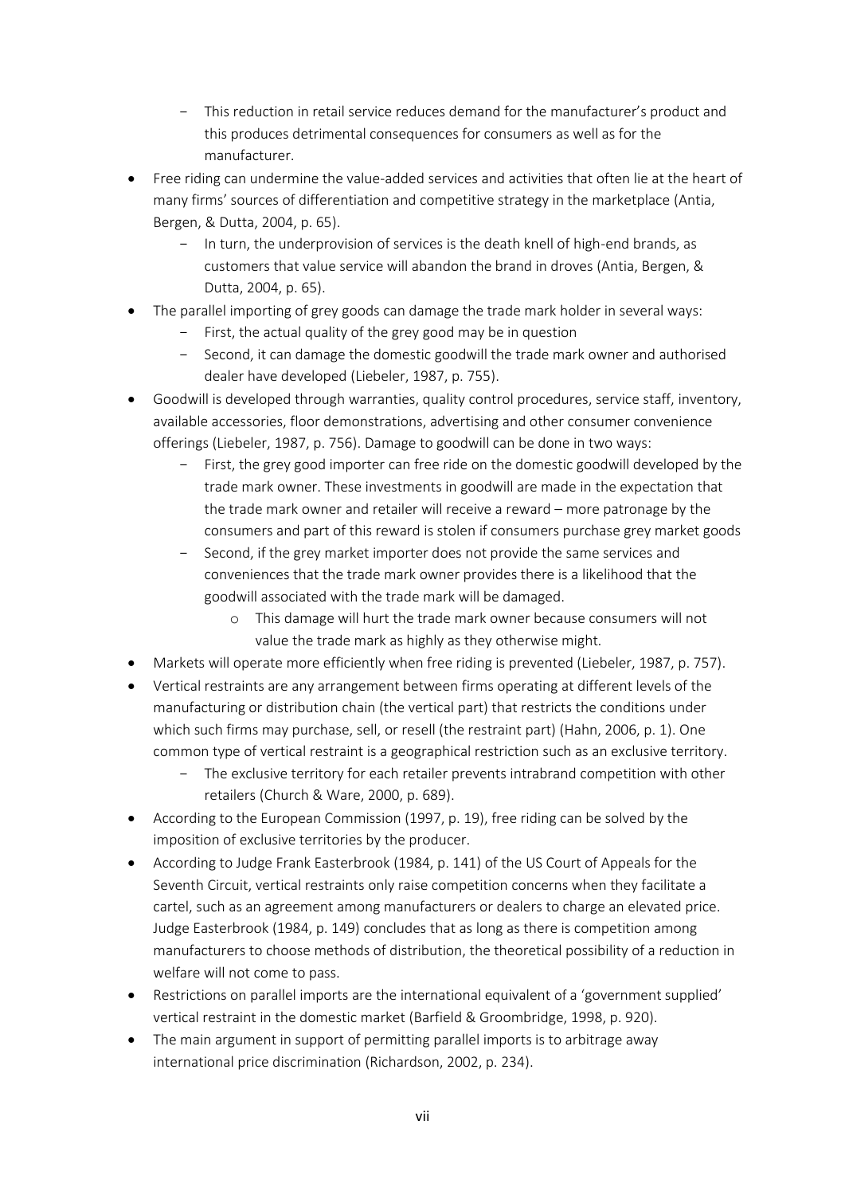- This reduction in retail service reduces demand for the manufacturer's product and this produces detrimental consequences for consumers as well as for the manufacturer.
- Free riding can undermine the value-added services and activities that often lie at the heart of many firms' sources of differentiation and competitive strategy in the marketplace (Antia, Bergen, & Dutta, 2004, p. 65).
  - In turn, the underprovision of services is the death knell of high-end brands, as customers that value service will abandon the brand in droves (Antia, Bergen, & Dutta, 2004, p. 65).
- The parallel importing of grey goods can damage the trade mark holder in several ways:
  - First, the actual quality of the grey good may be in question
  - Second, it can damage the domestic goodwill the trade mark owner and authorised dealer have developed (Liebeler, 1987, p. 755).
- Goodwill is developed through warranties, quality control procedures, service staff, inventory, available accessories, floor demonstrations, advertising and other consumer convenience offerings (Liebeler, 1987, p. 756). Damage to goodwill can be done in two ways:
  - First, the grey good importer can free ride on the domestic goodwill developed by the trade mark owner. These investments in goodwill are made in the expectation that the trade mark owner and retailer will receive a reward – more patronage by the consumers and part of this reward is stolen if consumers purchase grey market goods
  - Second, if the grey market importer does not provide the same services and conveniences that the trade mark owner provides there is a likelihood that the goodwill associated with the trade mark will be damaged.
    - This damage will hurt the trade mark owner because consumers will not value the trade mark as highly as they otherwise might.
- Markets will operate more efficiently when free riding is prevented (Liebeler, 1987, p. 757).
- Vertical restraints are any arrangement between firms operating at different levels of the manufacturing or distribution chain (the vertical part) that restricts the conditions under which such firms may purchase, sell, or resell (the restraint part) (Hahn, 2006, p. 1). One common type of vertical restraint is a geographical restriction such as an exclusive territory.
  - The exclusive territory for each retailer prevents intrabrand competition with other retailers (Church & Ware, 2000, p. 689).
- According to the European Commission (1997, p. 19), free riding can be solved by the imposition of exclusive territories by the producer.
- According to Judge Frank Easterbrook (1984, p. 141) of the US Court of Appeals for the Seventh Circuit, vertical restraints only raise competition concerns when they facilitate a cartel, such as an agreement among manufacturers or dealers to charge an elevated price. Judge Easterbrook (1984, p. 149) concludes that as long as there is competition among manufacturers to choose methods of distribution, the theoretical possibility of a reduction in welfare will not come to pass.
- Restrictions on parallel imports are the international equivalent of a 'government supplied' vertical restraint in the domestic market (Barfield & Groombridge, 1998, p. 920).
- The main argument in support of permitting parallel imports is to arbitrage away international price discrimination (Richardson, 2002, p. 234).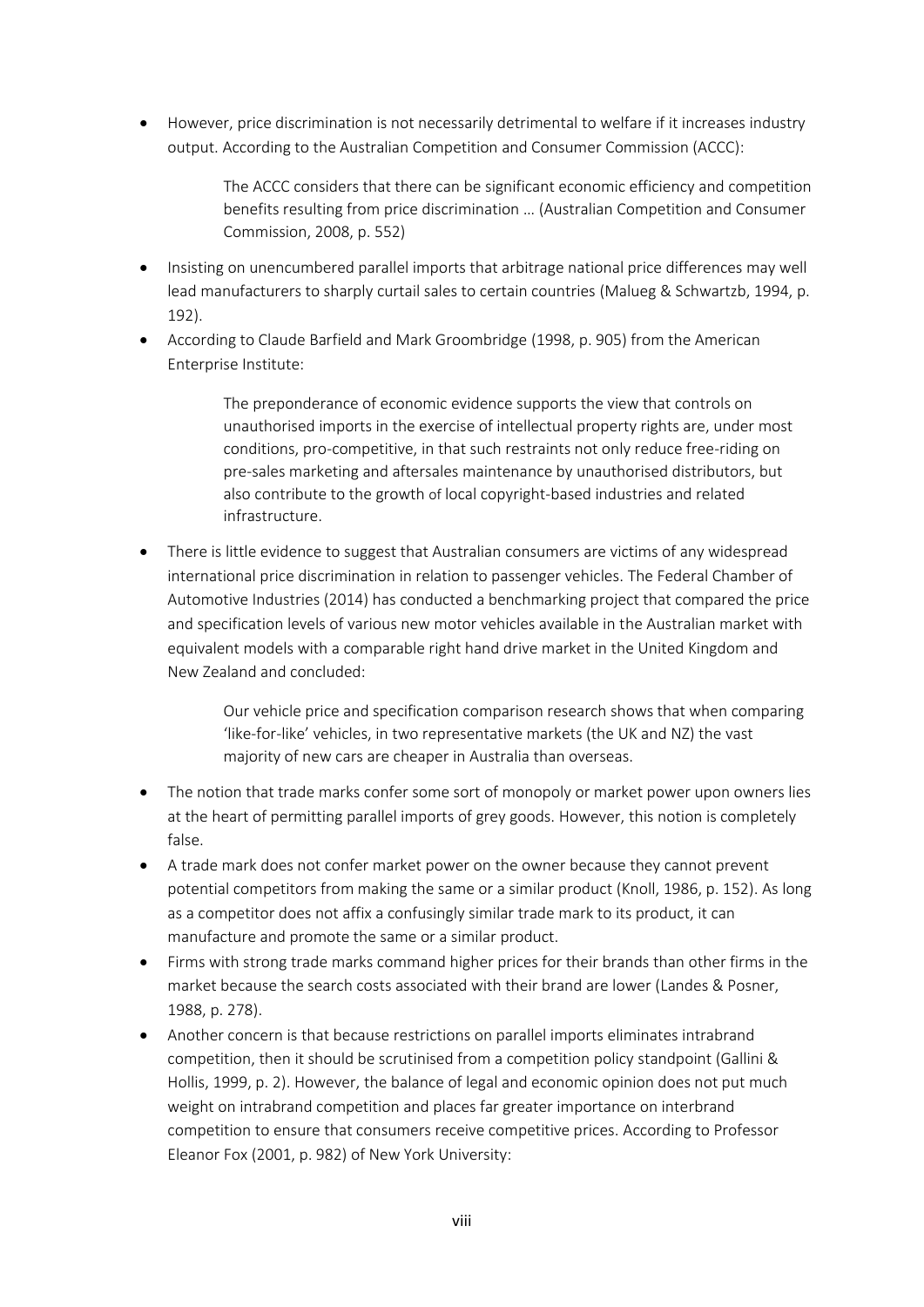- However, price discrimination is not necessarily detrimental to welfare if it increases industry output. According to the Australian Competition and Consumer Commission (ACCC):

  > The ACCC considers that there can be significant economic efficiency and competition benefits resulting from price discrimination … (Australian Competition and Consumer Commission, 2008, p. 552)

- Insisting on unencumbered parallel imports that arbitrage national price differences may well lead manufacturers to sharply curtail sales to certain countries (Malueg & Schwartzb, 1994, p. 192).
- According to Claude Barfield and Mark Groombridge (1998, p. 905) from the American Enterprise Institute:

  > The preponderance of economic evidence supports the view that controls on unauthorised imports in the exercise of intellectual property rights are, under most conditions, pro-competitive, in that such restraints not only reduce free-riding on pre-sales marketing and aftersales maintenance by unauthorised distributors, but also contribute to the growth of local copyright-based industries and related infrastructure.

- There is little evidence to suggest that Australian consumers are victims of any widespread international price discrimination in relation to passenger vehicles. The Federal Chamber of Automotive Industries (2014) has conducted a benchmarking project that compared the price and specification levels of various new motor vehicles available in the Australian market with equivalent models with a comparable right hand drive market in the United Kingdom and New Zealand and concluded:

  > Our vehicle price and specification comparison research shows that when comparing 'like-for-like' vehicles, in two representative markets (the UK and NZ) the vast majority of new cars are cheaper in Australia than overseas.

- The notion that trade marks confer some sort of monopoly or market power upon owners lies at the heart of permitting parallel imports of grey goods. However, this notion is completely false.
- A trade mark does not confer market power on the owner because they cannot prevent potential competitors from making the same or a similar product (Knoll, 1986, p. 152). As long as a competitor does not affix a confusingly similar trade mark to its product, it can manufacture and promote the same or a similar product.
- Firms with strong trade marks command higher prices for their brands than other firms in the market because the search costs associated with their brand are lower (Landes & Posner, 1988, p. 278).
- Another concern is that because restrictions on parallel imports eliminates intrabrand competition, then it should be scrutinised from a competition policy standpoint (Gallini & Hollis, 1999, p. 2). However, the balance of legal and economic opinion does not put much weight on intrabrand competition and places far greater importance on interbrand competition to ensure that consumers receive competitive prices. According to Professor Eleanor Fox (2001, p. 982) of New York University: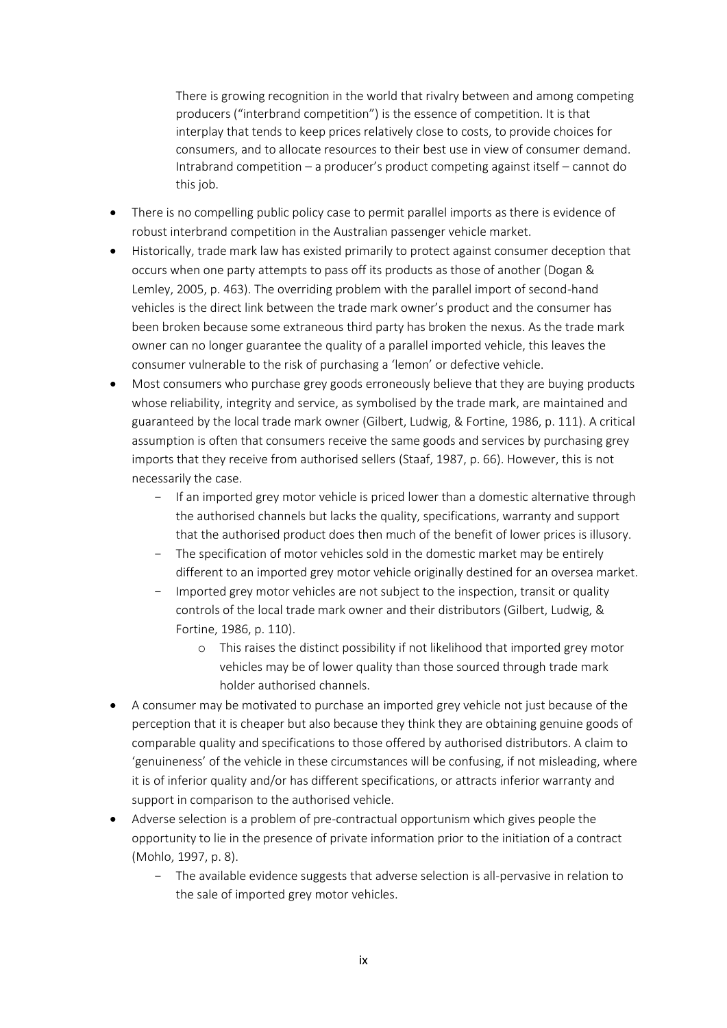> There is growing recognition in the world that rivalry between and among competing producers ("interbrand competition") is the essence of competition. It is that interplay that tends to keep prices relatively close to costs, to provide choices for consumers, and to allocate resources to their best use in view of consumer demand. Intrabrand competition – a producer's product competing against itself – cannot do this job.

- There is no compelling public policy case to permit parallel imports as there is evidence of robust interbrand competition in the Australian passenger vehicle market.
- Historically, trade mark law has existed primarily to protect against consumer deception that occurs when one party attempts to pass off its products as those of another (Dogan & Lemley, 2005, p. 463). The overriding problem with the parallel import of second-hand vehicles is the direct link between the trade mark owner's product and the consumer has been broken because some extraneous third party has broken the nexus. As the trade mark owner can no longer guarantee the quality of a parallel imported vehicle, this leaves the consumer vulnerable to the risk of purchasing a 'lemon' or defective vehicle.
- Most consumers who purchase grey goods erroneously believe that they are buying products whose reliability, integrity and service, as symbolised by the trade mark, are maintained and guaranteed by the local trade mark owner (Gilbert, Ludwig, & Fortine, 1986, p. 111). A critical assumption is often that consumers receive the same goods and services by purchasing grey imports that they receive from authorised sellers (Staaf, 1987, p. 66). However, this is not necessarily the case.
  - If an imported grey motor vehicle is priced lower than a domestic alternative through the authorised channels but lacks the quality, specifications, warranty and support that the authorised product does then much of the benefit of lower prices is illusory.
  - The specification of motor vehicles sold in the domestic market may be entirely different to an imported grey motor vehicle originally destined for an oversea market.
  - Imported grey motor vehicles are not subject to the inspection, transit or quality controls of the local trade mark owner and their distributors (Gilbert, Ludwig, & Fortine, 1986, p. 110).
    - This raises the distinct possibility if not likelihood that imported grey motor vehicles may be of lower quality than those sourced through trade mark holder authorised channels.
- A consumer may be motivated to purchase an imported grey vehicle not just because of the perception that it is cheaper but also because they think they are obtaining genuine goods of comparable quality and specifications to those offered by authorised distributors. A claim to 'genuineness' of the vehicle in these circumstances will be confusing, if not misleading, where it is of inferior quality and/or has different specifications, or attracts inferior warranty and support in comparison to the authorised vehicle.
- Adverse selection is a problem of pre-contractual opportunism which gives people the opportunity to lie in the presence of private information prior to the initiation of a contract (Mohlo, 1997, p. 8).
  - The available evidence suggests that adverse selection is all-pervasive in relation to the sale of imported grey motor vehicles.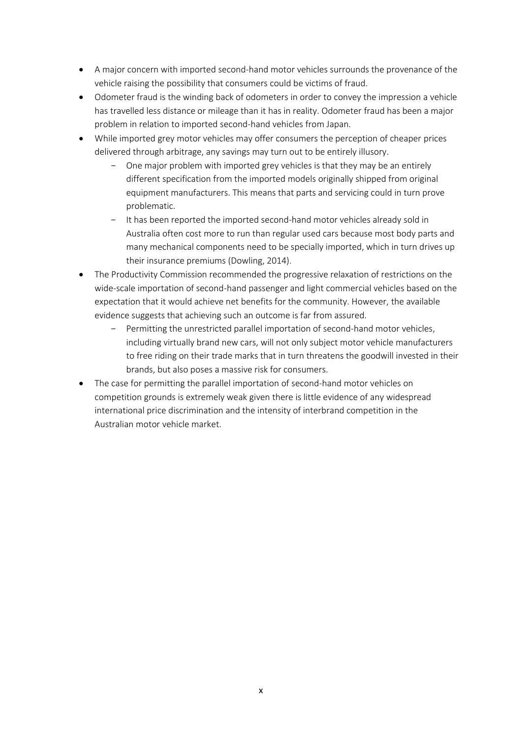- A major concern with imported second-hand motor vehicles surrounds the provenance of the vehicle raising the possibility that consumers could be victims of fraud.
- Odometer fraud is the winding back of odometers in order to convey the impression a vehicle has travelled less distance or mileage than it has in reality. Odometer fraud has been a major problem in relation to imported second-hand vehicles from Japan.
- While imported grey motor vehicles may offer consumers the perception of cheaper prices delivered through arbitrage, any savings may turn out to be entirely illusory.
  - One major problem with imported grey vehicles is that they may be an entirely different specification from the imported models originally shipped from original equipment manufacturers. This means that parts and servicing could in turn prove problematic.
  - It has been reported the imported second-hand motor vehicles already sold in Australia often cost more to run than regular used cars because most body parts and many mechanical components need to be specially imported, which in turn drives up their insurance premiums (Dowling, 2014).
- The Productivity Commission recommended the progressive relaxation of restrictions on the wide-scale importation of second-hand passenger and light commercial vehicles based on the expectation that it would achieve net benefits for the community. However, the available evidence suggests that achieving such an outcome is far from assured.
  - Permitting the unrestricted parallel importation of second-hand motor vehicles, including virtually brand new cars, will not only subject motor vehicle manufacturers to free riding on their trade marks that in turn threatens the goodwill invested in their brands, but also poses a massive risk for consumers.
- The case for permitting the parallel importation of second-hand motor vehicles on competition grounds is extremely weak given there is little evidence of any widespread international price discrimination and the intensity of interbrand competition in the Australian motor vehicle market.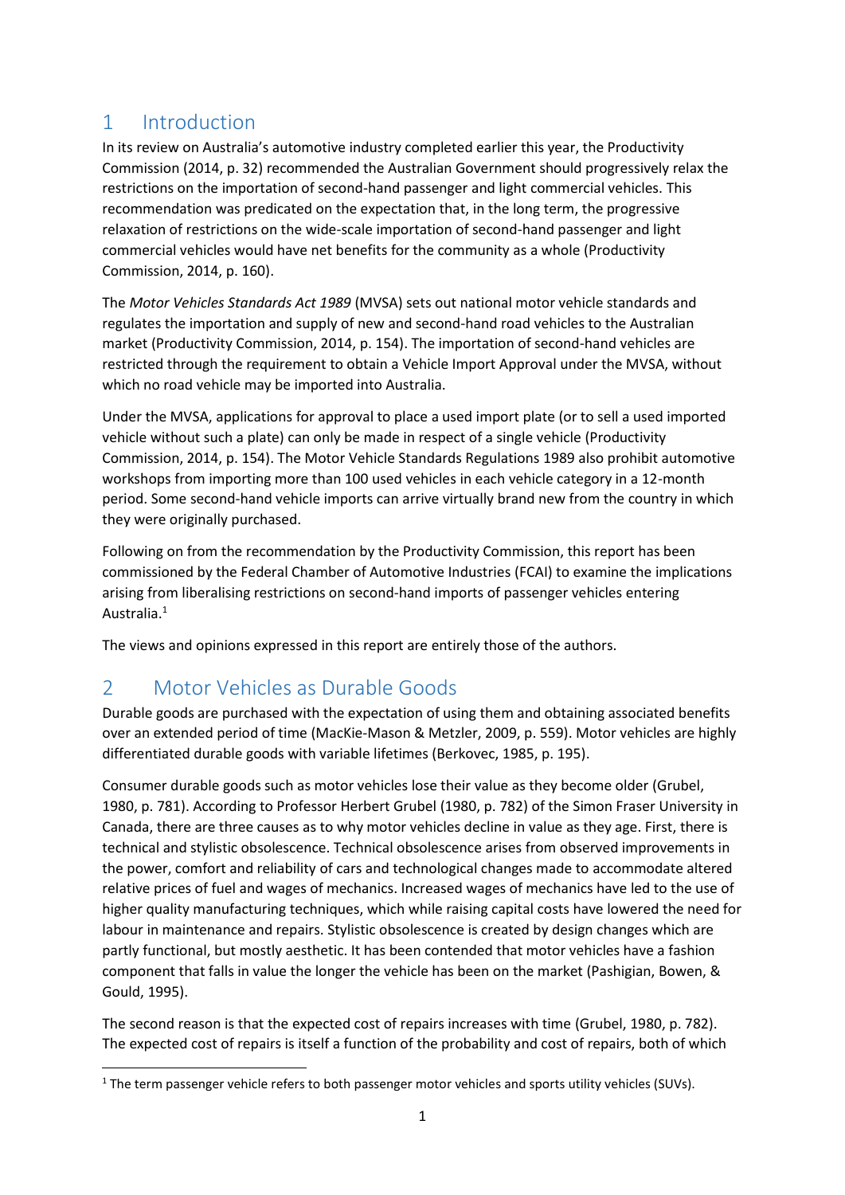# 1 Introduction

In its review on Australia's automotive industry completed earlier this year, the Productivity Commission (2014, p. 32) recommended the Australian Government should progressively relax the restrictions on the importation of second-hand passenger and light commercial vehicles. This recommendation was predicated on the expectation that, in the long term, the progressive relaxation of restrictions on the wide-scale importation of second-hand passenger and light commercial vehicles would have net benefits for the community as a whole (Productivity Commission, 2014, p. 160).

The *Motor Vehicles Standards Act 1989* (MVSA) sets out national motor vehicle standards and regulates the importation and supply of new and second-hand road vehicles to the Australian market (Productivity Commission, 2014, p. 154). The importation of second-hand vehicles are restricted through the requirement to obtain a Vehicle Import Approval under the MVSA, without which no road vehicle may be imported into Australia.

Under the MVSA, applications for approval to place a used import plate (or to sell a used imported vehicle without such a plate) can only be made in respect of a single vehicle (Productivity Commission, 2014, p. 154). The Motor Vehicle Standards Regulations 1989 also prohibit automotive workshops from importing more than 100 used vehicles in each vehicle category in a 12-month period. Some second-hand vehicle imports can arrive virtually brand new from the country in which they were originally purchased.

Following on from the recommendation by the Productivity Commission, this report has been commissioned by the Federal Chamber of Automotive Industries (FCAI) to examine the implications arising from liberalising restrictions on second-hand imports of passenger vehicles entering Australia.[1]

The views and opinions expressed in this report are entirely those of the authors.

# 2 Motor Vehicles as Durable Goods

Durable goods are purchased with the expectation of using them and obtaining associated benefits over an extended period of time (MacKie-Mason & Metzler, 2009, p. 559). Motor vehicles are highly differentiated durable goods with variable lifetimes (Berkovec, 1985, p. 195).

Consumer durable goods such as motor vehicles lose their value as they become older (Grubel, 1980, p. 781). According to Professor Herbert Grubel (1980, p. 782) of the Simon Fraser University in Canada, there are three causes as to why motor vehicles decline in value as they age. First, there is technical and stylistic obsolescence. Technical obsolescence arises from observed improvements in the power, comfort and reliability of cars and technological changes made to accommodate altered relative prices of fuel and wages of mechanics. Increased wages of mechanics have led to the use of higher quality manufacturing techniques, which while raising capital costs have lowered the need for labour in maintenance and repairs. Stylistic obsolescence is created by design changes which are partly functional, but mostly aesthetic. It has been contended that motor vehicles have a fashion component that falls in value the longer the vehicle has been on the market (Pashigian, Bowen, & Gould, 1995).

The second reason is that the expected cost of repairs increases with time (Grubel, 1980, p. 782). The expected cost of repairs is itself a function of the probability and cost of repairs, both of which

[1] The term passenger vehicle refers to both passenger motor vehicles and sports utility vehicles (SUVs).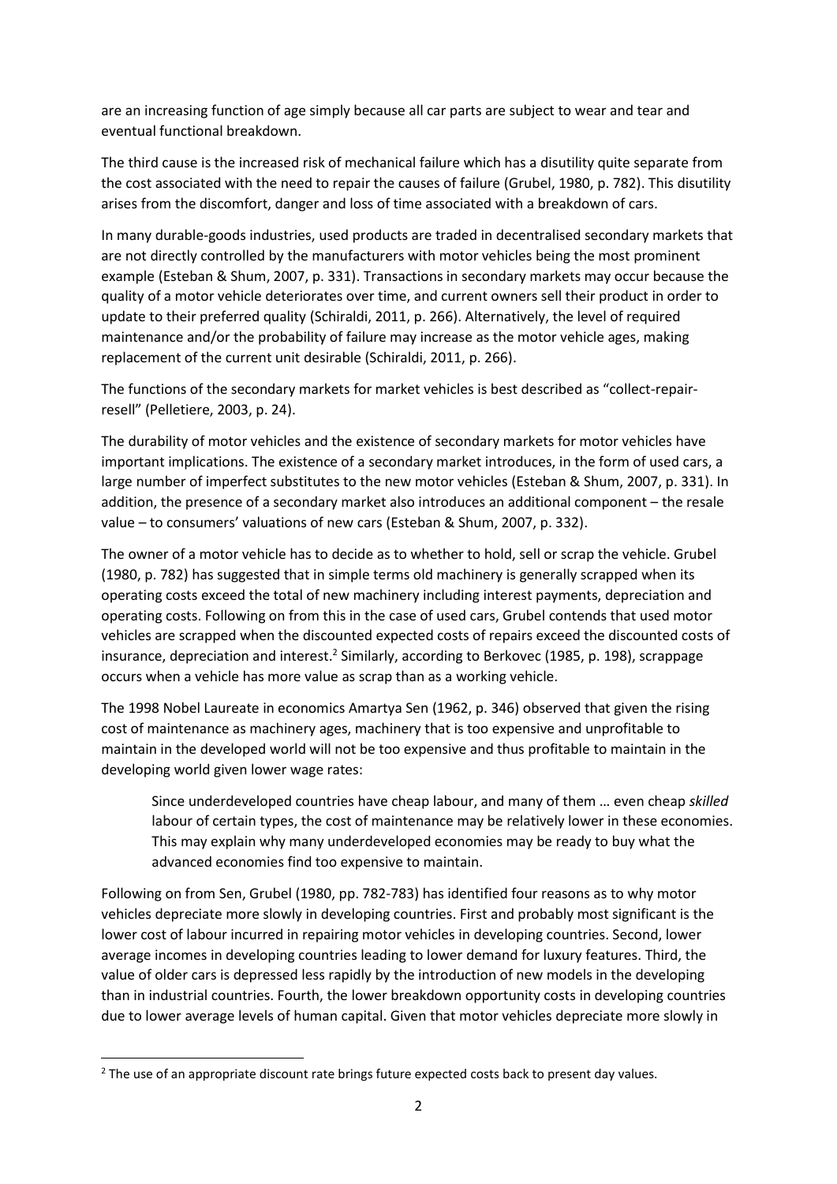are an increasing function of age simply because all car parts are subject to wear and tear and eventual functional breakdown.

The third cause is the increased risk of mechanical failure which has a disutility quite separate from the cost associated with the need to repair the causes of failure (Grubel, 1980, p. 782). This disutility arises from the discomfort, danger and loss of time associated with a breakdown of cars.

In many durable-goods industries, used products are traded in decentralised secondary markets that are not directly controlled by the manufacturers with motor vehicles being the most prominent example (Esteban & Shum, 2007, p. 331). Transactions in secondary markets may occur because the quality of a motor vehicle deteriorates over time, and current owners sell their product in order to update to their preferred quality (Schiraldi, 2011, p. 266). Alternatively, the level of required maintenance and/or the probability of failure may increase as the motor vehicle ages, making replacement of the current unit desirable (Schiraldi, 2011, p. 266).

The functions of the secondary markets for market vehicles is best described as "collect-repair-resell" (Pelletiere, 2003, p. 24).

The durability of motor vehicles and the existence of secondary markets for motor vehicles have important implications. The existence of a secondary market introduces, in the form of used cars, a large number of imperfect substitutes to the new motor vehicles (Esteban & Shum, 2007, p. 331). In addition, the presence of a secondary market also introduces an additional component – the resale value – to consumers' valuations of new cars (Esteban & Shum, 2007, p. 332).

The owner of a motor vehicle has to decide as to whether to hold, sell or scrap the vehicle. Grubel (1980, p. 782) has suggested that in simple terms old machinery is generally scrapped when its operating costs exceed the total of new machinery including interest payments, depreciation and operating costs. Following on from this in the case of used cars, Grubel contends that used motor vehicles are scrapped when the discounted expected costs of repairs exceed the discounted costs of insurance, depreciation and interest.[2] Similarly, according to Berkovec (1985, p. 198), scrappage occurs when a vehicle has more value as scrap than as a working vehicle.

The 1998 Nobel Laureate in economics Amartya Sen (1962, p. 346) observed that given the rising cost of maintenance as machinery ages, machinery that is too expensive and unprofitable to maintain in the developed world will not be too expensive and thus profitable to maintain in the developing world given lower wage rates:

> Since underdeveloped countries have cheap labour, and many of them … even cheap *skilled* labour of certain types, the cost of maintenance may be relatively lower in these economies. This may explain why many underdeveloped economies may be ready to buy what the advanced economies find too expensive to maintain.

Following on from Sen, Grubel (1980, pp. 782-783) has identified four reasons as to why motor vehicles depreciate more slowly in developing countries. First and probably most significant is the lower cost of labour incurred in repairing motor vehicles in developing countries. Second, lower average incomes in developing countries leading to lower demand for luxury features. Third, the value of older cars is depressed less rapidly by the introduction of new models in the developing than in industrial countries. Fourth, the lower breakdown opportunity costs in developing countries due to lower average levels of human capital. Given that motor vehicles depreciate more slowly in

[2] The use of an appropriate discount rate brings future expected costs back to present day values.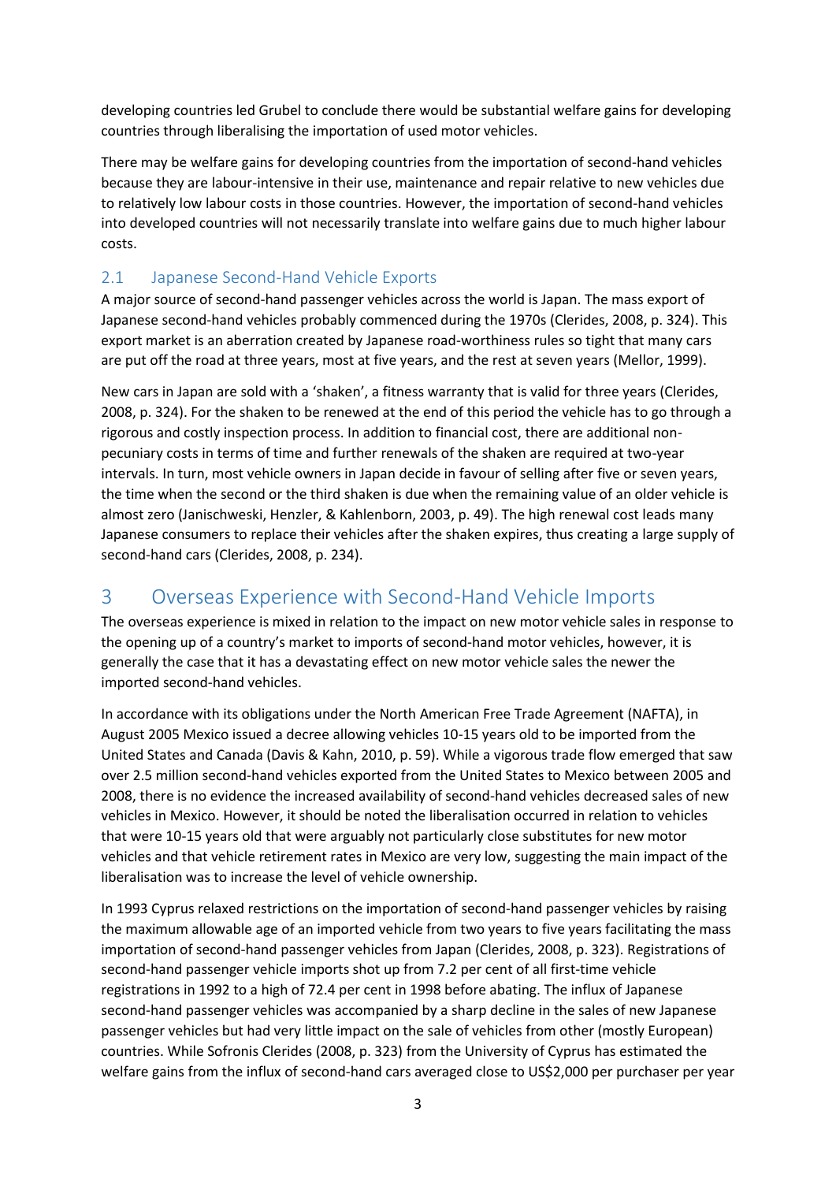developing countries led Grubel to conclude there would be substantial welfare gains for developing countries through liberalising the importation of used motor vehicles.

There may be welfare gains for developing countries from the importation of second-hand vehicles because they are labour-intensive in their use, maintenance and repair relative to new vehicles due to relatively low labour costs in those countries. However, the importation of second-hand vehicles into developed countries will not necessarily translate into welfare gains due to much higher labour costs.

## 2.1 Japanese Second-Hand Vehicle Exports

A major source of second-hand passenger vehicles across the world is Japan. The mass export of Japanese second-hand vehicles probably commenced during the 1970s (Clerides, 2008, p. 324). This export market is an aberration created by Japanese road-worthiness rules so tight that many cars are put off the road at three years, most at five years, and the rest at seven years (Mellor, 1999).

New cars in Japan are sold with a 'shaken', a fitness warranty that is valid for three years (Clerides, 2008, p. 324). For the shaken to be renewed at the end of this period the vehicle has to go through a rigorous and costly inspection process. In addition to financial cost, there are additional non-pecuniary costs in terms of time and further renewals of the shaken are required at two-year intervals. In turn, most vehicle owners in Japan decide in favour of selling after five or seven years, the time when the second or the third shaken is due when the remaining value of an older vehicle is almost zero (Janischweski, Henzler, & Kahlenborn, 2003, p. 49). The high renewal cost leads many Japanese consumers to replace their vehicles after the shaken expires, thus creating a large supply of second-hand cars (Clerides, 2008, p. 234).

# 3 Overseas Experience with Second-Hand Vehicle Imports

The overseas experience is mixed in relation to the impact on new motor vehicle sales in response to the opening up of a country's market to imports of second-hand motor vehicles, however, it is generally the case that it has a devastating effect on new motor vehicle sales the newer the imported second-hand vehicles.

In accordance with its obligations under the North American Free Trade Agreement (NAFTA), in August 2005 Mexico issued a decree allowing vehicles 10-15 years old to be imported from the United States and Canada (Davis & Kahn, 2010, p. 59). While a vigorous trade flow emerged that saw over 2.5 million second-hand vehicles exported from the United States to Mexico between 2005 and 2008, there is no evidence the increased availability of second-hand vehicles decreased sales of new vehicles in Mexico. However, it should be noted the liberalisation occurred in relation to vehicles that were 10-15 years old that were arguably not particularly close substitutes for new motor vehicles and that vehicle retirement rates in Mexico are very low, suggesting the main impact of the liberalisation was to increase the level of vehicle ownership.

In 1993 Cyprus relaxed restrictions on the importation of second-hand passenger vehicles by raising the maximum allowable age of an imported vehicle from two years to five years facilitating the mass importation of second-hand passenger vehicles from Japan (Clerides, 2008, p. 323). Registrations of second-hand passenger vehicle imports shot up from 7.2 per cent of all first-time vehicle registrations in 1992 to a high of 72.4 per cent in 1998 before abating. The influx of Japanese second-hand passenger vehicles was accompanied by a sharp decline in the sales of new Japanese passenger vehicles but had very little impact on the sale of vehicles from other (mostly European) countries. While Sofronis Clerides (2008, p. 323) from the University of Cyprus has estimated the welfare gains from the influx of second-hand cars averaged close to US$2,000 per purchaser per year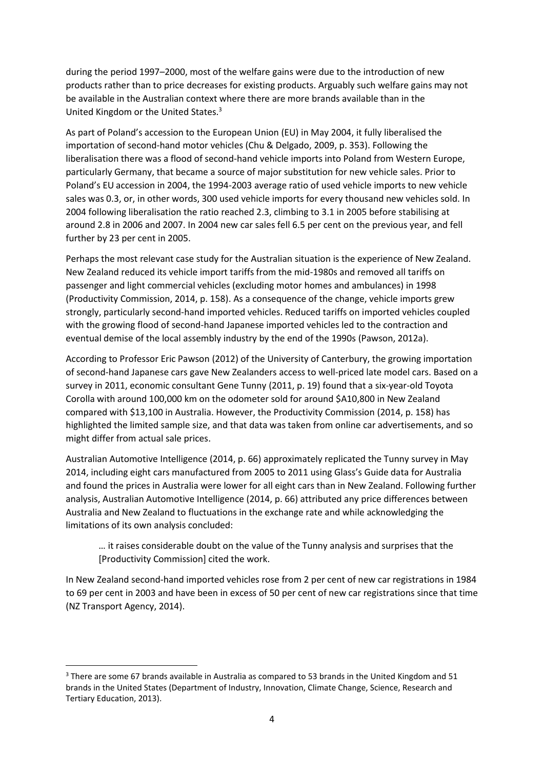during the period 1997–2000, most of the welfare gains were due to the introduction of new products rather than to price decreases for existing products. Arguably such welfare gains may not be available in the Australian context where there are more brands available than in the United Kingdom or the United States.[3]

As part of Poland's accession to the European Union (EU) in May 2004, it fully liberalised the importation of second-hand motor vehicles (Chu & Delgado, 2009, p. 353). Following the liberalisation there was a flood of second-hand vehicle imports into Poland from Western Europe, particularly Germany, that became a source of major substitution for new vehicle sales. Prior to Poland's EU accession in 2004, the 1994-2003 average ratio of used vehicle imports to new vehicle sales was 0.3, or, in other words, 300 used vehicle imports for every thousand new vehicles sold. In 2004 following liberalisation the ratio reached 2.3, climbing to 3.1 in 2005 before stabilising at around 2.8 in 2006 and 2007. In 2004 new car sales fell 6.5 per cent on the previous year, and fell further by 23 per cent in 2005.

Perhaps the most relevant case study for the Australian situation is the experience of New Zealand. New Zealand reduced its vehicle import tariffs from the mid-1980s and removed all tariffs on passenger and light commercial vehicles (excluding motor homes and ambulances) in 1998 (Productivity Commission, 2014, p. 158). As a consequence of the change, vehicle imports grew strongly, particularly second-hand imported vehicles. Reduced tariffs on imported vehicles coupled with the growing flood of second-hand Japanese imported vehicles led to the contraction and eventual demise of the local assembly industry by the end of the 1990s (Pawson, 2012a).

According to Professor Eric Pawson (2012) of the University of Canterbury, the growing importation of second-hand Japanese cars gave New Zealanders access to well-priced late model cars. Based on a survey in 2011, economic consultant Gene Tunny (2011, p. 19) found that a six-year-old Toyota Corolla with around 100,000 km on the odometer sold for around $A10,800 in New Zealand compared with $13,100 in Australia. However, the Productivity Commission (2014, p. 158) has highlighted the limited sample size, and that data was taken from online car advertisements, and so might differ from actual sale prices.

Australian Automotive Intelligence (2014, p. 66) approximately replicated the Tunny survey in May 2014, including eight cars manufactured from 2005 to 2011 using Glass's Guide data for Australia and found the prices in Australia were lower for all eight cars than in New Zealand. Following further analysis, Australian Automotive Intelligence (2014, p. 66) attributed any price differences between Australia and New Zealand to fluctuations in the exchange rate and while acknowledging the limitations of its own analysis concluded:

> … it raises considerable doubt on the value of the Tunny analysis and surprises that the [Productivity Commission] cited the work.

In New Zealand second-hand imported vehicles rose from 2 per cent of new car registrations in 1984 to 69 per cent in 2003 and have been in excess of 50 per cent of new car registrations since that time (NZ Transport Agency, 2014).

---

[3] There are some 67 brands available in Australia as compared to 53 brands in the United Kingdom and 51 brands in the United States (Department of Industry, Innovation, Climate Change, Science, Research and Tertiary Education, 2013).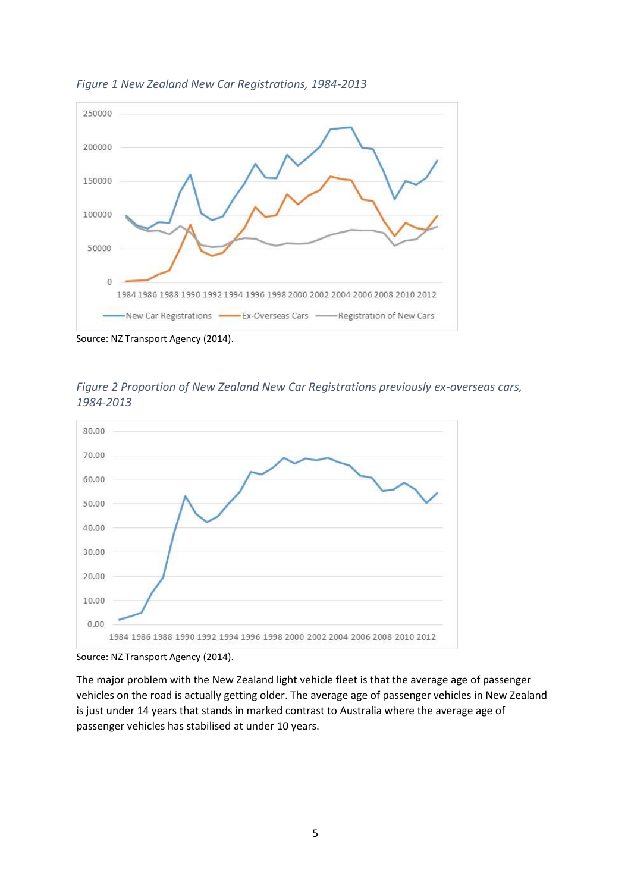*Figure 1 New Zealand New Car Registrations, 1984-2013*

Source: NZ Transport Agency (2014).

*Figure 2 Proportion of New Zealand New Car Registrations previously ex-overseas cars, 1984-2013*

Source: NZ Transport Agency (2014).

The major problem with the New Zealand light vehicle fleet is that the average age of passenger vehicles on the road is actually getting older. The average age of passenger vehicles in New Zealand is just under 14 years that stands in marked contrast to Australia where the average age of passenger vehicles has stabilised at under 10 years.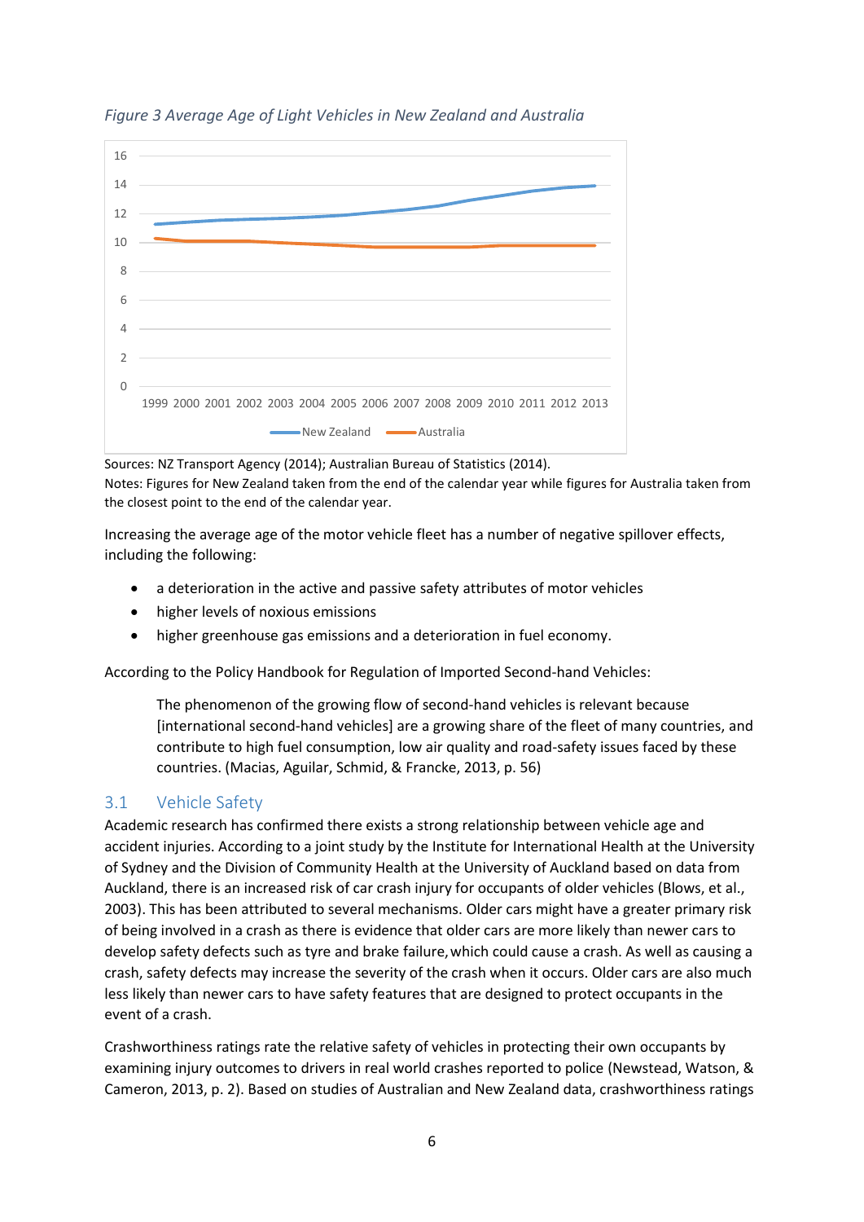*Figure 3 Average Age of Light Vehicles in New Zealand and Australia*

16
14
12
10
8
6
4
2
0

1999 2000 2001 2002 2003 2004 2005 2006 2007 2008 2009 2010 2011 2012 2013

New Zealand
Australia

Sources: NZ Transport Agency (2014); Australian Bureau of Statistics (2014).
Notes: Figures for New Zealand taken from the end of the calendar year while figures for Australia taken from the closest point to the end of the calendar year.

Increasing the average age of the motor vehicle fleet has a number of negative spillover effects, including the following:

- a deterioration in the active and passive safety attributes of motor vehicles
- higher levels of noxious emissions
- higher greenhouse gas emissions and a deterioration in fuel economy.

According to the Policy Handbook for Regulation of Imported Second-hand Vehicles:

> The phenomenon of the growing flow of second-hand vehicles is relevant because [international second-hand vehicles] are a growing share of the fleet of many countries, and contribute to high fuel consumption, low air quality and road-safety issues faced by these countries. (Macias, Aguilar, Schmid, & Francke, 2013, p. 56)

## 3.1 Vehicle Safety

Academic research has confirmed there exists a strong relationship between vehicle age and accident injuries. According to a joint study by the Institute for International Health at the University of Sydney and the Division of Community Health at the University of Auckland based on data from Auckland, there is an increased risk of car crash injury for occupants of older vehicles (Blows, et al., 2003). This has been attributed to several mechanisms. Older cars might have a greater primary risk of being involved in a crash as there is evidence that older cars are more likely than newer cars to develop safety defects such as tyre and brake failure, which could cause a crash. As well as causing a crash, safety defects may increase the severity of the crash when it occurs. Older cars are also much less likely than newer cars to have safety features that are designed to protect occupants in the event of a crash.

Crashworthiness ratings rate the relative safety of vehicles in protecting their own occupants by examining injury outcomes to drivers in real world crashes reported to police (Newstead, Watson, & Cameron, 2013, p. 2). Based on studies of Australian and New Zealand data, crashworthiness ratings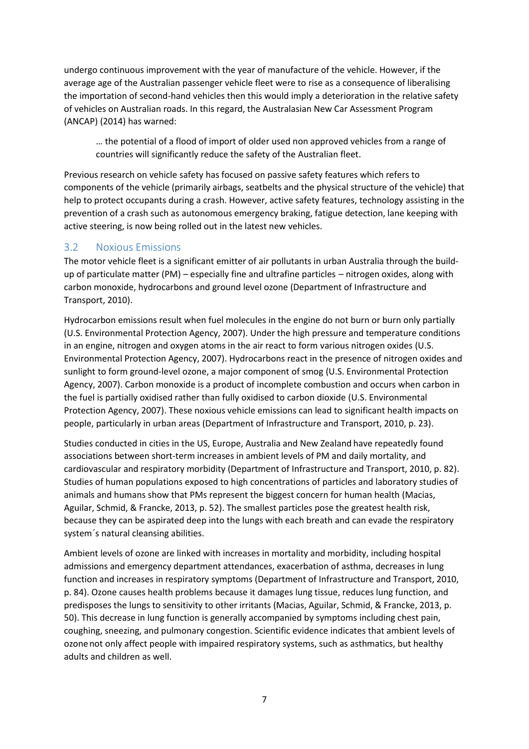undergo continuous improvement with the year of manufacture of the vehicle. However, if the average age of the Australian passenger vehicle fleet were to rise as a consequence of liberalising the importation of second-hand vehicles then this would imply a deterioration in the relative safety of vehicles on Australian roads. In this regard, the Australasian New Car Assessment Program (ANCAP) (2014) has warned:

> … the potential of a flood of import of older used non approved vehicles from a range of countries will significantly reduce the safety of the Australian fleet.

Previous research on vehicle safety has focused on passive safety features which refers to components of the vehicle (primarily airbags, seatbelts and the physical structure of the vehicle) that help to protect occupants during a crash. However, active safety features, technology assisting in the prevention of a crash such as autonomous emergency braking, fatigue detection, lane keeping with active steering, is now being rolled out in the latest new vehicles.

## 3.2 Noxious Emissions

The motor vehicle fleet is a significant emitter of air pollutants in urban Australia through the build-up of particulate matter (PM) – especially fine and ultrafine particles – nitrogen oxides, along with carbon monoxide, hydrocarbons and ground level ozone (Department of Infrastructure and Transport, 2010).

Hydrocarbon emissions result when fuel molecules in the engine do not burn or burn only partially (U.S. Environmental Protection Agency, 2007). Under the high pressure and temperature conditions in an engine, nitrogen and oxygen atoms in the air react to form various nitrogen oxides (U.S. Environmental Protection Agency, 2007). Hydrocarbons react in the presence of nitrogen oxides and sunlight to form ground-level ozone, a major component of smog (U.S. Environmental Protection Agency, 2007). Carbon monoxide is a product of incomplete combustion and occurs when carbon in the fuel is partially oxidised rather than fully oxidised to carbon dioxide (U.S. Environmental Protection Agency, 2007). These noxious vehicle emissions can lead to significant health impacts on people, particularly in urban areas (Department of Infrastructure and Transport, 2010, p. 23).

Studies conducted in cities in the US, Europe, Australia and New Zealand have repeatedly found associations between short-term increases in ambient levels of PM and daily mortality, and cardiovascular and respiratory morbidity (Department of Infrastructure and Transport, 2010, p. 82). Studies of human populations exposed to high concentrations of particles and laboratory studies of animals and humans show that PMs represent the biggest concern for human health (Macias, Aguilar, Schmid, & Francke, 2013, p. 52). The smallest particles pose the greatest health risk, because they can be aspirated deep into the lungs with each breath and can evade the respiratory system´s natural cleansing abilities.

Ambient levels of ozone are linked with increases in mortality and morbidity, including hospital admissions and emergency department attendances, exacerbation of asthma, decreases in lung function and increases in respiratory symptoms (Department of Infrastructure and Transport, 2010, p. 84). Ozone causes health problems because it damages lung tissue, reduces lung function, and predisposes the lungs to sensitivity to other irritants (Macias, Aguilar, Schmid, & Francke, 2013, p. 50). This decrease in lung function is generally accompanied by symptoms including chest pain, coughing, sneezing, and pulmonary congestion. Scientific evidence indicates that ambient levels of ozone not only affect people with impaired respiratory systems, such as asthmatics, but healthy adults and children as well.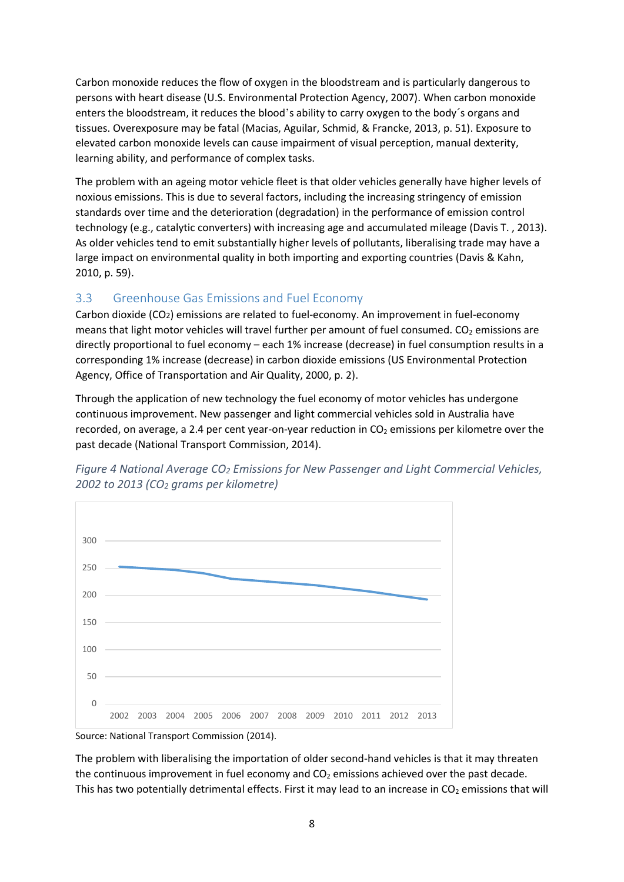Carbon monoxide reduces the flow of oxygen in the bloodstream and is particularly dangerous to persons with heart disease (U.S. Environmental Protection Agency, 2007). When carbon monoxide enters the bloodstream, it reduces the blood's ability to carry oxygen to the body´s organs and tissues. Overexposure may be fatal (Macias, Aguilar, Schmid, & Francke, 2013, p. 51). Exposure to elevated carbon monoxide levels can cause impairment of visual perception, manual dexterity, learning ability, and performance of complex tasks.

The problem with an ageing motor vehicle fleet is that older vehicles generally have higher levels of noxious emissions. This is due to several factors, including the increasing stringency of emission standards over time and the deterioration (degradation) in the performance of emission control technology (e.g., catalytic converters) with increasing age and accumulated mileage (Davis T. , 2013). As older vehicles tend to emit substantially higher levels of pollutants, liberalising trade may have a large impact on environmental quality in both importing and exporting countries (Davis & Kahn, 2010, p. 59).

## 3.3 Greenhouse Gas Emissions and Fuel Economy

Carbon dioxide ($CO_2$) emissions are related to fuel-economy. An improvement in fuel-economy means that light motor vehicles will travel further per amount of fuel consumed. $CO_2$ emissions are directly proportional to fuel economy – each 1% increase (decrease) in fuel consumption results in a corresponding 1% increase (decrease) in carbon dioxide emissions (US Environmental Protection Agency, Office of Transportation and Air Quality, 2000, p. 2).

Through the application of new technology the fuel economy of motor vehicles has undergone continuous improvement. New passenger and light commercial vehicles sold in Australia have recorded, on average, a 2.4 per cent year-on-year reduction in $CO_2$ emissions per kilometre over the past decade (National Transport Commission, 2014).

*Figure 4 National Average $CO_2$ Emissions for New Passenger and Light Commercial Vehicles, 2002 to 2013 ($CO_2$ grams per kilometre)*

300
250
200
150
100
50
0

2002 2003 2004 2005 2006 2007 2008 2009 2010 2011 2012 2013

Source: National Transport Commission (2014).

The problem with liberalising the importation of older second-hand vehicles is that it may threaten the continuous improvement in fuel economy and $CO_2$ emissions achieved over the past decade. This has two potentially detrimental effects. First it may lead to an increase in $CO_2$ emissions that will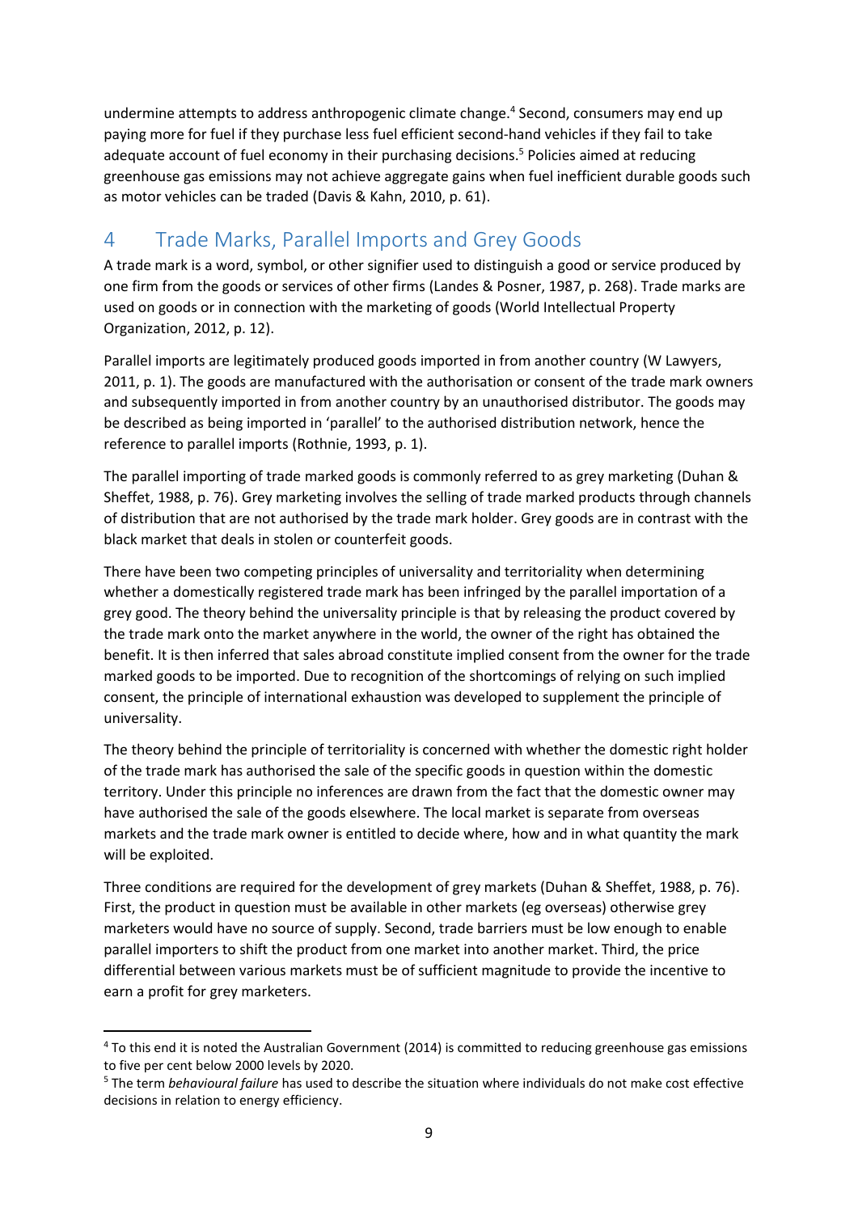undermine attempts to address anthropogenic climate change.[4] Second, consumers may end up paying more for fuel if they purchase less fuel efficient second-hand vehicles if they fail to take adequate account of fuel economy in their purchasing decisions.[5] Policies aimed at reducing greenhouse gas emissions may not achieve aggregate gains when fuel inefficient durable goods such as motor vehicles can be traded (Davis & Kahn, 2010, p. 61).

# 4 Trade Marks, Parallel Imports and Grey Goods

A trade mark is a word, symbol, or other signifier used to distinguish a good or service produced by one firm from the goods or services of other firms (Landes & Posner, 1987, p. 268). Trade marks are used on goods or in connection with the marketing of goods (World Intellectual Property Organization, 2012, p. 12).

Parallel imports are legitimately produced goods imported in from another country (W Lawyers, 2011, p. 1). The goods are manufactured with the authorisation or consent of the trade mark owners and subsequently imported in from another country by an unauthorised distributor. The goods may be described as being imported in 'parallel' to the authorised distribution network, hence the reference to parallel imports (Rothnie, 1993, p. 1).

The parallel importing of trade marked goods is commonly referred to as grey marketing (Duhan & Sheffet, 1988, p. 76). Grey marketing involves the selling of trade marked products through channels of distribution that are not authorised by the trade mark holder. Grey goods are in contrast with the black market that deals in stolen or counterfeit goods.

There have been two competing principles of universality and territoriality when determining whether a domestically registered trade mark has been infringed by the parallel importation of a grey good. The theory behind the universality principle is that by releasing the product covered by the trade mark onto the market anywhere in the world, the owner of the right has obtained the benefit. It is then inferred that sales abroad constitute implied consent from the owner for the trade marked goods to be imported. Due to recognition of the shortcomings of relying on such implied consent, the principle of international exhaustion was developed to supplement the principle of universality.

The theory behind the principle of territoriality is concerned with whether the domestic right holder of the trade mark has authorised the sale of the specific goods in question within the domestic territory. Under this principle no inferences are drawn from the fact that the domestic owner may have authorised the sale of the goods elsewhere. The local market is separate from overseas markets and the trade mark owner is entitled to decide where, how and in what quantity the mark will be exploited.

Three conditions are required for the development of grey markets (Duhan & Sheffet, 1988, p. 76). First, the product in question must be available in other markets (eg overseas) otherwise grey marketers would have no source of supply. Second, trade barriers must be low enough to enable parallel importers to shift the product from one market into another market. Third, the price differential between various markets must be of sufficient magnitude to provide the incentive to earn a profit for grey marketers.

---

[4] To this end it is noted the Australian Government (2014) is committed to reducing greenhouse gas emissions to five per cent below 2000 levels by 2020.

[5] The term *behavioural failure* has used to describe the situation where individuals do not make cost effective decisions in relation to energy efficiency.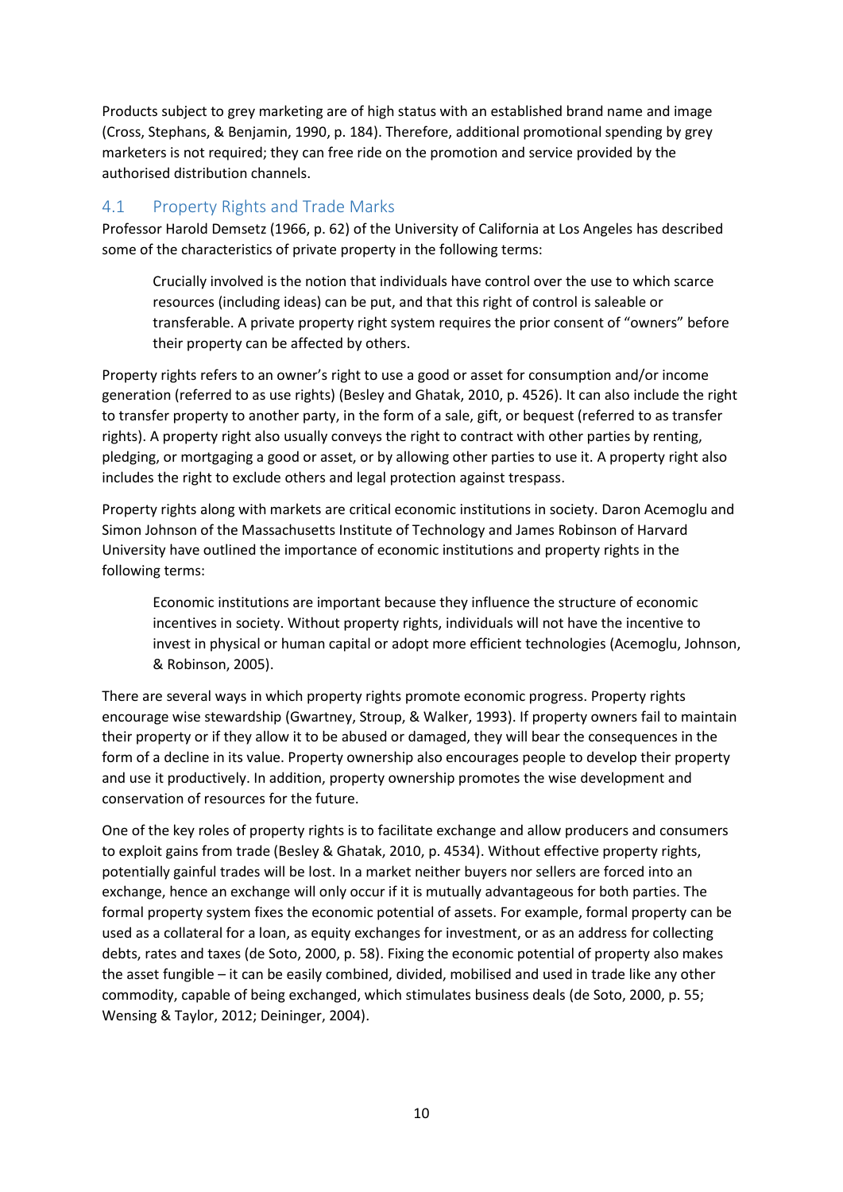Products subject to grey marketing are of high status with an established brand name and image (Cross, Stephans, & Benjamin, 1990, p. 184). Therefore, additional promotional spending by grey marketers is not required; they can free ride on the promotion and service provided by the authorised distribution channels.

## 4.1 Property Rights and Trade Marks

Professor Harold Demsetz (1966, p. 62) of the University of California at Los Angeles has described some of the characteristics of private property in the following terms:

> Crucially involved is the notion that individuals have control over the use to which scarce resources (including ideas) can be put, and that this right of control is saleable or transferable. A private property right system requires the prior consent of "owners" before their property can be affected by others.

Property rights refers to an owner's right to use a good or asset for consumption and/or income generation (referred to as use rights) (Besley and Ghatak, 2010, p. 4526). It can also include the right to transfer property to another party, in the form of a sale, gift, or bequest (referred to as transfer rights). A property right also usually conveys the right to contract with other parties by renting, pledging, or mortgaging a good or asset, or by allowing other parties to use it. A property right also includes the right to exclude others and legal protection against trespass.

Property rights along with markets are critical economic institutions in society. Daron Acemoglu and Simon Johnson of the Massachusetts Institute of Technology and James Robinson of Harvard University have outlined the importance of economic institutions and property rights in the following terms:

> Economic institutions are important because they influence the structure of economic incentives in society. Without property rights, individuals will not have the incentive to invest in physical or human capital or adopt more efficient technologies (Acemoglu, Johnson, & Robinson, 2005).

There are several ways in which property rights promote economic progress. Property rights encourage wise stewardship (Gwartney, Stroup, & Walker, 1993). If property owners fail to maintain their property or if they allow it to be abused or damaged, they will bear the consequences in the form of a decline in its value. Property ownership also encourages people to develop their property and use it productively. In addition, property ownership promotes the wise development and conservation of resources for the future.

One of the key roles of property rights is to facilitate exchange and allow producers and consumers to exploit gains from trade (Besley & Ghatak, 2010, p. 4534). Without effective property rights, potentially gainful trades will be lost. In a market neither buyers nor sellers are forced into an exchange, hence an exchange will only occur if it is mutually advantageous for both parties. The formal property system fixes the economic potential of assets. For example, formal property can be used as a collateral for a loan, as equity exchanges for investment, or as an address for collecting debts, rates and taxes (de Soto, 2000, p. 58). Fixing the economic potential of property also makes the asset fungible – it can be easily combined, divided, mobilised and used in trade like any other commodity, capable of being exchanged, which stimulates business deals (de Soto, 2000, p. 55; Wensing & Taylor, 2012; Deininger, 2004).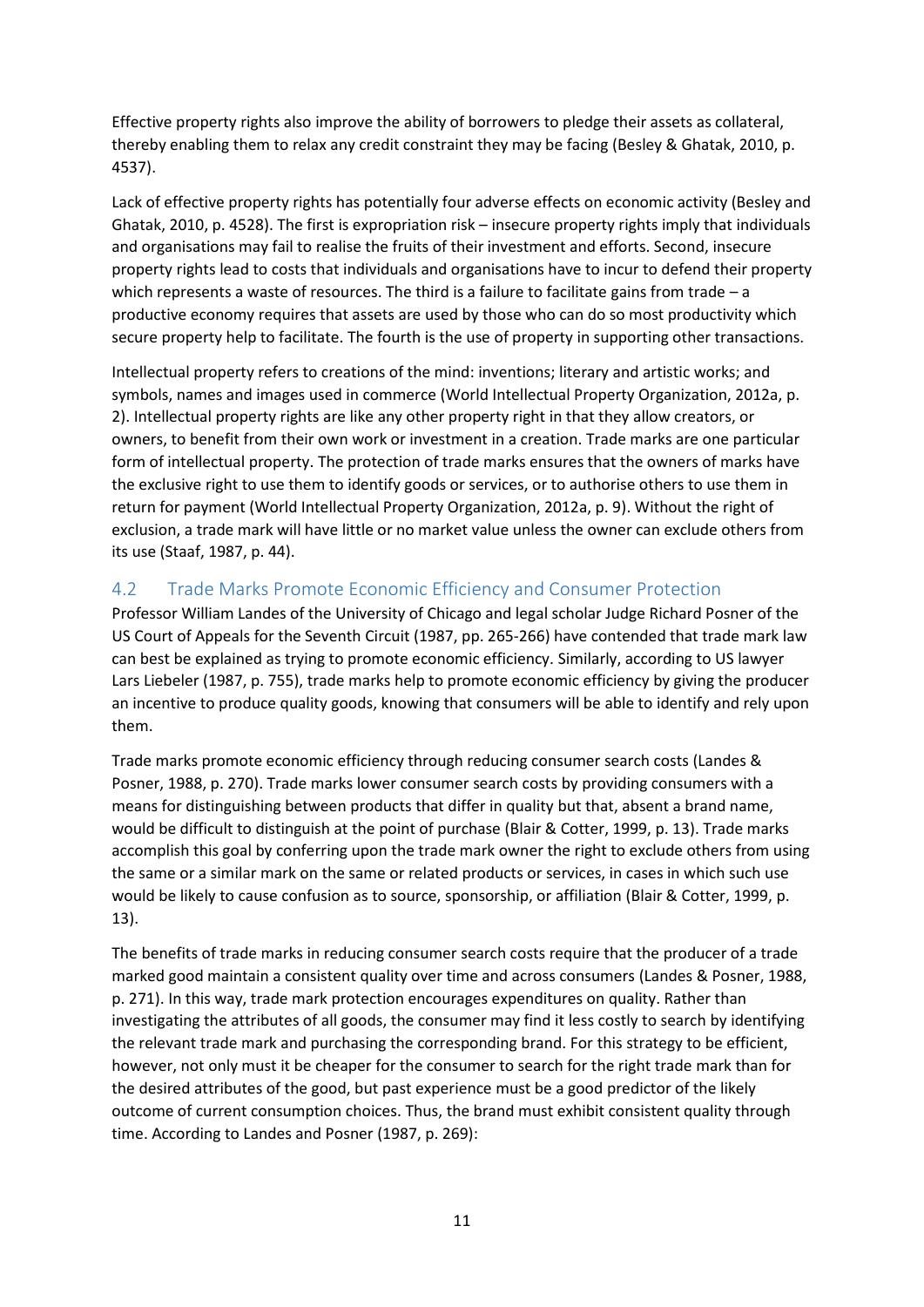Effective property rights also improve the ability of borrowers to pledge their assets as collateral, thereby enabling them to relax any credit constraint they may be facing (Besley & Ghatak, 2010, p. 4537).

Lack of effective property rights has potentially four adverse effects on economic activity (Besley and Ghatak, 2010, p. 4528). The first is expropriation risk – insecure property rights imply that individuals and organisations may fail to realise the fruits of their investment and efforts. Second, insecure property rights lead to costs that individuals and organisations have to incur to defend their property which represents a waste of resources. The third is a failure to facilitate gains from trade – a productive economy requires that assets are used by those who can do so most productivity which secure property help to facilitate. The fourth is the use of property in supporting other transactions.

Intellectual property refers to creations of the mind: inventions; literary and artistic works; and symbols, names and images used in commerce (World Intellectual Property Organization, 2012a, p. 2). Intellectual property rights are like any other property right in that they allow creators, or owners, to benefit from their own work or investment in a creation. Trade marks are one particular form of intellectual property. The protection of trade marks ensures that the owners of marks have the exclusive right to use them to identify goods or services, or to authorise others to use them in return for payment (World Intellectual Property Organization, 2012a, p. 9). Without the right of exclusion, a trade mark will have little or no market value unless the owner can exclude others from its use (Staaf, 1987, p. 44).

## 4.2 Trade Marks Promote Economic Efficiency and Consumer Protection

Professor William Landes of the University of Chicago and legal scholar Judge Richard Posner of the US Court of Appeals for the Seventh Circuit (1987, pp. 265-266) have contended that trade mark law can best be explained as trying to promote economic efficiency. Similarly, according to US lawyer Lars Liebeler (1987, p. 755), trade marks help to promote economic efficiency by giving the producer an incentive to produce quality goods, knowing that consumers will be able to identify and rely upon them.

Trade marks promote economic efficiency through reducing consumer search costs (Landes & Posner, 1988, p. 270). Trade marks lower consumer search costs by providing consumers with a means for distinguishing between products that differ in quality but that, absent a brand name, would be difficult to distinguish at the point of purchase (Blair & Cotter, 1999, p. 13). Trade marks accomplish this goal by conferring upon the trade mark owner the right to exclude others from using the same or a similar mark on the same or related products or services, in cases in which such use would be likely to cause confusion as to source, sponsorship, or affiliation (Blair & Cotter, 1999, p. 13).

The benefits of trade marks in reducing consumer search costs require that the producer of a trade marked good maintain a consistent quality over time and across consumers (Landes & Posner, 1988, p. 271). In this way, trade mark protection encourages expenditures on quality. Rather than investigating the attributes of all goods, the consumer may find it less costly to search by identifying the relevant trade mark and purchasing the corresponding brand. For this strategy to be efficient, however, not only must it be cheaper for the consumer to search for the right trade mark than for the desired attributes of the good, but past experience must be a good predictor of the likely outcome of current consumption choices. Thus, the brand must exhibit consistent quality through time. According to Landes and Posner (1987, p. 269):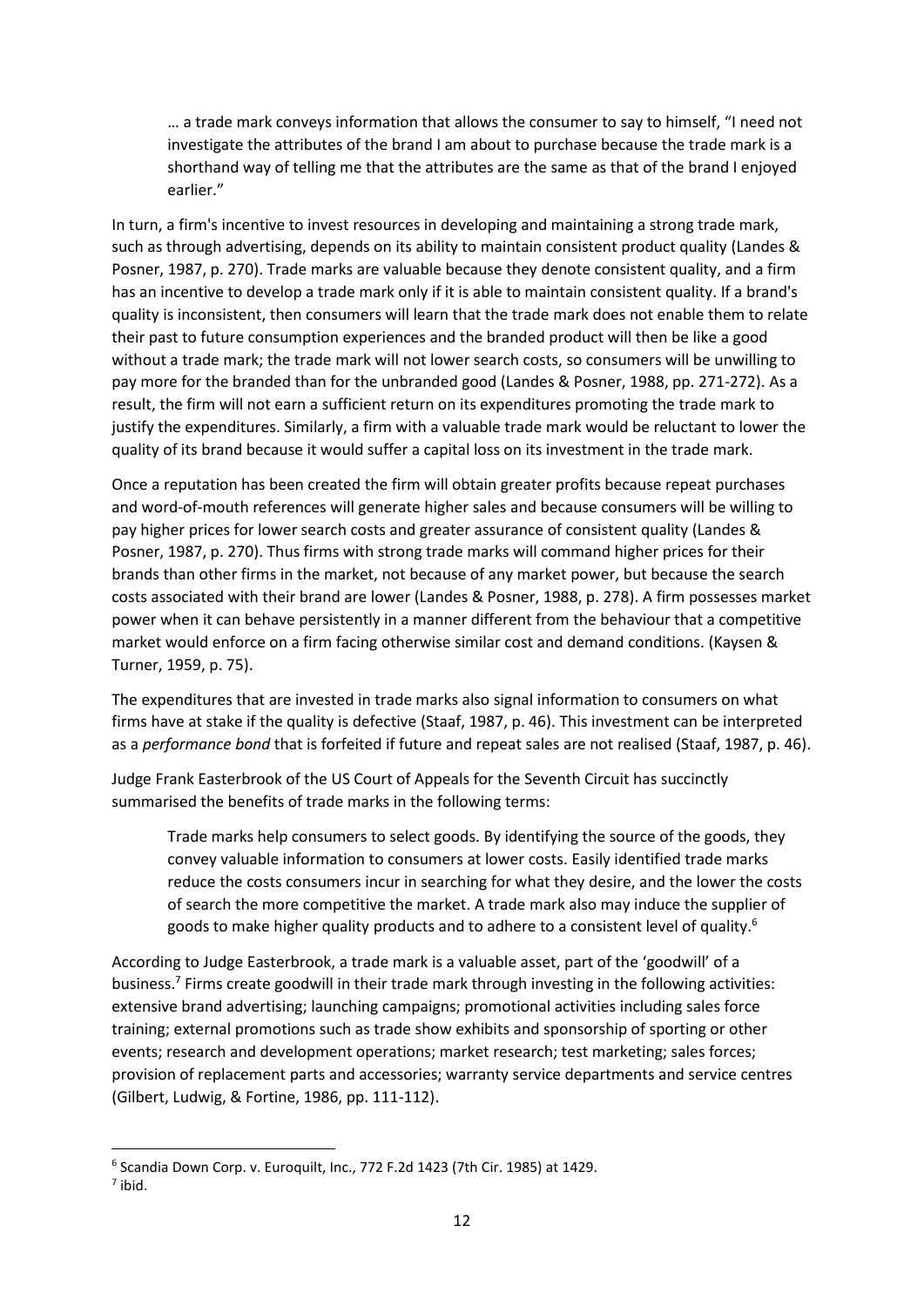> … a trade mark conveys information that allows the consumer to say to himself, "I need not investigate the attributes of the brand I am about to purchase because the trade mark is a shorthand way of telling me that the attributes are the same as that of the brand I enjoyed earlier."

In turn, a firm's incentive to invest resources in developing and maintaining a strong trade mark, such as through advertising, depends on its ability to maintain consistent product quality (Landes & Posner, 1987, p. 270). Trade marks are valuable because they denote consistent quality, and a firm has an incentive to develop a trade mark only if it is able to maintain consistent quality. If a brand's quality is inconsistent, then consumers will learn that the trade mark does not enable them to relate their past to future consumption experiences and the branded product will then be like a good without a trade mark; the trade mark will not lower search costs, so consumers will be unwilling to pay more for the branded than for the unbranded good (Landes & Posner, 1988, pp. 271-272). As a result, the firm will not earn a sufficient return on its expenditures promoting the trade mark to justify the expenditures. Similarly, a firm with a valuable trade mark would be reluctant to lower the quality of its brand because it would suffer a capital loss on its investment in the trade mark.

Once a reputation has been created the firm will obtain greater profits because repeat purchases and word-of-mouth references will generate higher sales and because consumers will be willing to pay higher prices for lower search costs and greater assurance of consistent quality (Landes & Posner, 1987, p. 270). Thus firms with strong trade marks will command higher prices for their brands than other firms in the market, not because of any market power, but because the search costs associated with their brand are lower (Landes & Posner, 1988, p. 278). A firm possesses market power when it can behave persistently in a manner different from the behaviour that a competitive market would enforce on a firm facing otherwise similar cost and demand conditions. (Kaysen & Turner, 1959, p. 75).

The expenditures that are invested in trade marks also signal information to consumers on what firms have at stake if the quality is defective (Staaf, 1987, p. 46). This investment can be interpreted as a *performance bond* that is forfeited if future and repeat sales are not realised (Staaf, 1987, p. 46).

Judge Frank Easterbrook of the US Court of Appeals for the Seventh Circuit has succinctly summarised the benefits of trade marks in the following terms:

> Trade marks help consumers to select goods. By identifying the source of the goods, they convey valuable information to consumers at lower costs. Easily identified trade marks reduce the costs consumers incur in searching for what they desire, and the lower the costs of search the more competitive the market. A trade mark also may induce the supplier of goods to make higher quality products and to adhere to a consistent level of quality.[6]

According to Judge Easterbrook, a trade mark is a valuable asset, part of the 'goodwill' of a business.[7] Firms create goodwill in their trade mark through investing in the following activities: extensive brand advertising; launching campaigns; promotional activities including sales force training; external promotions such as trade show exhibits and sponsorship of sporting or other events; research and development operations; market research; test marketing; sales forces; provision of replacement parts and accessories; warranty service departments and service centres (Gilbert, Ludwig, & Fortine, 1986, pp. 111-112).

---

[6] Scandia Down Corp. v. Euroquilt, Inc., 772 F.2d 1423 (7th Cir. 1985) at 1429.

[7] ibid.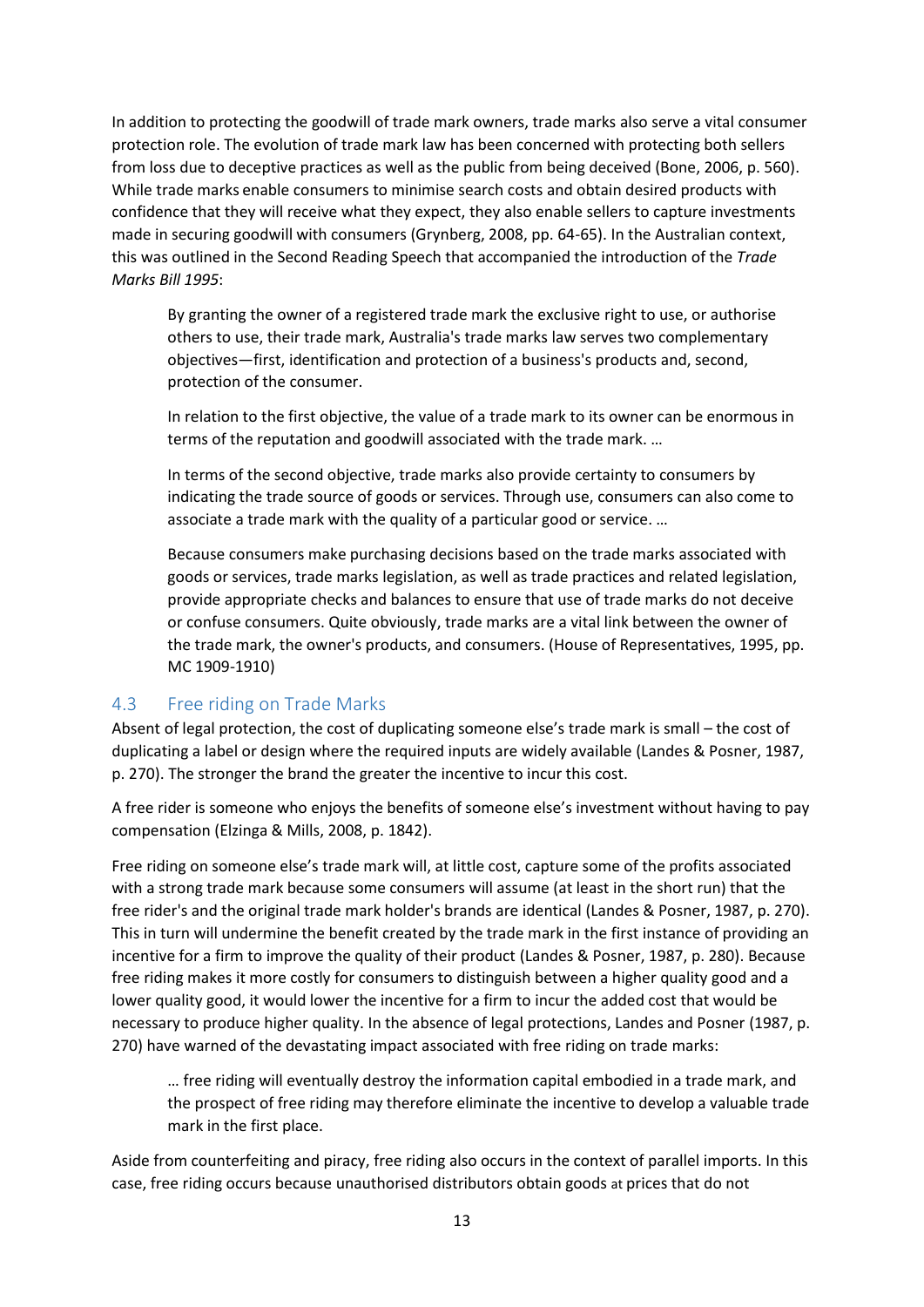In addition to protecting the goodwill of trade mark owners, trade marks also serve a vital consumer protection role. The evolution of trade mark law has been concerned with protecting both sellers from loss due to deceptive practices as well as the public from being deceived (Bone, 2006, p. 560). While trade marks enable consumers to minimise search costs and obtain desired products with confidence that they will receive what they expect, they also enable sellers to capture investments made in securing goodwill with consumers (Grynberg, 2008, pp. 64-65). In the Australian context, this was outlined in the Second Reading Speech that accompanied the introduction of the *Trade Marks Bill 1995*:

> By granting the owner of a registered trade mark the exclusive right to use, or authorise others to use, their trade mark, Australia's trade marks law serves two complementary objectives—first, identification and protection of a business's products and, second, protection of the consumer.
>
> In relation to the first objective, the value of a trade mark to its owner can be enormous in terms of the reputation and goodwill associated with the trade mark. …
>
> In terms of the second objective, trade marks also provide certainty to consumers by indicating the trade source of goods or services. Through use, consumers can also come to associate a trade mark with the quality of a particular good or service. …
>
> Because consumers make purchasing decisions based on the trade marks associated with goods or services, trade marks legislation, as well as trade practices and related legislation, provide appropriate checks and balances to ensure that use of trade marks do not deceive or confuse consumers. Quite obviously, trade marks are a vital link between the owner of the trade mark, the owner's products, and consumers. (House of Representatives, 1995, pp. MC 1909-1910)

## 4.3 Free riding on Trade Marks

Absent of legal protection, the cost of duplicating someone else's trade mark is small – the cost of duplicating a label or design where the required inputs are widely available (Landes & Posner, 1987, p. 270). The stronger the brand the greater the incentive to incur this cost.

A free rider is someone who enjoys the benefits of someone else's investment without having to pay compensation (Elzinga & Mills, 2008, p. 1842).

Free riding on someone else's trade mark will, at little cost, capture some of the profits associated with a strong trade mark because some consumers will assume (at least in the short run) that the free rider's and the original trade mark holder's brands are identical (Landes & Posner, 1987, p. 270). This in turn will undermine the benefit created by the trade mark in the first instance of providing an incentive for a firm to improve the quality of their product (Landes & Posner, 1987, p. 280). Because free riding makes it more costly for consumers to distinguish between a higher quality good and a lower quality good, it would lower the incentive for a firm to incur the added cost that would be necessary to produce higher quality. In the absence of legal protections, Landes and Posner (1987, p. 270) have warned of the devastating impact associated with free riding on trade marks:

> … free riding will eventually destroy the information capital embodied in a trade mark, and the prospect of free riding may therefore eliminate the incentive to develop a valuable trade mark in the first place.

Aside from counterfeiting and piracy, free riding also occurs in the context of parallel imports. In this case, free riding occurs because unauthorised distributors obtain goods at prices that do not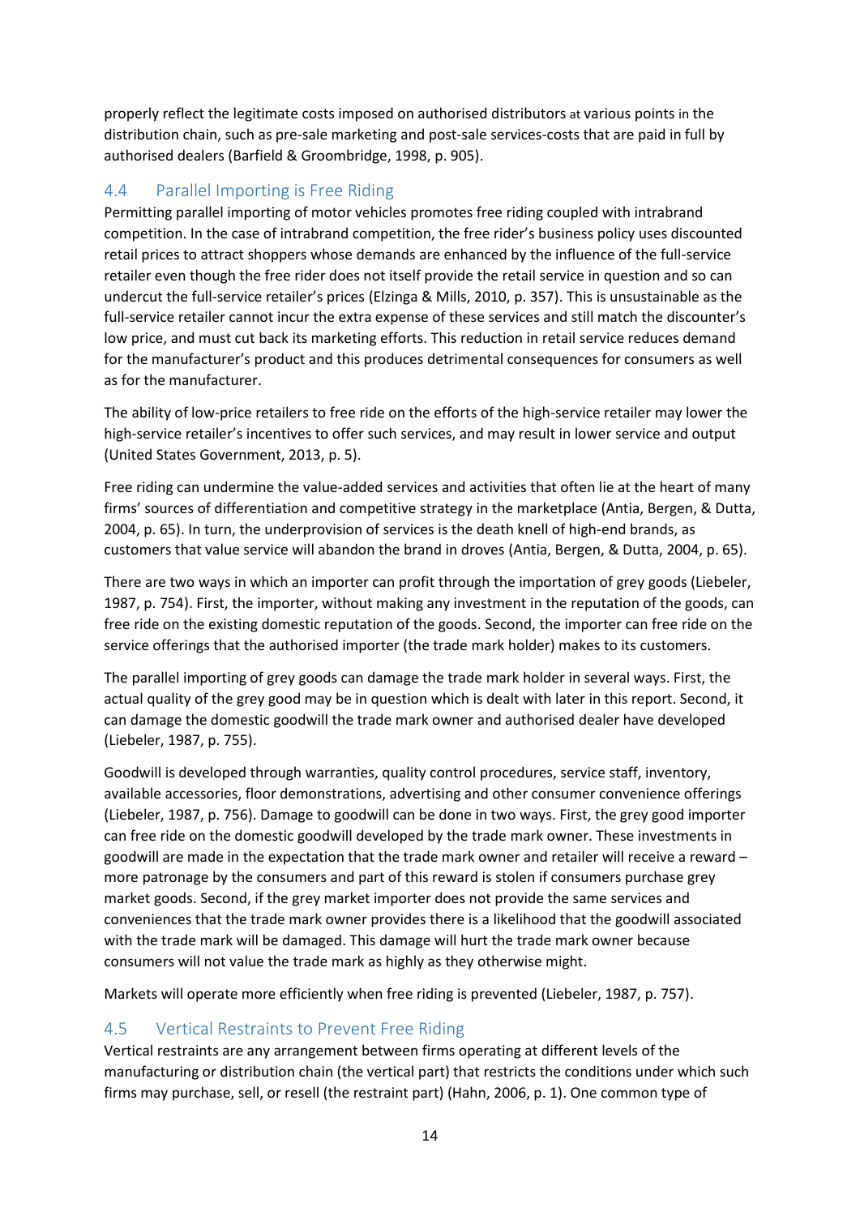properly reflect the legitimate costs imposed on authorised distributors at various points in the distribution chain, such as pre-sale marketing and post-sale services-costs that are paid in full by authorised dealers (Barfield & Groombridge, 1998, p. 905).

## 4.4 Parallel Importing is Free Riding

Permitting parallel importing of motor vehicles promotes free riding coupled with intrabrand competition. In the case of intrabrand competition, the free rider's business policy uses discounted retail prices to attract shoppers whose demands are enhanced by the influence of the full-service retailer even though the free rider does not itself provide the retail service in question and so can undercut the full-service retailer's prices (Elzinga & Mills, 2010, p. 357). This is unsustainable as the full-service retailer cannot incur the extra expense of these services and still match the discounter's low price, and must cut back its marketing efforts. This reduction in retail service reduces demand for the manufacturer's product and this produces detrimental consequences for consumers as well as for the manufacturer.

The ability of low-price retailers to free ride on the efforts of the high-service retailer may lower the high-service retailer's incentives to offer such services, and may result in lower service and output (United States Government, 2013, p. 5).

Free riding can undermine the value-added services and activities that often lie at the heart of many firms' sources of differentiation and competitive strategy in the marketplace (Antia, Bergen, & Dutta, 2004, p. 65). In turn, the underprovision of services is the death knell of high-end brands, as customers that value service will abandon the brand in droves (Antia, Bergen, & Dutta, 2004, p. 65).

There are two ways in which an importer can profit through the importation of grey goods (Liebeler, 1987, p. 754). First, the importer, without making any investment in the reputation of the goods, can free ride on the existing domestic reputation of the goods. Second, the importer can free ride on the service offerings that the authorised importer (the trade mark holder) makes to its customers.

The parallel importing of grey goods can damage the trade mark holder in several ways. First, the actual quality of the grey good may be in question which is dealt with later in this report. Second, it can damage the domestic goodwill the trade mark owner and authorised dealer have developed (Liebeler, 1987, p. 755).

Goodwill is developed through warranties, quality control procedures, service staff, inventory, available accessories, floor demonstrations, advertising and other consumer convenience offerings (Liebeler, 1987, p. 756). Damage to goodwill can be done in two ways. First, the grey good importer can free ride on the domestic goodwill developed by the trade mark owner. These investments in goodwill are made in the expectation that the trade mark owner and retailer will receive a reward – more patronage by the consumers and part of this reward is stolen if consumers purchase grey market goods. Second, if the grey market importer does not provide the same services and conveniences that the trade mark owner provides there is a likelihood that the goodwill associated with the trade mark will be damaged. This damage will hurt the trade mark owner because consumers will not value the trade mark as highly as they otherwise might.

Markets will operate more efficiently when free riding is prevented (Liebeler, 1987, p. 757).

## 4.5 Vertical Restraints to Prevent Free Riding

Vertical restraints are any arrangement between firms operating at different levels of the manufacturing or distribution chain (the vertical part) that restricts the conditions under which such firms may purchase, sell, or resell (the restraint part) (Hahn, 2006, p. 1). One common type of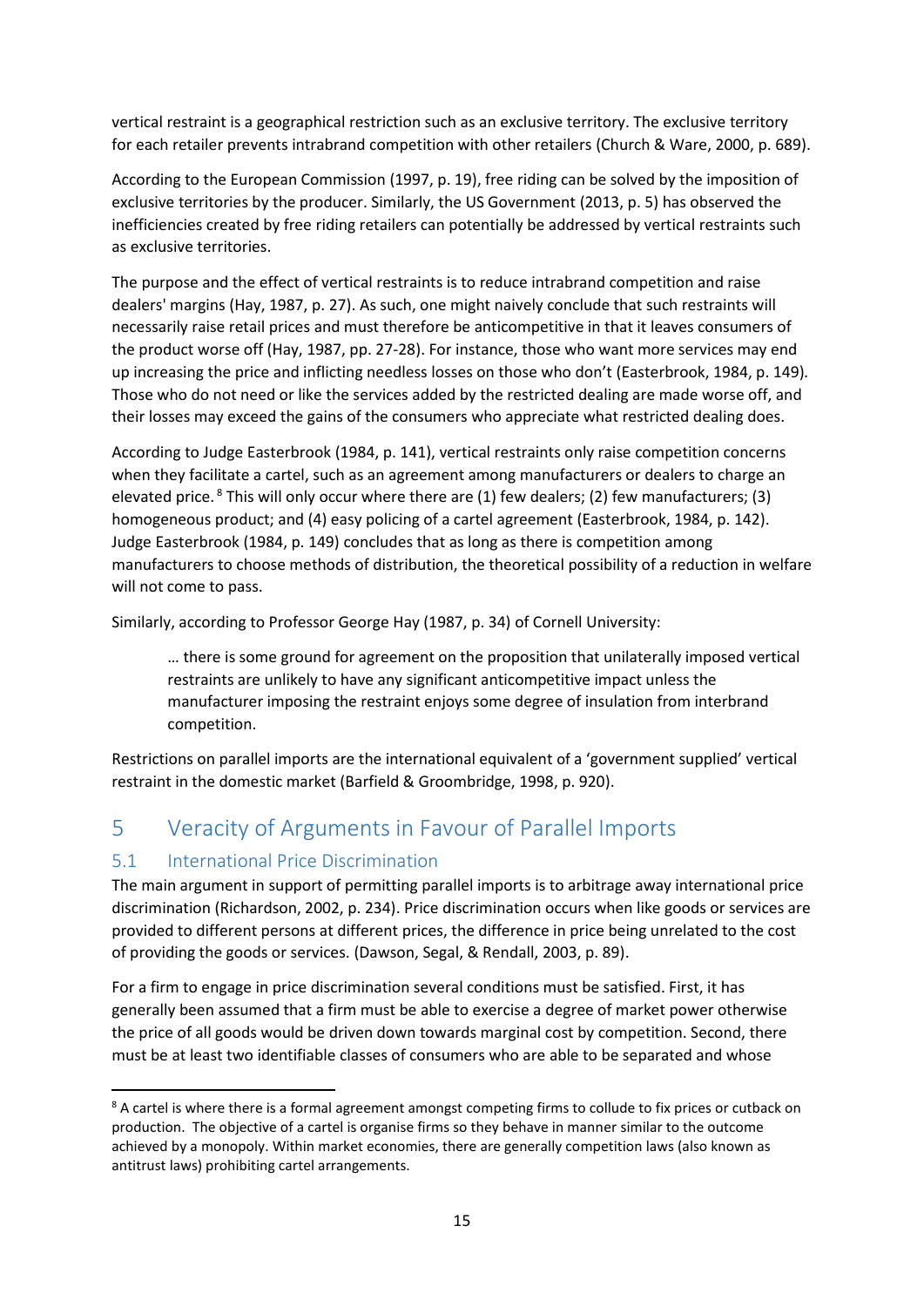vertical restraint is a geographical restriction such as an exclusive territory. The exclusive territory for each retailer prevents intrabrand competition with other retailers (Church & Ware, 2000, p. 689).

According to the European Commission (1997, p. 19), free riding can be solved by the imposition of exclusive territories by the producer. Similarly, the US Government (2013, p. 5) has observed the inefficiencies created by free riding retailers can potentially be addressed by vertical restraints such as exclusive territories.

The purpose and the effect of vertical restraints is to reduce intrabrand competition and raise dealers' margins (Hay, 1987, p. 27). As such, one might naively conclude that such restraints will necessarily raise retail prices and must therefore be anticompetitive in that it leaves consumers of the product worse off (Hay, 1987, pp. 27-28). For instance, those who want more services may end up increasing the price and inflicting needless losses on those who don't (Easterbrook, 1984, p. 149). Those who do not need or like the services added by the restricted dealing are made worse off, and their losses may exceed the gains of the consumers who appreciate what restricted dealing does.

According to Judge Easterbrook (1984, p. 141), vertical restraints only raise competition concerns when they facilitate a cartel, such as an agreement among manufacturers or dealers to charge an elevated price. [8] This will only occur where there are (1) few dealers; (2) few manufacturers; (3) homogeneous product; and (4) easy policing of a cartel agreement (Easterbrook, 1984, p. 142). Judge Easterbrook (1984, p. 149) concludes that as long as there is competition among manufacturers to choose methods of distribution, the theoretical possibility of a reduction in welfare will not come to pass.

Similarly, according to Professor George Hay (1987, p. 34) of Cornell University:

> … there is some ground for agreement on the proposition that unilaterally imposed vertical restraints are unlikely to have any significant anticompetitive impact unless the manufacturer imposing the restraint enjoys some degree of insulation from interbrand competition.

Restrictions on parallel imports are the international equivalent of a 'government supplied' vertical restraint in the domestic market (Barfield & Groombridge, 1998, p. 920).

# 5 Veracity of Arguments in Favour of Parallel Imports

## 5.1 International Price Discrimination

The main argument in support of permitting parallel imports is to arbitrage away international price discrimination (Richardson, 2002, p. 234). Price discrimination occurs when like goods or services are provided to different persons at different prices, the difference in price being unrelated to the cost of providing the goods or services. (Dawson, Segal, & Rendall, 2003, p. 89).

For a firm to engage in price discrimination several conditions must be satisfied. First, it has generally been assumed that a firm must be able to exercise a degree of market power otherwise the price of all goods would be driven down towards marginal cost by competition. Second, there must be at least two identifiable classes of consumers who are able to be separated and whose

[8] A cartel is where there is a formal agreement amongst competing firms to collude to fix prices or cutback on production. The objective of a cartel is organise firms so they behave in manner similar to the outcome achieved by a monopoly. Within market economies, there are generally competition laws (also known as antitrust laws) prohibiting cartel arrangements.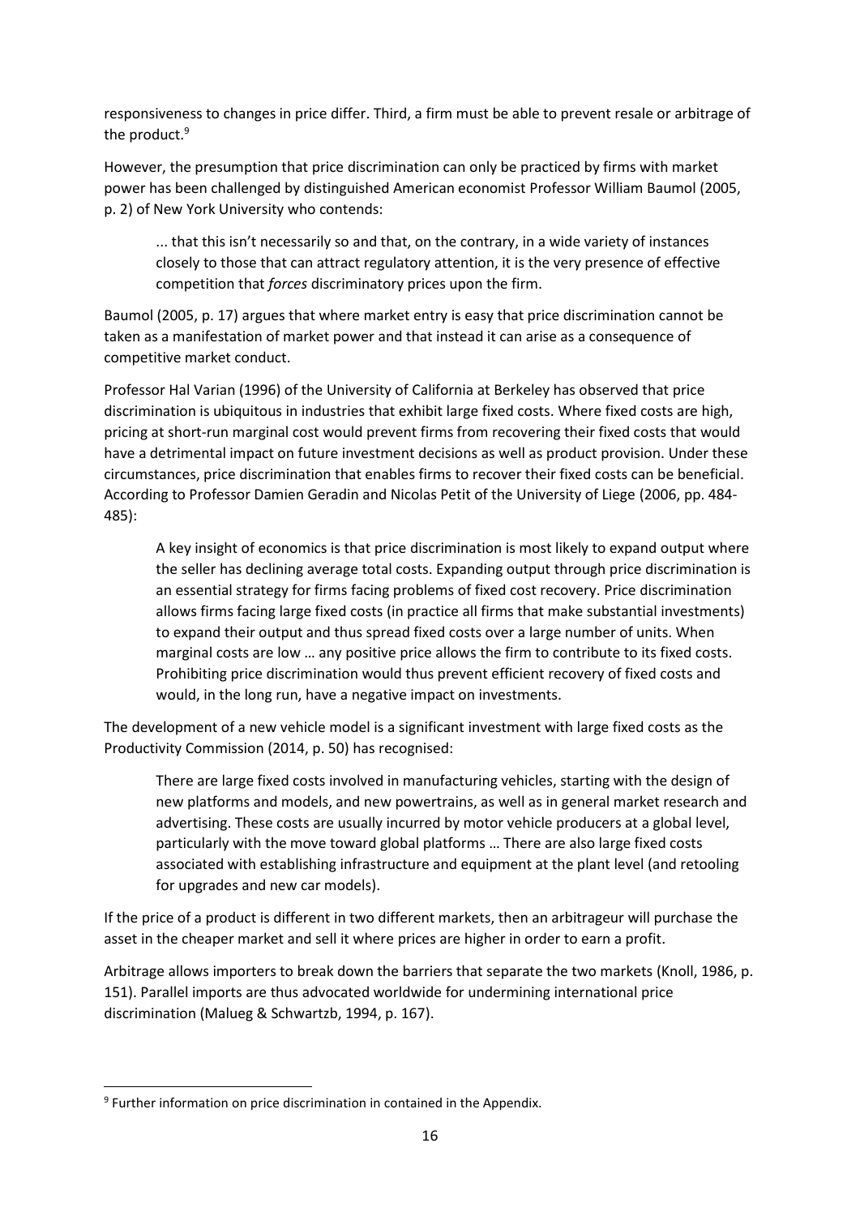responsiveness to changes in price differ. Third, a firm must be able to prevent resale or arbitrage of the product.[9]

However, the presumption that price discrimination can only be practiced by firms with market power has been challenged by distinguished American economist Professor William Baumol (2005, p. 2) of New York University who contends:

> ... that this isn't necessarily so and that, on the contrary, in a wide variety of instances closely to those that can attract regulatory attention, it is the very presence of effective competition that *forces* discriminatory prices upon the firm.

Baumol (2005, p. 17) argues that where market entry is easy that price discrimination cannot be taken as a manifestation of market power and that instead it can arise as a consequence of competitive market conduct.

Professor Hal Varian (1996) of the University of California at Berkeley has observed that price discrimination is ubiquitous in industries that exhibit large fixed costs. Where fixed costs are high, pricing at short-run marginal cost would prevent firms from recovering their fixed costs that would have a detrimental impact on future investment decisions as well as product provision. Under these circumstances, price discrimination that enables firms to recover their fixed costs can be beneficial. According to Professor Damien Geradin and Nicolas Petit of the University of Liege (2006, pp. 484-485):

> A key insight of economics is that price discrimination is most likely to expand output where the seller has declining average total costs. Expanding output through price discrimination is an essential strategy for firms facing problems of fixed cost recovery. Price discrimination allows firms facing large fixed costs (in practice all firms that make substantial investments) to expand their output and thus spread fixed costs over a large number of units. When marginal costs are low … any positive price allows the firm to contribute to its fixed costs. Prohibiting price discrimination would thus prevent efficient recovery of fixed costs and would, in the long run, have a negative impact on investments.

The development of a new vehicle model is a significant investment with large fixed costs as the Productivity Commission (2014, p. 50) has recognised:

> There are large fixed costs involved in manufacturing vehicles, starting with the design of new platforms and models, and new powertrains, as well as in general market research and advertising. These costs are usually incurred by motor vehicle producers at a global level, particularly with the move toward global platforms … There are also large fixed costs associated with establishing infrastructure and equipment at the plant level (and retooling for upgrades and new car models).

If the price of a product is different in two different markets, then an arbitrageur will purchase the asset in the cheaper market and sell it where prices are higher in order to earn a profit.

Arbitrage allows importers to break down the barriers that separate the two markets (Knoll, 1986, p. 151). Parallel imports are thus advocated worldwide for undermining international price discrimination (Malueg & Schwartzb, 1994, p. 167).

[9] Further information on price discrimination in contained in the Appendix.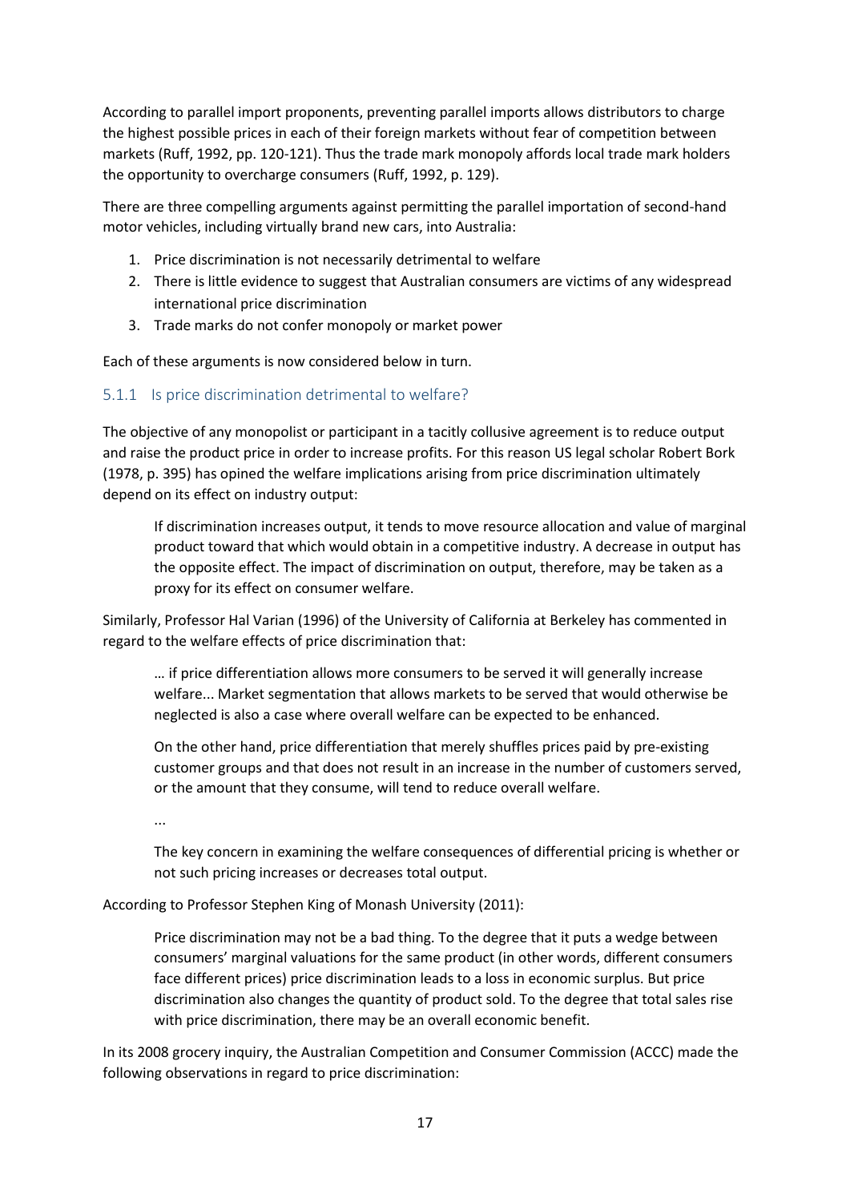According to parallel import proponents, preventing parallel imports allows distributors to charge the highest possible prices in each of their foreign markets without fear of competition between markets (Ruff, 1992, pp. 120-121). Thus the trade mark monopoly affords local trade mark holders the opportunity to overcharge consumers (Ruff, 1992, p. 129).

There are three compelling arguments against permitting the parallel importation of second-hand motor vehicles, including virtually brand new cars, into Australia:

1. Price discrimination is not necessarily detrimental to welfare
2. There is little evidence to suggest that Australian consumers are victims of any widespread international price discrimination
3. Trade marks do not confer monopoly or market power

Each of these arguments is now considered below in turn.

### 5.1.1 Is price discrimination detrimental to welfare?

The objective of any monopolist or participant in a tacitly collusive agreement is to reduce output and raise the product price in order to increase profits. For this reason US legal scholar Robert Bork (1978, p. 395) has opined the welfare implications arising from price discrimination ultimately depend on its effect on industry output:

> If discrimination increases output, it tends to move resource allocation and value of marginal product toward that which would obtain in a competitive industry. A decrease in output has the opposite effect. The impact of discrimination on output, therefore, may be taken as a proxy for its effect on consumer welfare.

Similarly, Professor Hal Varian (1996) of the University of California at Berkeley has commented in regard to the welfare effects of price discrimination that:

> … if price differentiation allows more consumers to be served it will generally increase welfare... Market segmentation that allows markets to be served that would otherwise be neglected is also a case where overall welfare can be expected to be enhanced.
>
> On the other hand, price differentiation that merely shuffles prices paid by pre-existing customer groups and that does not result in an increase in the number of customers served, or the amount that they consume, will tend to reduce overall welfare.
>
> ...
>
> The key concern in examining the welfare consequences of differential pricing is whether or not such pricing increases or decreases total output.

According to Professor Stephen King of Monash University (2011):

> Price discrimination may not be a bad thing. To the degree that it puts a wedge between consumers' marginal valuations for the same product (in other words, different consumers face different prices) price discrimination leads to a loss in economic surplus. But price discrimination also changes the quantity of product sold. To the degree that total sales rise with price discrimination, there may be an overall economic benefit.

In its 2008 grocery inquiry, the Australian Competition and Consumer Commission (ACCC) made the following observations in regard to price discrimination: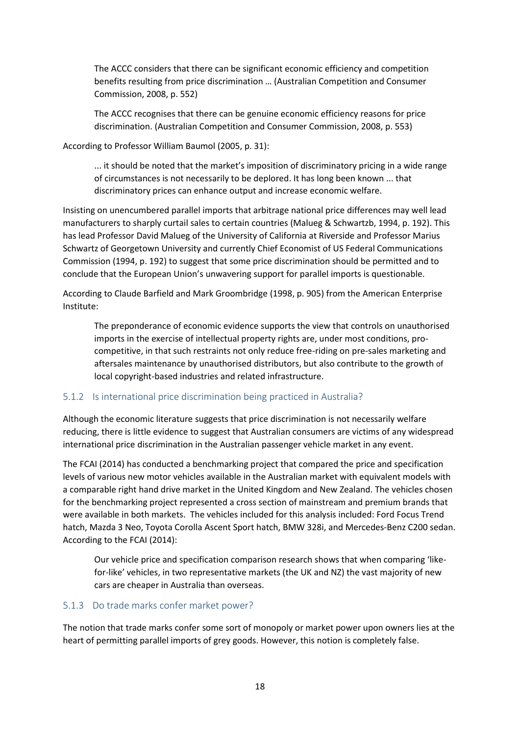> The ACCC considers that there can be significant economic efficiency and competition benefits resulting from price discrimination … (Australian Competition and Consumer Commission, 2008, p. 552)

> The ACCC recognises that there can be genuine economic efficiency reasons for price discrimination. (Australian Competition and Consumer Commission, 2008, p. 553)

According to Professor William Baumol (2005, p. 31):

> ... it should be noted that the market's imposition of discriminatory pricing in a wide range of circumstances is not necessarily to be deplored. It has long been known ... that discriminatory prices can enhance output and increase economic welfare.

Insisting on unencumbered parallel imports that arbitrage national price differences may well lead manufacturers to sharply curtail sales to certain countries (Malueg & Schwartzb, 1994, p. 192). This has lead Professor David Malueg of the University of California at Riverside and Professor Marius Schwartz of Georgetown University and currently Chief Economist of US Federal Communications Commission (1994, p. 192) to suggest that some price discrimination should be permitted and to conclude that the European Union's unwavering support for parallel imports is questionable.

According to Claude Barfield and Mark Groombridge (1998, p. 905) from the American Enterprise Institute:

> The preponderance of economic evidence supports the view that controls on unauthorised imports in the exercise of intellectual property rights are, under most conditions, pro-competitive, in that such restraints not only reduce free-riding on pre-sales marketing and aftersales maintenance by unauthorised distributors, but also contribute to the growth of local copyright-based industries and related infrastructure.

### 5.1.2 Is international price discrimination being practiced in Australia?

Although the economic literature suggests that price discrimination is not necessarily welfare reducing, there is little evidence to suggest that Australian consumers are victims of any widespread international price discrimination in the Australian passenger vehicle market in any event.

The FCAI (2014) has conducted a benchmarking project that compared the price and specification levels of various new motor vehicles available in the Australian market with equivalent models with a comparable right hand drive market in the United Kingdom and New Zealand. The vehicles chosen for the benchmarking project represented a cross section of mainstream and premium brands that were available in both markets. The vehicles included for this analysis included: Ford Focus Trend hatch, Mazda 3 Neo, Toyota Corolla Ascent Sport hatch, BMW 328i, and Mercedes-Benz C200 sedan. According to the FCAI (2014):

> Our vehicle price and specification comparison research shows that when comparing 'like-for-like' vehicles, in two representative markets (the UK and NZ) the vast majority of new cars are cheaper in Australia than overseas.

### 5.1.3 Do trade marks confer market power?

The notion that trade marks confer some sort of monopoly or market power upon owners lies at the heart of permitting parallel imports of grey goods. However, this notion is completely false.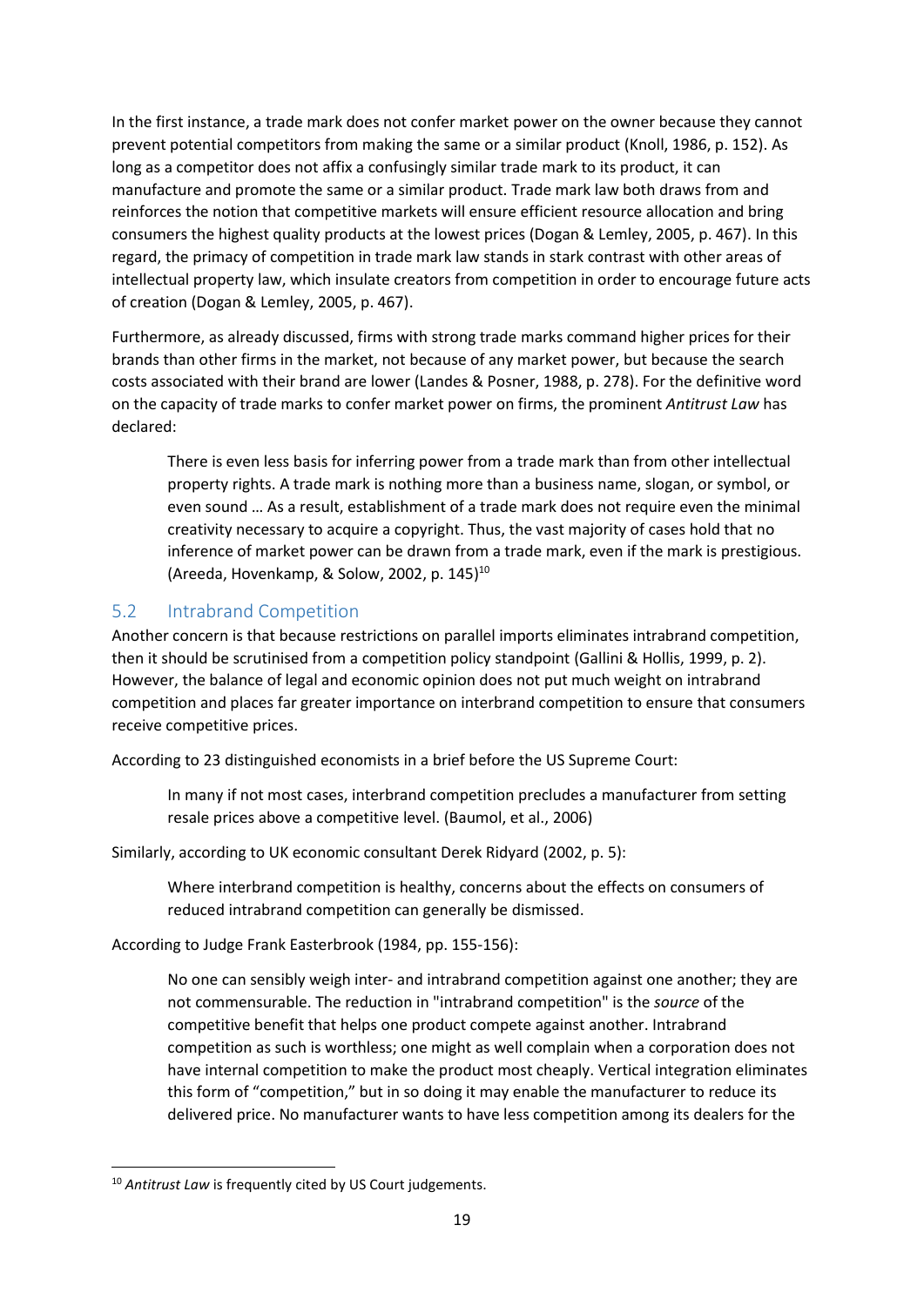In the first instance, a trade mark does not confer market power on the owner because they cannot prevent potential competitors from making the same or a similar product (Knoll, 1986, p. 152). As long as a competitor does not affix a confusingly similar trade mark to its product, it can manufacture and promote the same or a similar product. Trade mark law both draws from and reinforces the notion that competitive markets will ensure efficient resource allocation and bring consumers the highest quality products at the lowest prices (Dogan & Lemley, 2005, p. 467). In this regard, the primacy of competition in trade mark law stands in stark contrast with other areas of intellectual property law, which insulate creators from competition in order to encourage future acts of creation (Dogan & Lemley, 2005, p. 467).

Furthermore, as already discussed, firms with strong trade marks command higher prices for their brands than other firms in the market, not because of any market power, but because the search costs associated with their brand are lower (Landes & Posner, 1988, p. 278). For the definitive word on the capacity of trade marks to confer market power on firms, the prominent *Antitrust Law* has declared:

> There is even less basis for inferring power from a trade mark than from other intellectual property rights. A trade mark is nothing more than a business name, slogan, or symbol, or even sound … As a result, establishment of a trade mark does not require even the minimal creativity necessary to acquire a copyright. Thus, the vast majority of cases hold that no inference of market power can be drawn from a trade mark, even if the mark is prestigious. (Areeda, Hovenkamp, & Solow, 2002, p. 145)[10]

## 5.2 Intrabrand Competition

Another concern is that because restrictions on parallel imports eliminates intrabrand competition, then it should be scrutinised from a competition policy standpoint (Gallini & Hollis, 1999, p. 2). However, the balance of legal and economic opinion does not put much weight on intrabrand competition and places far greater importance on interbrand competition to ensure that consumers receive competitive prices.

According to 23 distinguished economists in a brief before the US Supreme Court:

> In many if not most cases, interbrand competition precludes a manufacturer from setting resale prices above a competitive level. (Baumol, et al., 2006)

Similarly, according to UK economic consultant Derek Ridyard (2002, p. 5):

> Where interbrand competition is healthy, concerns about the effects on consumers of reduced intrabrand competition can generally be dismissed.

According to Judge Frank Easterbrook (1984, pp. 155-156):

> No one can sensibly weigh inter- and intrabrand competition against one another; they are not commensurable. The reduction in "intrabrand competition" is the *source* of the competitive benefit that helps one product compete against another. Intrabrand competition as such is worthless; one might as well complain when a corporation does not have internal competition to make the product most cheaply. Vertical integration eliminates this form of "competition," but in so doing it may enable the manufacturer to reduce its delivered price. No manufacturer wants to have less competition among its dealers for the

---

[10] *Antitrust Law* is frequently cited by US Court judgements.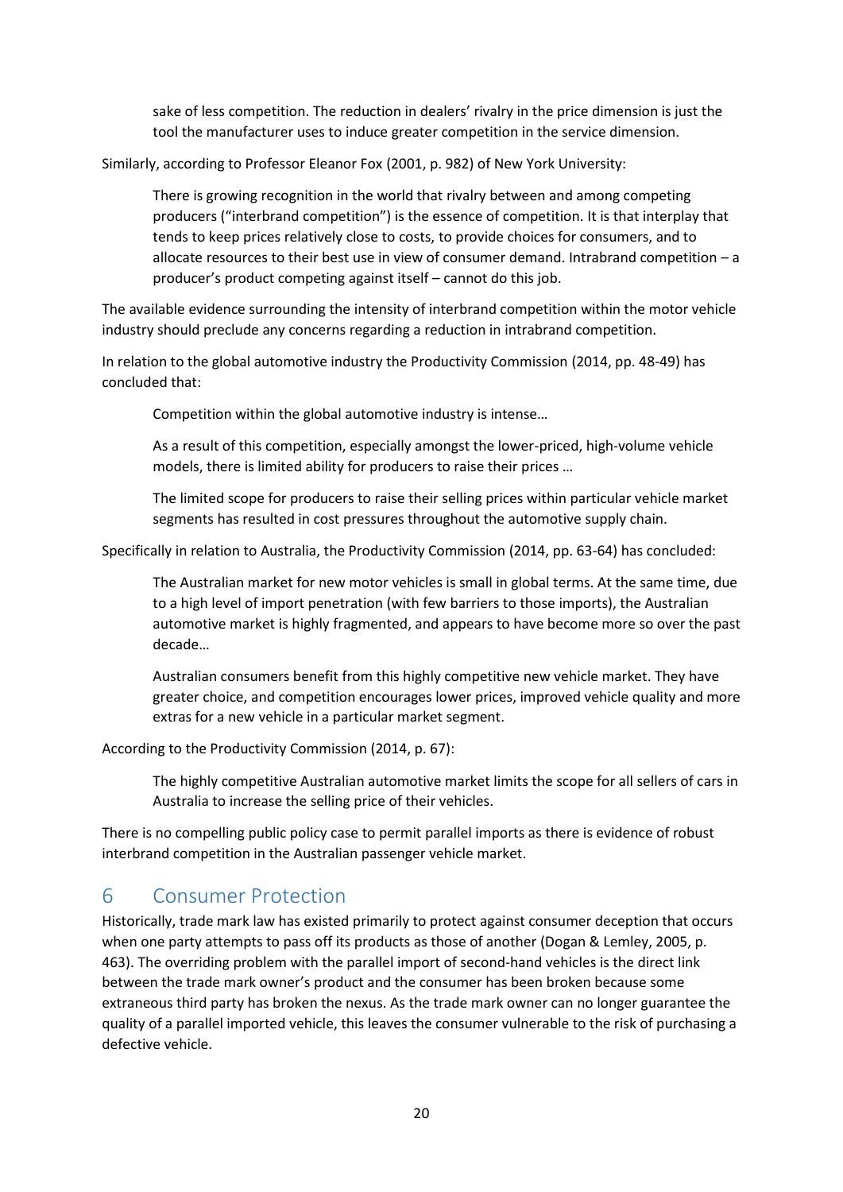> sake of less competition. The reduction in dealers' rivalry in the price dimension is just the tool the manufacturer uses to induce greater competition in the service dimension.

Similarly, according to Professor Eleanor Fox (2001, p. 982) of New York University:

> There is growing recognition in the world that rivalry between and among competing producers ("interbrand competition") is the essence of competition. It is that interplay that tends to keep prices relatively close to costs, to provide choices for consumers, and to allocate resources to their best use in view of consumer demand. Intrabrand competition – a producer's product competing against itself – cannot do this job.

The available evidence surrounding the intensity of interbrand competition within the motor vehicle industry should preclude any concerns regarding a reduction in intrabrand competition.

In relation to the global automotive industry the Productivity Commission (2014, pp. 48-49) has concluded that:

> Competition within the global automotive industry is intense…
>
> As a result of this competition, especially amongst the lower-priced, high-volume vehicle models, there is limited ability for producers to raise their prices …
>
> The limited scope for producers to raise their selling prices within particular vehicle market segments has resulted in cost pressures throughout the automotive supply chain.

Specifically in relation to Australia, the Productivity Commission (2014, pp. 63-64) has concluded:

> The Australian market for new motor vehicles is small in global terms. At the same time, due to a high level of import penetration (with few barriers to those imports), the Australian automotive market is highly fragmented, and appears to have become more so over the past decade…
>
> Australian consumers benefit from this highly competitive new vehicle market. They have greater choice, and competition encourages lower prices, improved vehicle quality and more extras for a new vehicle in a particular market segment.

According to the Productivity Commission (2014, p. 67):

> The highly competitive Australian automotive market limits the scope for all sellers of cars in Australia to increase the selling price of their vehicles.

There is no compelling public policy case to permit parallel imports as there is evidence of robust interbrand competition in the Australian passenger vehicle market.

# 6 Consumer Protection

Historically, trade mark law has existed primarily to protect against consumer deception that occurs when one party attempts to pass off its products as those of another (Dogan & Lemley, 2005, p. 463). The overriding problem with the parallel import of second-hand vehicles is the direct link between the trade mark owner's product and the consumer has been broken because some extraneous third party has broken the nexus. As the trade mark owner can no longer guarantee the quality of a parallel imported vehicle, this leaves the consumer vulnerable to the risk of purchasing a defective vehicle.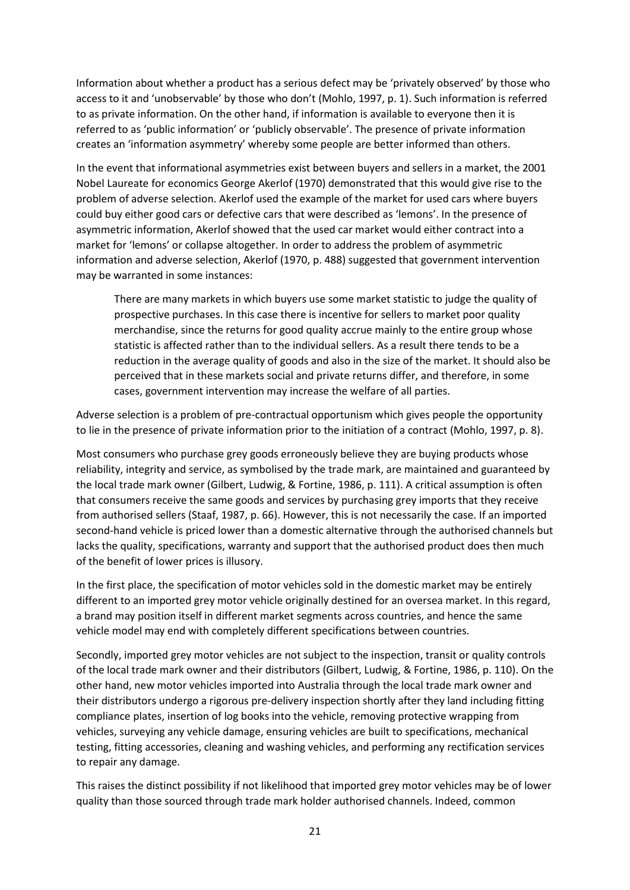Information about whether a product has a serious defect may be 'privately observed' by those who access to it and 'unobservable' by those who don't (Mohlo, 1997, p. 1). Such information is referred to as private information. On the other hand, if information is available to everyone then it is referred to as 'public information' or 'publicly observable'. The presence of private information creates an 'information asymmetry' whereby some people are better informed than others.

In the event that informational asymmetries exist between buyers and sellers in a market, the 2001 Nobel Laureate for economics George Akerlof (1970) demonstrated that this would give rise to the problem of adverse selection. Akerlof used the example of the market for used cars where buyers could buy either good cars or defective cars that were described as 'lemons'. In the presence of asymmetric information, Akerlof showed that the used car market would either contract into a market for 'lemons' or collapse altogether. In order to address the problem of asymmetric information and adverse selection, Akerlof (1970, p. 488) suggested that government intervention may be warranted in some instances:

> There are many markets in which buyers use some market statistic to judge the quality of prospective purchases. In this case there is incentive for sellers to market poor quality merchandise, since the returns for good quality accrue mainly to the entire group whose statistic is affected rather than to the individual sellers. As a result there tends to be a reduction in the average quality of goods and also in the size of the market. It should also be perceived that in these markets social and private returns differ, and therefore, in some cases, government intervention may increase the welfare of all parties.

Adverse selection is a problem of pre-contractual opportunism which gives people the opportunity to lie in the presence of private information prior to the initiation of a contract (Mohlo, 1997, p. 8).

Most consumers who purchase grey goods erroneously believe they are buying products whose reliability, integrity and service, as symbolised by the trade mark, are maintained and guaranteed by the local trade mark owner (Gilbert, Ludwig, & Fortine, 1986, p. 111). A critical assumption is often that consumers receive the same goods and services by purchasing grey imports that they receive from authorised sellers (Staaf, 1987, p. 66). However, this is not necessarily the case. If an imported second-hand vehicle is priced lower than a domestic alternative through the authorised channels but lacks the quality, specifications, warranty and support that the authorised product does then much of the benefit of lower prices is illusory.

In the first place, the specification of motor vehicles sold in the domestic market may be entirely different to an imported grey motor vehicle originally destined for an oversea market. In this regard, a brand may position itself in different market segments across countries, and hence the same vehicle model may end with completely different specifications between countries.

Secondly, imported grey motor vehicles are not subject to the inspection, transit or quality controls of the local trade mark owner and their distributors (Gilbert, Ludwig, & Fortine, 1986, p. 110). On the other hand, new motor vehicles imported into Australia through the local trade mark owner and their distributors undergo a rigorous pre-delivery inspection shortly after they land including fitting compliance plates, insertion of log books into the vehicle, removing protective wrapping from vehicles, surveying any vehicle damage, ensuring vehicles are built to specifications, mechanical testing, fitting accessories, cleaning and washing vehicles, and performing any rectification services to repair any damage.

This raises the distinct possibility if not likelihood that imported grey motor vehicles may be of lower quality than those sourced through trade mark holder authorised channels. Indeed, common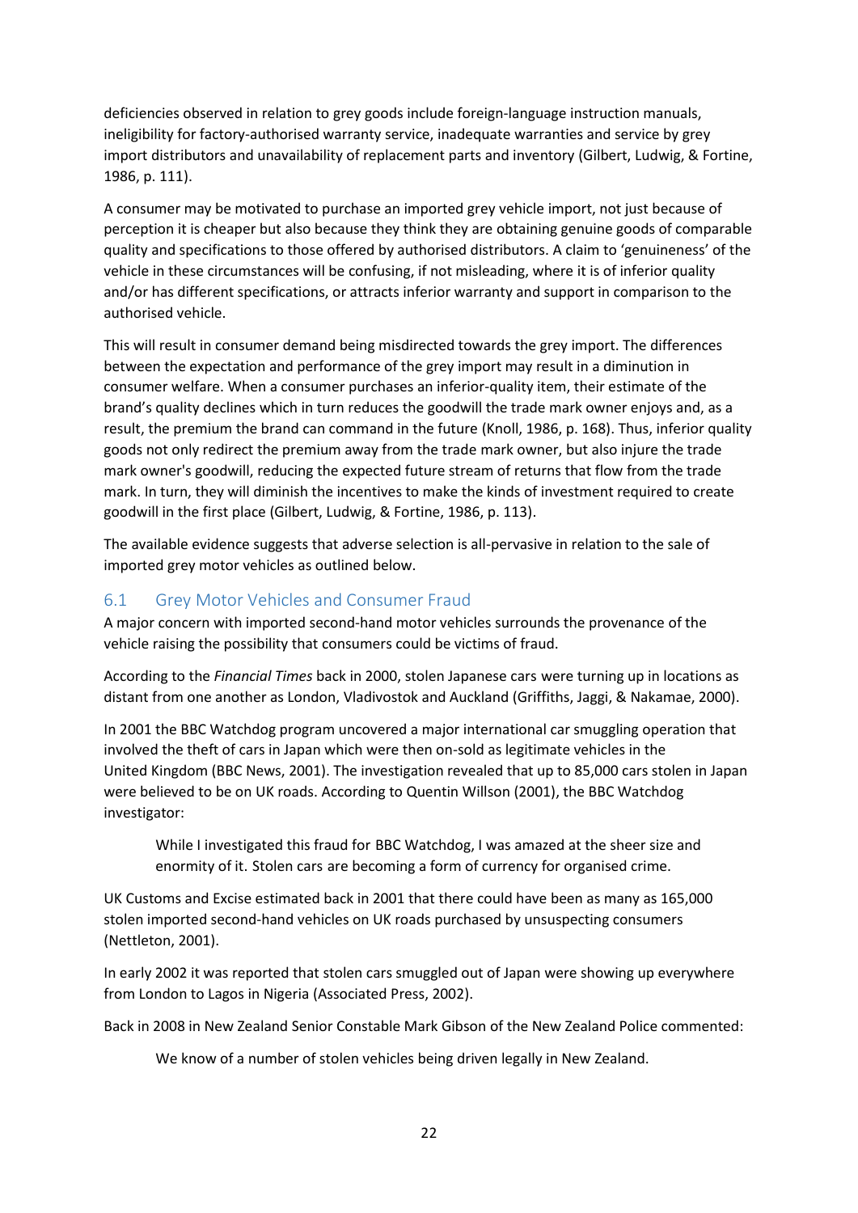deficiencies observed in relation to grey goods include foreign-language instruction manuals, ineligibility for factory-authorised warranty service, inadequate warranties and service by grey import distributors and unavailability of replacement parts and inventory (Gilbert, Ludwig, & Fortine, 1986, p. 111).

A consumer may be motivated to purchase an imported grey vehicle import, not just because of perception it is cheaper but also because they think they are obtaining genuine goods of comparable quality and specifications to those offered by authorised distributors. A claim to 'genuineness' of the vehicle in these circumstances will be confusing, if not misleading, where it is of inferior quality and/or has different specifications, or attracts inferior warranty and support in comparison to the authorised vehicle.

This will result in consumer demand being misdirected towards the grey import. The differences between the expectation and performance of the grey import may result in a diminution in consumer welfare. When a consumer purchases an inferior-quality item, their estimate of the brand's quality declines which in turn reduces the goodwill the trade mark owner enjoys and, as a result, the premium the brand can command in the future (Knoll, 1986, p. 168). Thus, inferior quality goods not only redirect the premium away from the trade mark owner, but also injure the trade mark owner's goodwill, reducing the expected future stream of returns that flow from the trade mark. In turn, they will diminish the incentives to make the kinds of investment required to create goodwill in the first place (Gilbert, Ludwig, & Fortine, 1986, p. 113).

The available evidence suggests that adverse selection is all-pervasive in relation to the sale of imported grey motor vehicles as outlined below.

## 6.1 Grey Motor Vehicles and Consumer Fraud

A major concern with imported second-hand motor vehicles surrounds the provenance of the vehicle raising the possibility that consumers could be victims of fraud.

According to the *Financial Times* back in 2000, stolen Japanese cars were turning up in locations as distant from one another as London, Vladivostok and Auckland (Griffiths, Jaggi, & Nakamae, 2000).

In 2001 the BBC Watchdog program uncovered a major international car smuggling operation that involved the theft of cars in Japan which were then on-sold as legitimate vehicles in the United Kingdom (BBC News, 2001). The investigation revealed that up to 85,000 cars stolen in Japan were believed to be on UK roads. According to Quentin Willson (2001), the BBC Watchdog investigator:

> While I investigated this fraud for BBC Watchdog, I was amazed at the sheer size and enormity of it. Stolen cars are becoming a form of currency for organised crime.

UK Customs and Excise estimated back in 2001 that there could have been as many as 165,000 stolen imported second-hand vehicles on UK roads purchased by unsuspecting consumers (Nettleton, 2001).

In early 2002 it was reported that stolen cars smuggled out of Japan were showing up everywhere from London to Lagos in Nigeria (Associated Press, 2002).

Back in 2008 in New Zealand Senior Constable Mark Gibson of the New Zealand Police commented:

> We know of a number of stolen vehicles being driven legally in New Zealand.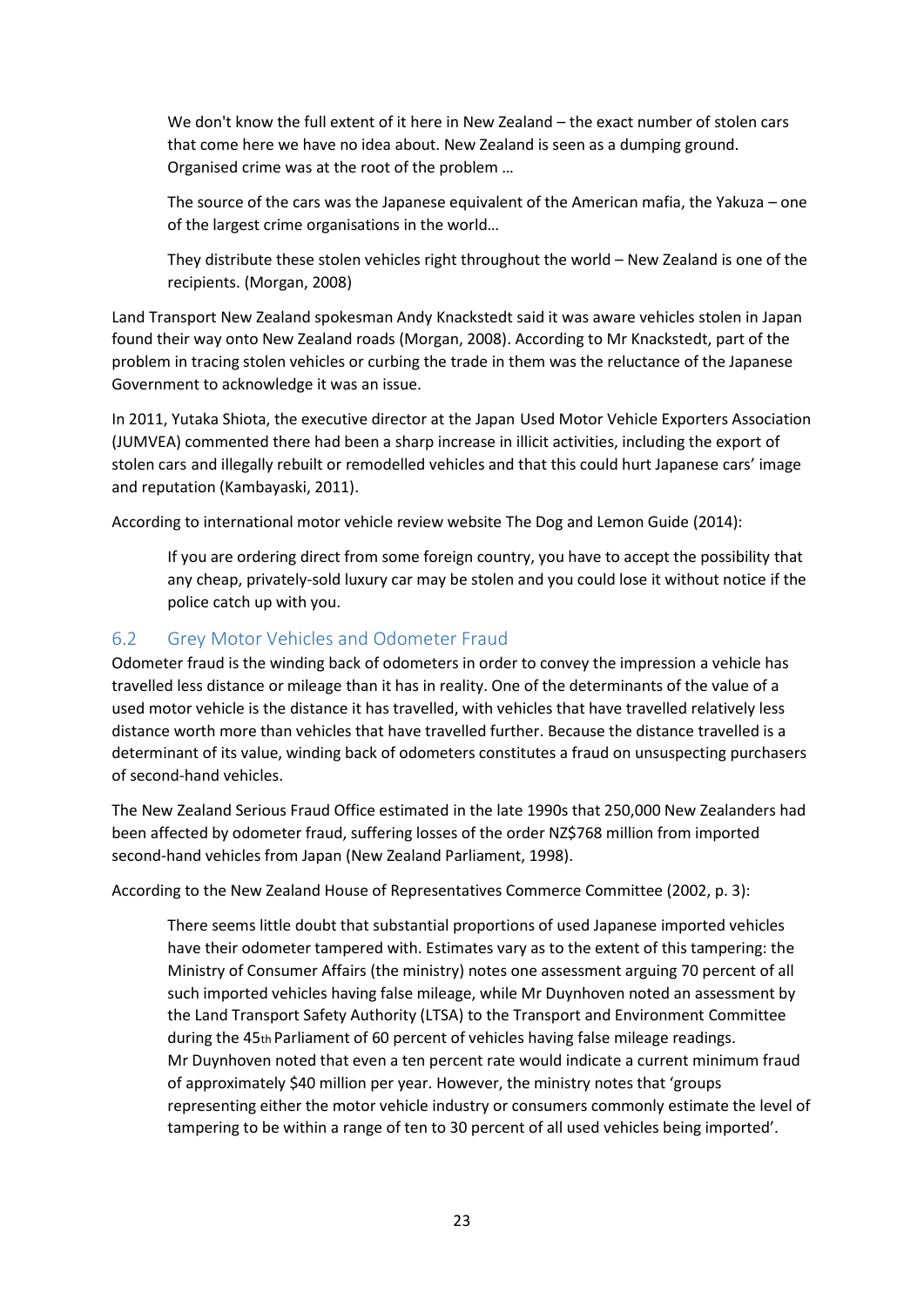> We don't know the full extent of it here in New Zealand – the exact number of stolen cars that come here we have no idea about. New Zealand is seen as a dumping ground. Organised crime was at the root of the problem …
>
> The source of the cars was the Japanese equivalent of the American mafia, the Yakuza – one of the largest crime organisations in the world…
>
> They distribute these stolen vehicles right throughout the world – New Zealand is one of the recipients. (Morgan, 2008)

Land Transport New Zealand spokesman Andy Knackstedt said it was aware vehicles stolen in Japan found their way onto New Zealand roads (Morgan, 2008). According to Mr Knackstedt, part of the problem in tracing stolen vehicles or curbing the trade in them was the reluctance of the Japanese Government to acknowledge it was an issue.

In 2011, Yutaka Shiota, the executive director at the Japan Used Motor Vehicle Exporters Association (JUMVEA) commented there had been a sharp increase in illicit activities, including the export of stolen cars and illegally rebuilt or remodelled vehicles and that this could hurt Japanese cars' image and reputation (Kambayaski, 2011).

According to international motor vehicle review website The Dog and Lemon Guide (2014):

> If you are ordering direct from some foreign country, you have to accept the possibility that any cheap, privately-sold luxury car may be stolen and you could lose it without notice if the police catch up with you.

## 6.2 Grey Motor Vehicles and Odometer Fraud

Odometer fraud is the winding back of odometers in order to convey the impression a vehicle has travelled less distance or mileage than it has in reality. One of the determinants of the value of a used motor vehicle is the distance it has travelled, with vehicles that have travelled relatively less distance worth more than vehicles that have travelled further. Because the distance travelled is a determinant of its value, winding back of odometers constitutes a fraud on unsuspecting purchasers of second-hand vehicles.

The New Zealand Serious Fraud Office estimated in the late 1990s that 250,000 New Zealanders had been affected by odometer fraud, suffering losses of the order NZ$768 million from imported second-hand vehicles from Japan (New Zealand Parliament, 1998).

According to the New Zealand House of Representatives Commerce Committee (2002, p. 3):

> There seems little doubt that substantial proportions of used Japanese imported vehicles have their odometer tampered with. Estimates vary as to the extent of this tampering: the Ministry of Consumer Affairs (the ministry) notes one assessment arguing 70 percent of all such imported vehicles having false mileage, while Mr Duynhoven noted an assessment by the Land Transport Safety Authority (LTSA) to the Transport and Environment Committee during the 45th Parliament of 60 percent of vehicles having false mileage readings. Mr Duynhoven noted that even a ten percent rate would indicate a current minimum fraud of approximately $40 million per year. However, the ministry notes that 'groups representing either the motor vehicle industry or consumers commonly estimate the level of tampering to be within a range of ten to 30 percent of all used vehicles being imported'.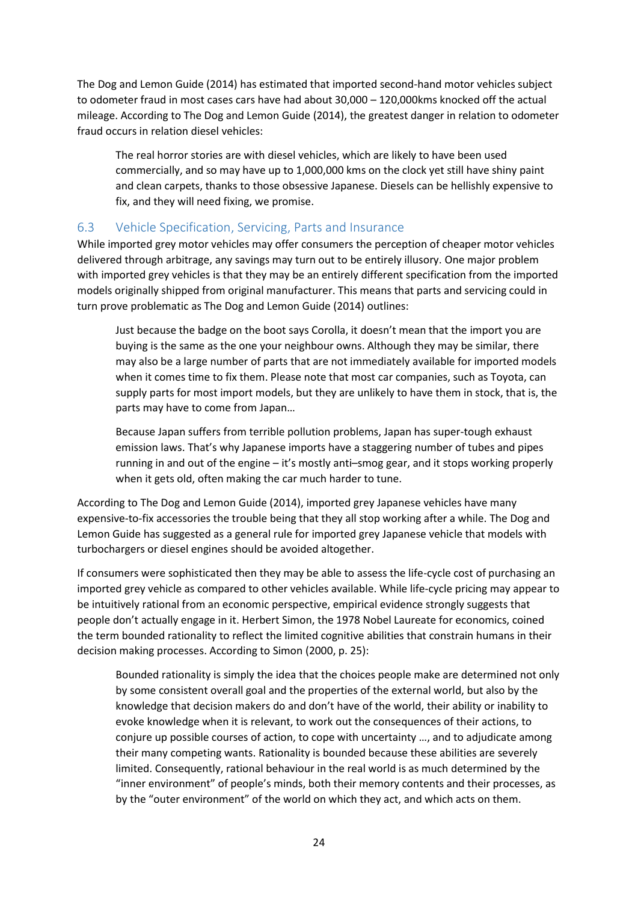The Dog and Lemon Guide (2014) has estimated that imported second-hand motor vehicles subject to odometer fraud in most cases cars have had about 30,000 – 120,000kms knocked off the actual mileage. According to The Dog and Lemon Guide (2014), the greatest danger in relation to odometer fraud occurs in relation diesel vehicles:

> The real horror stories are with diesel vehicles, which are likely to have been used commercially, and so may have up to 1,000,000 kms on the clock yet still have shiny paint and clean carpets, thanks to those obsessive Japanese. Diesels can be hellishly expensive to fix, and they will need fixing, we promise.

## 6.3 Vehicle Specification, Servicing, Parts and Insurance

While imported grey motor vehicles may offer consumers the perception of cheaper motor vehicles delivered through arbitrage, any savings may turn out to be entirely illusory. One major problem with imported grey vehicles is that they may be an entirely different specification from the imported models originally shipped from original manufacturer. This means that parts and servicing could in turn prove problematic as The Dog and Lemon Guide (2014) outlines:

> Just because the badge on the boot says Corolla, it doesn't mean that the import you are buying is the same as the one your neighbour owns. Although they may be similar, there may also be a large number of parts that are not immediately available for imported models when it comes time to fix them. Please note that most car companies, such as Toyota, can supply parts for most import models, but they are unlikely to have them in stock, that is, the parts may have to come from Japan…
>
> Because Japan suffers from terrible pollution problems, Japan has super-tough exhaust emission laws. That's why Japanese imports have a staggering number of tubes and pipes running in and out of the engine – it's mostly anti–smog gear, and it stops working properly when it gets old, often making the car much harder to tune.

According to The Dog and Lemon Guide (2014), imported grey Japanese vehicles have many expensive-to-fix accessories the trouble being that they all stop working after a while. The Dog and Lemon Guide has suggested as a general rule for imported grey Japanese vehicle that models with turbochargers or diesel engines should be avoided altogether.

If consumers were sophisticated then they may be able to assess the life-cycle cost of purchasing an imported grey vehicle as compared to other vehicles available. While life-cycle pricing may appear to be intuitively rational from an economic perspective, empirical evidence strongly suggests that people don't actually engage in it. Herbert Simon, the 1978 Nobel Laureate for economics, coined the term bounded rationality to reflect the limited cognitive abilities that constrain humans in their decision making processes. According to Simon (2000, p. 25):

> Bounded rationality is simply the idea that the choices people make are determined not only by some consistent overall goal and the properties of the external world, but also by the knowledge that decision makers do and don't have of the world, their ability or inability to evoke knowledge when it is relevant, to work out the consequences of their actions, to conjure up possible courses of action, to cope with uncertainty …, and to adjudicate among their many competing wants. Rationality is bounded because these abilities are severely limited. Consequently, rational behaviour in the real world is as much determined by the "inner environment" of people's minds, both their memory contents and their processes, as by the "outer environment" of the world on which they act, and which acts on them.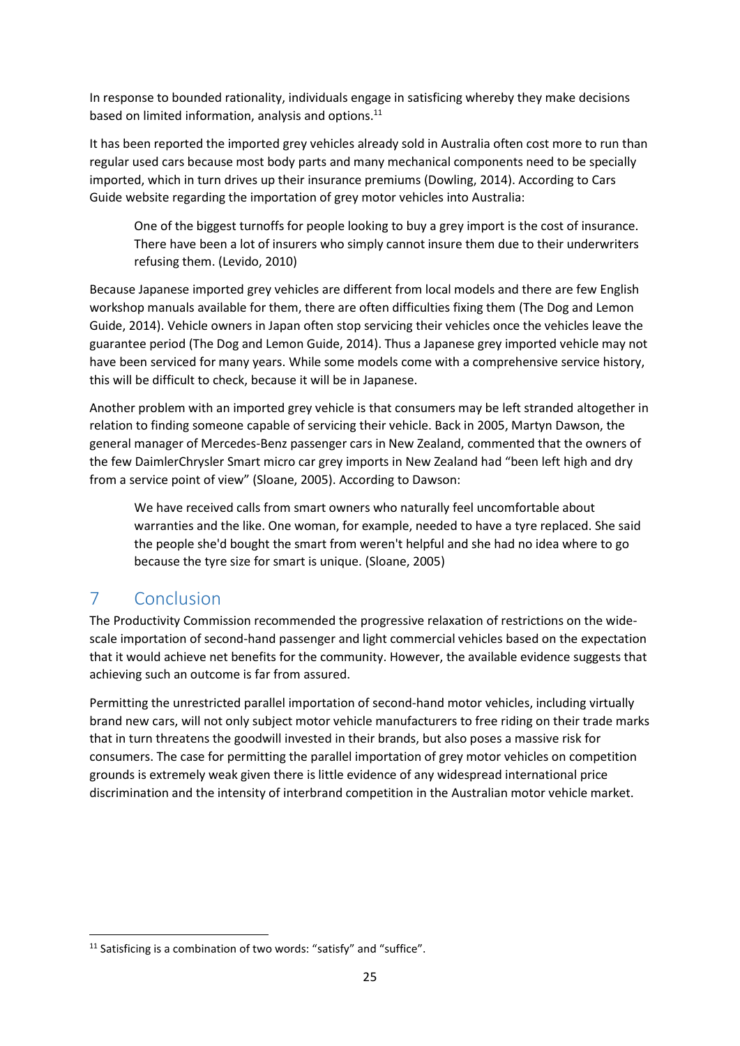In response to bounded rationality, individuals engage in satisficing whereby they make decisions based on limited information, analysis and options.[11]

It has been reported the imported grey vehicles already sold in Australia often cost more to run than regular used cars because most body parts and many mechanical components need to be specially imported, which in turn drives up their insurance premiums (Dowling, 2014). According to Cars Guide website regarding the importation of grey motor vehicles into Australia:

> One of the biggest turnoffs for people looking to buy a grey import is the cost of insurance. There have been a lot of insurers who simply cannot insure them due to their underwriters refusing them. (Levido, 2010)

Because Japanese imported grey vehicles are different from local models and there are few English workshop manuals available for them, there are often difficulties fixing them (The Dog and Lemon Guide, 2014). Vehicle owners in Japan often stop servicing their vehicles once the vehicles leave the guarantee period (The Dog and Lemon Guide, 2014). Thus a Japanese grey imported vehicle may not have been serviced for many years. While some models come with a comprehensive service history, this will be difficult to check, because it will be in Japanese.

Another problem with an imported grey vehicle is that consumers may be left stranded altogether in relation to finding someone capable of servicing their vehicle. Back in 2005, Martyn Dawson, the general manager of Mercedes-Benz passenger cars in New Zealand, commented that the owners of the few DaimlerChrysler Smart micro car grey imports in New Zealand had "been left high and dry from a service point of view" (Sloane, 2005). According to Dawson:

> We have received calls from smart owners who naturally feel uncomfortable about warranties and the like. One woman, for example, needed to have a tyre replaced. She said the people she'd bought the smart from weren't helpful and she had no idea where to go because the tyre size for smart is unique. (Sloane, 2005)

# 7 Conclusion

The Productivity Commission recommended the progressive relaxation of restrictions on the wide-scale importation of second-hand passenger and light commercial vehicles based on the expectation that it would achieve net benefits for the community. However, the available evidence suggests that achieving such an outcome is far from assured.

Permitting the unrestricted parallel importation of second-hand motor vehicles, including virtually brand new cars, will not only subject motor vehicle manufacturers to free riding on their trade marks that in turn threatens the goodwill invested in their brands, but also poses a massive risk for consumers. The case for permitting the parallel importation of grey motor vehicles on competition grounds is extremely weak given there is little evidence of any widespread international price discrimination and the intensity of interbrand competition in the Australian motor vehicle market.

[11] Satisficing is a combination of two words: "satisfy" and "suffice".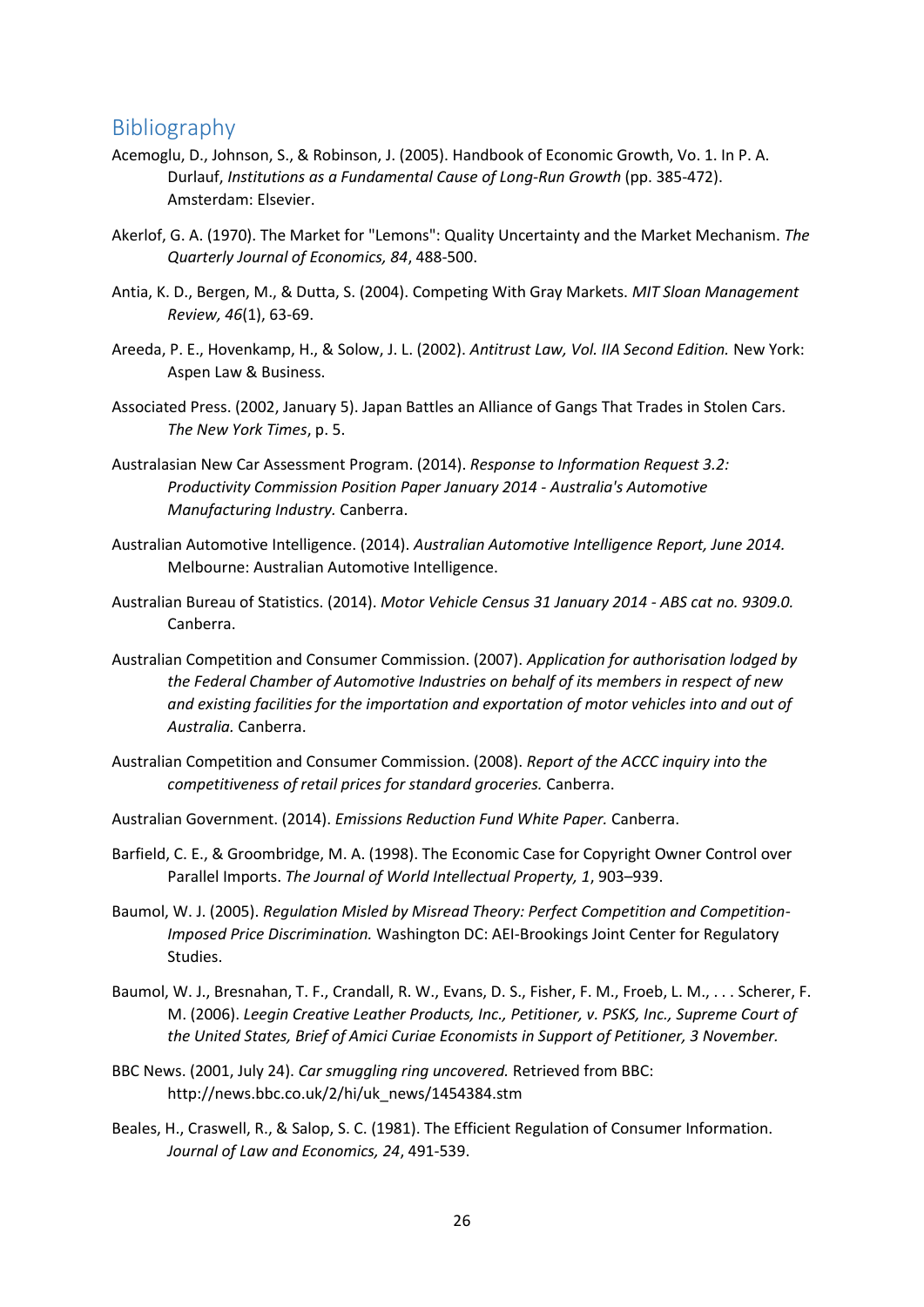## Bibliography

Acemoglu, D., Johnson, S., & Robinson, J. (2005). Handbook of Economic Growth, Vo. 1. In P. A. Durlauf, *Institutions as a Fundamental Cause of Long-Run Growth* (pp. 385-472). Amsterdam: Elsevier.

Akerlof, G. A. (1970). The Market for "Lemons": Quality Uncertainty and the Market Mechanism. *The Quarterly Journal of Economics, 84*, 488-500.

Antia, K. D., Bergen, M., & Dutta, S. (2004). Competing With Gray Markets. *MIT Sloan Management Review, 46*(1), 63-69.

Areeda, P. E., Hovenkamp, H., & Solow, J. L. (2002). *Antitrust Law, Vol. IIA Second Edition.* New York: Aspen Law & Business.

Associated Press. (2002, January 5). Japan Battles an Alliance of Gangs That Trades in Stolen Cars. *The New York Times*, p. 5.

Australasian New Car Assessment Program. (2014). *Response to Information Request 3.2: Productivity Commission Position Paper January 2014 - Australia's Automotive Manufacturing Industry.* Canberra.

Australian Automotive Intelligence. (2014). *Australian Automotive Intelligence Report, June 2014.* Melbourne: Australian Automotive Intelligence.

Australian Bureau of Statistics. (2014). *Motor Vehicle Census 31 January 2014 - ABS cat no. 9309.0.* Canberra.

Australian Competition and Consumer Commission. (2007). *Application for authorisation lodged by the Federal Chamber of Automotive Industries on behalf of its members in respect of new and existing facilities for the importation and exportation of motor vehicles into and out of Australia.* Canberra.

Australian Competition and Consumer Commission. (2008). *Report of the ACCC inquiry into the competitiveness of retail prices for standard groceries.* Canberra.

Australian Government. (2014). *Emissions Reduction Fund White Paper.* Canberra.

Barfield, C. E., & Groombridge, M. A. (1998). The Economic Case for Copyright Owner Control over Parallel Imports. *The Journal of World Intellectual Property, 1*, 903–939.

Baumol, W. J. (2005). *Regulation Misled by Misread Theory: Perfect Competition and Competition-Imposed Price Discrimination.* Washington DC: AEI-Brookings Joint Center for Regulatory Studies.

Baumol, W. J., Bresnahan, T. F., Crandall, R. W., Evans, D. S., Fisher, F. M., Froeb, L. M., . . . Scherer, F. M. (2006). *Leegin Creative Leather Products, Inc., Petitioner, v. PSKS, Inc., Supreme Court of the United States, Brief of Amici Curiae Economists in Support of Petitioner, 3 November.*

BBC News. (2001, July 24). *Car smuggling ring uncovered.* Retrieved from BBC: http://news.bbc.co.uk/2/hi/uk_news/1454384.stm

Beales, H., Craswell, R., & Salop, S. C. (1981). The Efficient Regulation of Consumer Information. *Journal of Law and Economics, 24*, 491-539.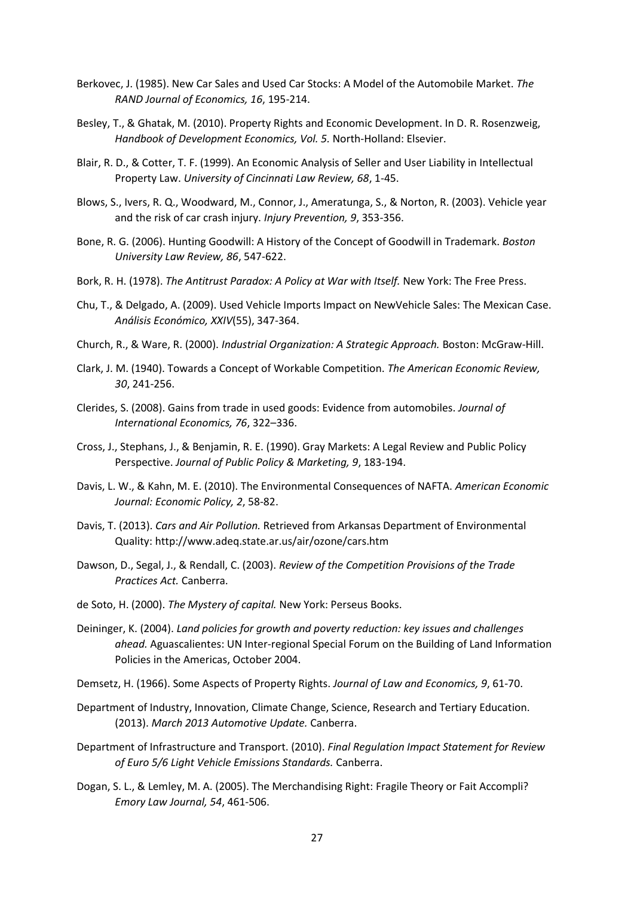Berkovec, J. (1985). New Car Sales and Used Car Stocks: A Model of the Automobile Market. *The RAND Journal of Economics, 16*, 195-214.

Besley, T., & Ghatak, M. (2010). Property Rights and Economic Development. In D. R. Rosenzweig, *Handbook of Development Economics, Vol. 5.* North-Holland: Elsevier.

Blair, R. D., & Cotter, T. F. (1999). An Economic Analysis of Seller and User Liability in Intellectual Property Law. *University of Cincinnati Law Review, 68*, 1-45.

Blows, S., Ivers, R. Q., Woodward, M., Connor, J., Ameratunga, S., & Norton, R. (2003). Vehicle year and the risk of car crash injury. *Injury Prevention, 9*, 353-356.

Bone, R. G. (2006). Hunting Goodwill: A History of the Concept of Goodwill in Trademark. *Boston University Law Review, 86*, 547-622.

Bork, R. H. (1978). *The Antitrust Paradox: A Policy at War with Itself.* New York: The Free Press.

Chu, T., & Delgado, A. (2009). Used Vehicle Imports Impact on NewVehicle Sales: The Mexican Case. *Análisis Económico, XXIV*(55), 347-364.

Church, R., & Ware, R. (2000). *Industrial Organization: A Strategic Approach.* Boston: McGraw-Hill.

Clark, J. M. (1940). Towards a Concept of Workable Competition. *The American Economic Review, 30*, 241-256.

Clerides, S. (2008). Gains from trade in used goods: Evidence from automobiles. *Journal of International Economics, 76*, 322–336.

Cross, J., Stephans, J., & Benjamin, R. E. (1990). Gray Markets: A Legal Review and Public Policy Perspective. *Journal of Public Policy & Marketing, 9*, 183-194.

Davis, L. W., & Kahn, M. E. (2010). The Environmental Consequences of NAFTA. *American Economic Journal: Economic Policy, 2*, 58-82.

Davis, T. (2013). *Cars and Air Pollution.* Retrieved from Arkansas Department of Environmental Quality: http://www.adeq.state.ar.us/air/ozone/cars.htm

Dawson, D., Segal, J., & Rendall, C. (2003). *Review of the Competition Provisions of the Trade Practices Act.* Canberra.

de Soto, H. (2000). *The Mystery of capital.* New York: Perseus Books.

Deininger, K. (2004). *Land policies for growth and poverty reduction: key issues and challenges ahead.* Aguascalientes: UN Inter-regional Special Forum on the Building of Land Information Policies in the Americas, October 2004.

Demsetz, H. (1966). Some Aspects of Property Rights. *Journal of Law and Economics, 9*, 61-70.

Department of Industry, Innovation, Climate Change, Science, Research and Tertiary Education. (2013). *March 2013 Automotive Update.* Canberra.

Department of Infrastructure and Transport. (2010). *Final Regulation Impact Statement for Review of Euro 5/6 Light Vehicle Emissions Standards.* Canberra.

Dogan, S. L., & Lemley, M. A. (2005). The Merchandising Right: Fragile Theory or Fait Accompli? *Emory Law Journal, 54*, 461-506.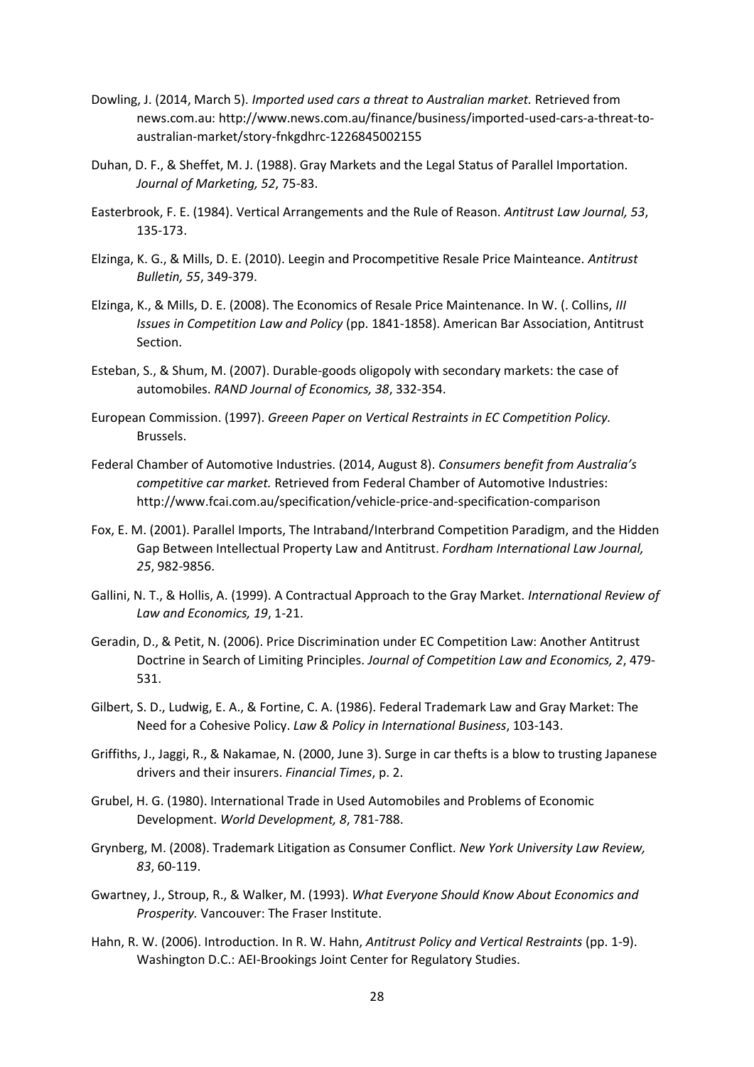Dowling, J. (2014, March 5). *Imported used cars a threat to Australian market.* Retrieved from news.com.au: http://www.news.com.au/finance/business/imported-used-cars-a-threat-to-australian-market/story-fnkgdhrc-1226845002155

Duhan, D. F., & Sheffet, M. J. (1988). Gray Markets and the Legal Status of Parallel Importation. *Journal of Marketing, 52*, 75-83.

Easterbrook, F. E. (1984). Vertical Arrangements and the Rule of Reason. *Antitrust Law Journal, 53*, 135-173.

Elzinga, K. G., & Mills, D. E. (2010). Leegin and Procompetitive Resale Price Mainteance. *Antitrust Bulletin, 55*, 349-379.

Elzinga, K., & Mills, D. E. (2008). The Economics of Resale Price Maintenance. In W. (. Collins, *III Issues in Competition Law and Policy* (pp. 1841-1858). American Bar Association, Antitrust Section.

Esteban, S., & Shum, M. (2007). Durable-goods oligopoly with secondary markets: the case of automobiles. *RAND Journal of Economics, 38*, 332-354.

European Commission. (1997). *Greeen Paper on Vertical Restraints in EC Competition Policy.* Brussels.

Federal Chamber of Automotive Industries. (2014, August 8). *Consumers benefit from Australia's competitive car market.* Retrieved from Federal Chamber of Automotive Industries: http://www.fcai.com.au/specification/vehicle-price-and-specification-comparison

Fox, E. M. (2001). Parallel Imports, The Intraband/Interbrand Competition Paradigm, and the Hidden Gap Between Intellectual Property Law and Antitrust. *Fordham International Law Journal, 25*, 982-9856.

Gallini, N. T., & Hollis, A. (1999). A Contractual Approach to the Gray Market. *International Review of Law and Economics, 19*, 1-21.

Geradin, D., & Petit, N. (2006). Price Discrimination under EC Competition Law: Another Antitrust Doctrine in Search of Limiting Principles. *Journal of Competition Law and Economics, 2*, 479-531.

Gilbert, S. D., Ludwig, E. A., & Fortine, C. A. (1986). Federal Trademark Law and Gray Market: The Need for a Cohesive Policy. *Law & Policy in International Business*, 103-143.

Griffiths, J., Jaggi, R., & Nakamae, N. (2000, June 3). Surge in car thefts is a blow to trusting Japanese drivers and their insurers. *Financial Times*, p. 2.

Grubel, H. G. (1980). International Trade in Used Automobiles and Problems of Economic Development. *World Development, 8*, 781-788.

Grynberg, M. (2008). Trademark Litigation as Consumer Conflict. *New York University Law Review, 83*, 60-119.

Gwartney, J., Stroup, R., & Walker, M. (1993). *What Everyone Should Know About Economics and Prosperity.* Vancouver: The Fraser Institute.

Hahn, R. W. (2006). Introduction. In R. W. Hahn, *Antitrust Policy and Vertical Restraints* (pp. 1-9). Washington D.C.: AEI-Brookings Joint Center for Regulatory Studies.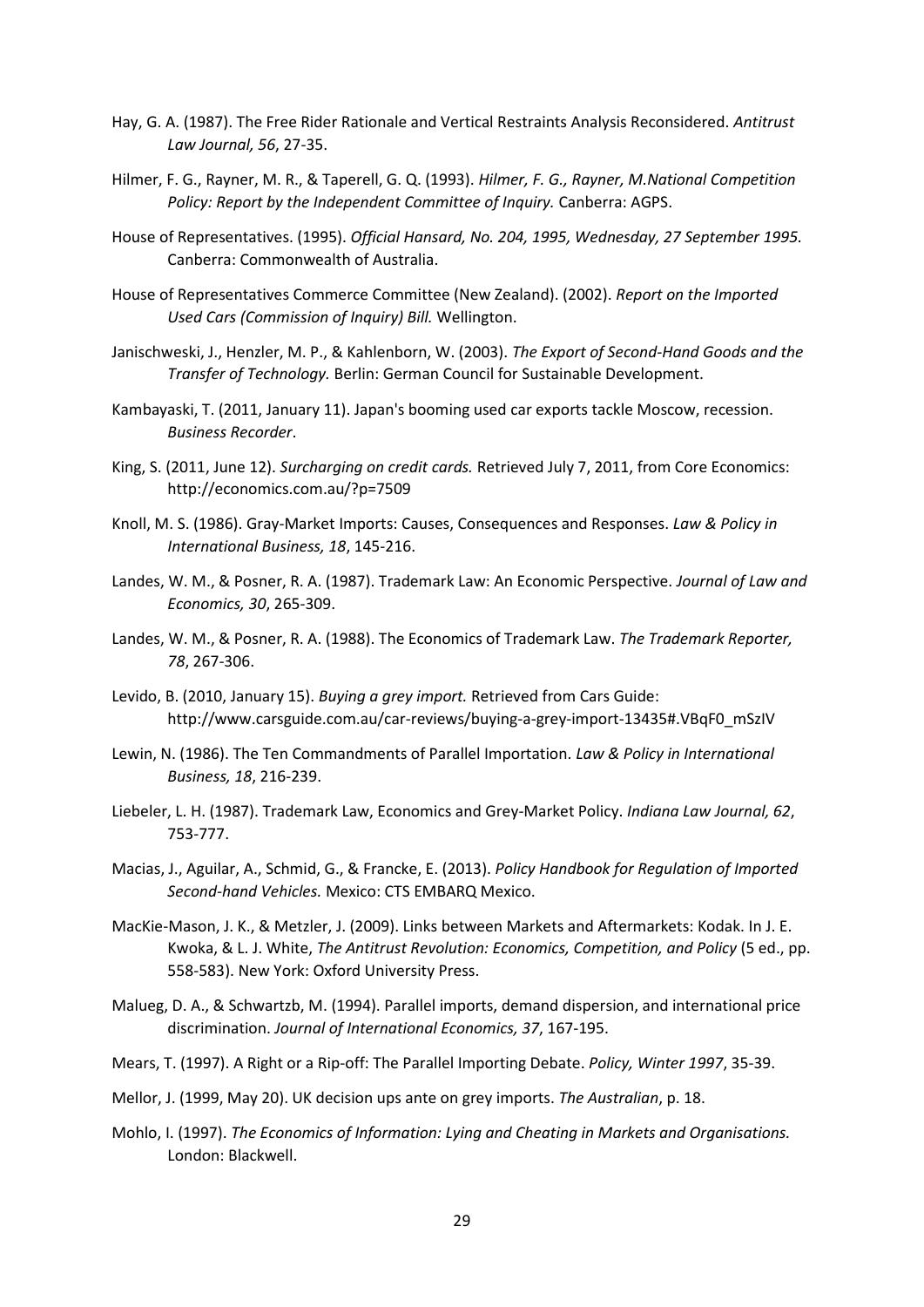Hay, G. A. (1987). The Free Rider Rationale and Vertical Restraints Analysis Reconsidered. *Antitrust Law Journal, 56*, 27-35.

Hilmer, F. G., Rayner, M. R., & Taperell, G. Q. (1993). *Hilmer, F. G., Rayner, M.National Competition Policy: Report by the Independent Committee of Inquiry.* Canberra: AGPS.

House of Representatives. (1995). *Official Hansard, No. 204, 1995, Wednesday, 27 September 1995.* Canberra: Commonwealth of Australia.

House of Representatives Commerce Committee (New Zealand). (2002). *Report on the Imported Used Cars (Commission of Inquiry) Bill.* Wellington.

Janischweski, J., Henzler, M. P., & Kahlenborn, W. (2003). *The Export of Second-Hand Goods and the Transfer of Technology.* Berlin: German Council for Sustainable Development.

Kambayaski, T. (2011, January 11). Japan's booming used car exports tackle Moscow, recession. *Business Recorder*.

King, S. (2011, June 12). *Surcharging on credit cards.* Retrieved July 7, 2011, from Core Economics: http://economics.com.au/?p=7509

Knoll, M. S. (1986). Gray-Market Imports: Causes, Consequences and Responses. *Law & Policy in International Business, 18*, 145-216.

Landes, W. M., & Posner, R. A. (1987). Trademark Law: An Economic Perspective. *Journal of Law and Economics, 30*, 265-309.

Landes, W. M., & Posner, R. A. (1988). The Economics of Trademark Law. *The Trademark Reporter, 78*, 267-306.

Levido, B. (2010, January 15). *Buying a grey import.* Retrieved from Cars Guide: http://www.carsguide.com.au/car-reviews/buying-a-grey-import-13435#.VBqF0_mSzIV

Lewin, N. (1986). The Ten Commandments of Parallel Importation. *Law & Policy in International Business, 18*, 216-239.

Liebeler, L. H. (1987). Trademark Law, Economics and Grey-Market Policy. *Indiana Law Journal, 62*, 753-777.

Macias, J., Aguilar, A., Schmid, G., & Francke, E. (2013). *Policy Handbook for Regulation of Imported Second-hand Vehicles.* Mexico: CTS EMBARQ Mexico.

MacKie-Mason, J. K., & Metzler, J. (2009). Links between Markets and Aftermarkets: Kodak. In J. E. Kwoka, & L. J. White, *The Antitrust Revolution: Economics, Competition, and Policy* (5 ed., pp. 558-583). New York: Oxford University Press.

Malueg, D. A., & Schwartzb, M. (1994). Parallel imports, demand dispersion, and international price discrimination. *Journal of International Economics, 37*, 167-195.

Mears, T. (1997). A Right or a Rip-off: The Parallel Importing Debate. *Policy, Winter 1997*, 35-39.

Mellor, J. (1999, May 20). UK decision ups ante on grey imports. *The Australian*, p. 18.

Mohlo, I. (1997). *The Economics of Information: Lying and Cheating in Markets and Organisations.* London: Blackwell.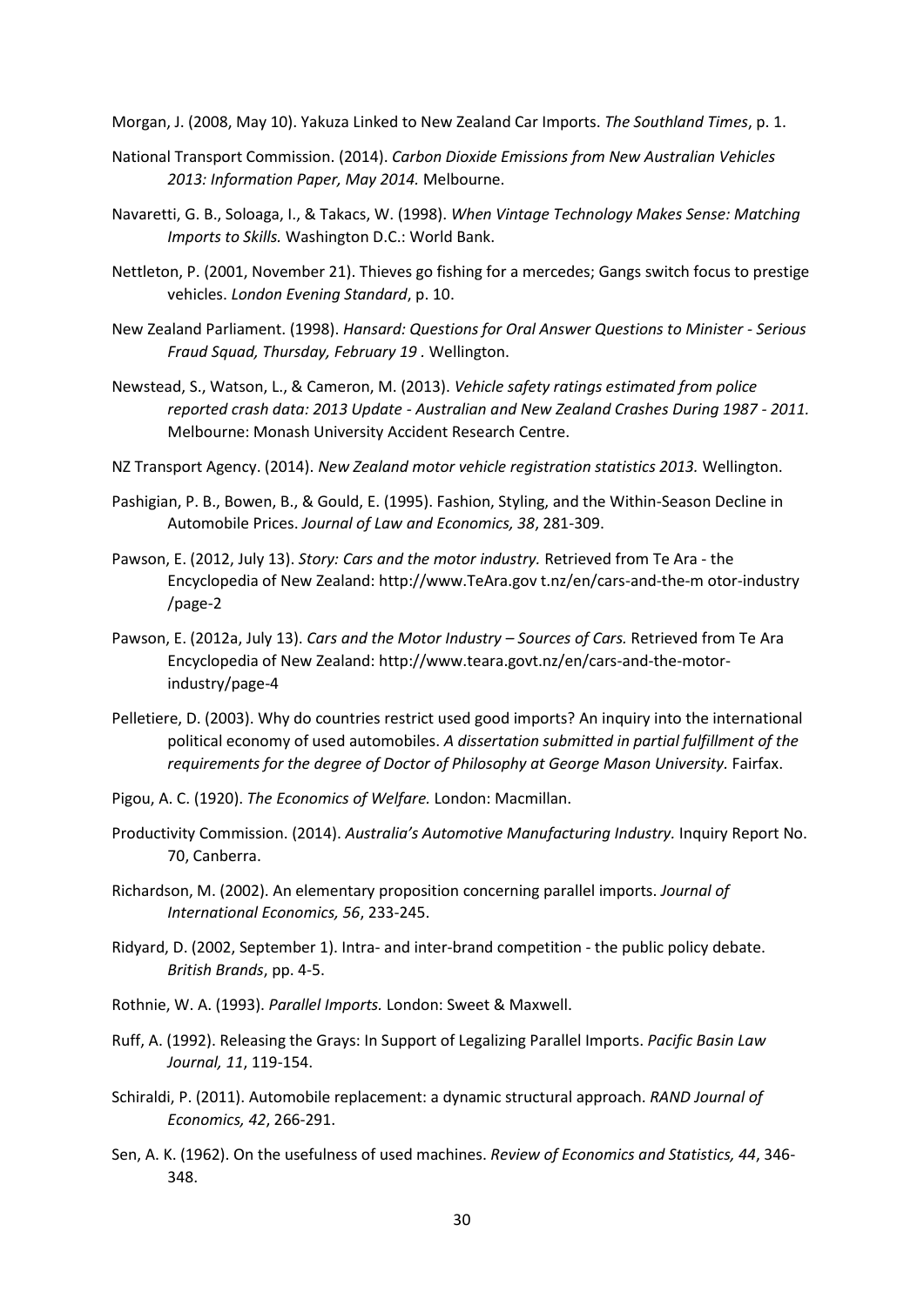Morgan, J. (2008, May 10). Yakuza Linked to New Zealand Car Imports. *The Southland Times*, p. 1.

National Transport Commission. (2014). *Carbon Dioxide Emissions from New Australian Vehicles 2013: Information Paper, May 2014.* Melbourne.

Navaretti, G. B., Soloaga, I., & Takacs, W. (1998). *When Vintage Technology Makes Sense: Matching Imports to Skills.* Washington D.C.: World Bank.

Nettleton, P. (2001, November 21). Thieves go fishing for a mercedes; Gangs switch focus to prestige vehicles. *London Evening Standard*, p. 10.

New Zealand Parliament. (1998). *Hansard: Questions for Oral Answer Questions to Minister - Serious Fraud Squad, Thursday, February 19 .* Wellington.

Newstead, S., Watson, L., & Cameron, M. (2013). *Vehicle safety ratings estimated from police reported crash data: 2013 Update - Australian and New Zealand Crashes During 1987 - 2011.* Melbourne: Monash University Accident Research Centre.

NZ Transport Agency. (2014). *New Zealand motor vehicle registration statistics 2013.* Wellington.

Pashigian, P. B., Bowen, B., & Gould, E. (1995). Fashion, Styling, and the Within-Season Decline in Automobile Prices. *Journal of Law and Economics, 38*, 281-309.

Pawson, E. (2012, July 13). *Story: Cars and the motor industry.* Retrieved from Te Ara - the Encyclopedia of New Zealand: http://www.TeAra.gov t.nz/en/cars-and-the-m otor-industry /page-2

Pawson, E. (2012a, July 13). *Cars and the Motor Industry – Sources of Cars.* Retrieved from Te Ara Encyclopedia of New Zealand: http://www.teara.govt.nz/en/cars-and-the-motor-industry/page-4

Pelletiere, D. (2003). Why do countries restrict used good imports? An inquiry into the international political economy of used automobiles. *A dissertation submitted in partial fulfillment of the requirements for the degree of Doctor of Philosophy at George Mason University.* Fairfax.

Pigou, A. C. (1920). *The Economics of Welfare.* London: Macmillan.

Productivity Commission. (2014). *Australia's Automotive Manufacturing Industry.* Inquiry Report No. 70, Canberra.

Richardson, M. (2002). An elementary proposition concerning parallel imports. *Journal of International Economics, 56*, 233-245.

Ridyard, D. (2002, September 1). Intra- and inter-brand competition - the public policy debate. *British Brands*, pp. 4-5.

Rothnie, W. A. (1993). *Parallel Imports.* London: Sweet & Maxwell.

Ruff, A. (1992). Releasing the Grays: In Support of Legalizing Parallel Imports. *Pacific Basin Law Journal, 11*, 119-154.

Schiraldi, P. (2011). Automobile replacement: a dynamic structural approach. *RAND Journal of Economics, 42*, 266-291.

Sen, A. K. (1962). On the usefulness of used machines. *Review of Economics and Statistics, 44*, 346-348.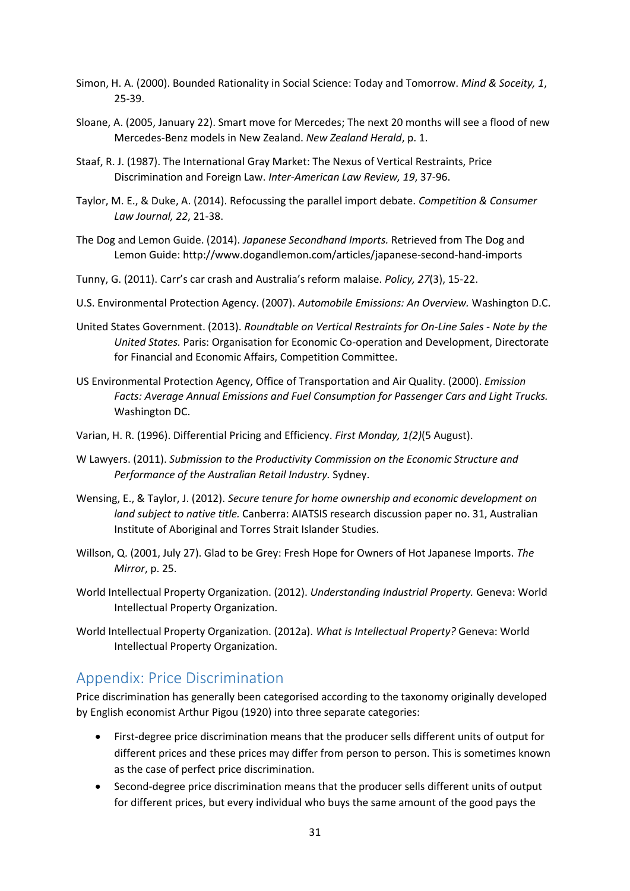Simon, H. A. (2000). Bounded Rationality in Social Science: Today and Tomorrow. *Mind & Soceity, 1*, 25-39.

Sloane, A. (2005, January 22). Smart move for Mercedes; The next 20 months will see a flood of new Mercedes-Benz models in New Zealand. *New Zealand Herald*, p. 1.

Staaf, R. J. (1987). The International Gray Market: The Nexus of Vertical Restraints, Price Discrimination and Foreign Law. *Inter-American Law Review, 19*, 37-96.

Taylor, M. E., & Duke, A. (2014). Refocussing the parallel import debate. *Competition & Consumer Law Journal, 22*, 21-38.

The Dog and Lemon Guide. (2014). *Japanese Secondhand Imports.* Retrieved from The Dog and Lemon Guide: http://www.dogandlemon.com/articles/japanese-second-hand-imports

Tunny, G. (2011). Carr's car crash and Australia's reform malaise. *Policy, 27*(3), 15-22.

U.S. Environmental Protection Agency. (2007). *Automobile Emissions: An Overview.* Washington D.C.

United States Government. (2013). *Roundtable on Vertical Restraints for On-Line Sales - Note by the United States.* Paris: Organisation for Economic Co-operation and Development, Directorate for Financial and Economic Affairs, Competition Committee.

US Environmental Protection Agency, Office of Transportation and Air Quality. (2000). *Emission Facts: Average Annual Emissions and Fuel Consumption for Passenger Cars and Light Trucks.* Washington DC.

Varian, H. R. (1996). Differential Pricing and Efficiency. *First Monday, 1(2)*(5 August).

W Lawyers. (2011). *Submission to the Productivity Commission on the Economic Structure and Performance of the Australian Retail Industry.* Sydney.

Wensing, E., & Taylor, J. (2012). *Secure tenure for home ownership and economic development on land subject to native title.* Canberra: AIATSIS research discussion paper no. 31, Australian Institute of Aboriginal and Torres Strait Islander Studies.

Willson, Q. (2001, July 27). Glad to be Grey: Fresh Hope for Owners of Hot Japanese Imports. *The Mirror*, p. 25.

World Intellectual Property Organization. (2012). *Understanding Industrial Property.* Geneva: World Intellectual Property Organization.

World Intellectual Property Organization. (2012a). *What is Intellectual Property?* Geneva: World Intellectual Property Organization.

## Appendix: Price Discrimination

Price discrimination has generally been categorised according to the taxonomy originally developed by English economist Arthur Pigou (1920) into three separate categories:

- First-degree price discrimination means that the producer sells different units of output for different prices and these prices may differ from person to person. This is sometimes known as the case of perfect price discrimination.
- Second-degree price discrimination means that the producer sells different units of output for different prices, but every individual who buys the same amount of the good pays the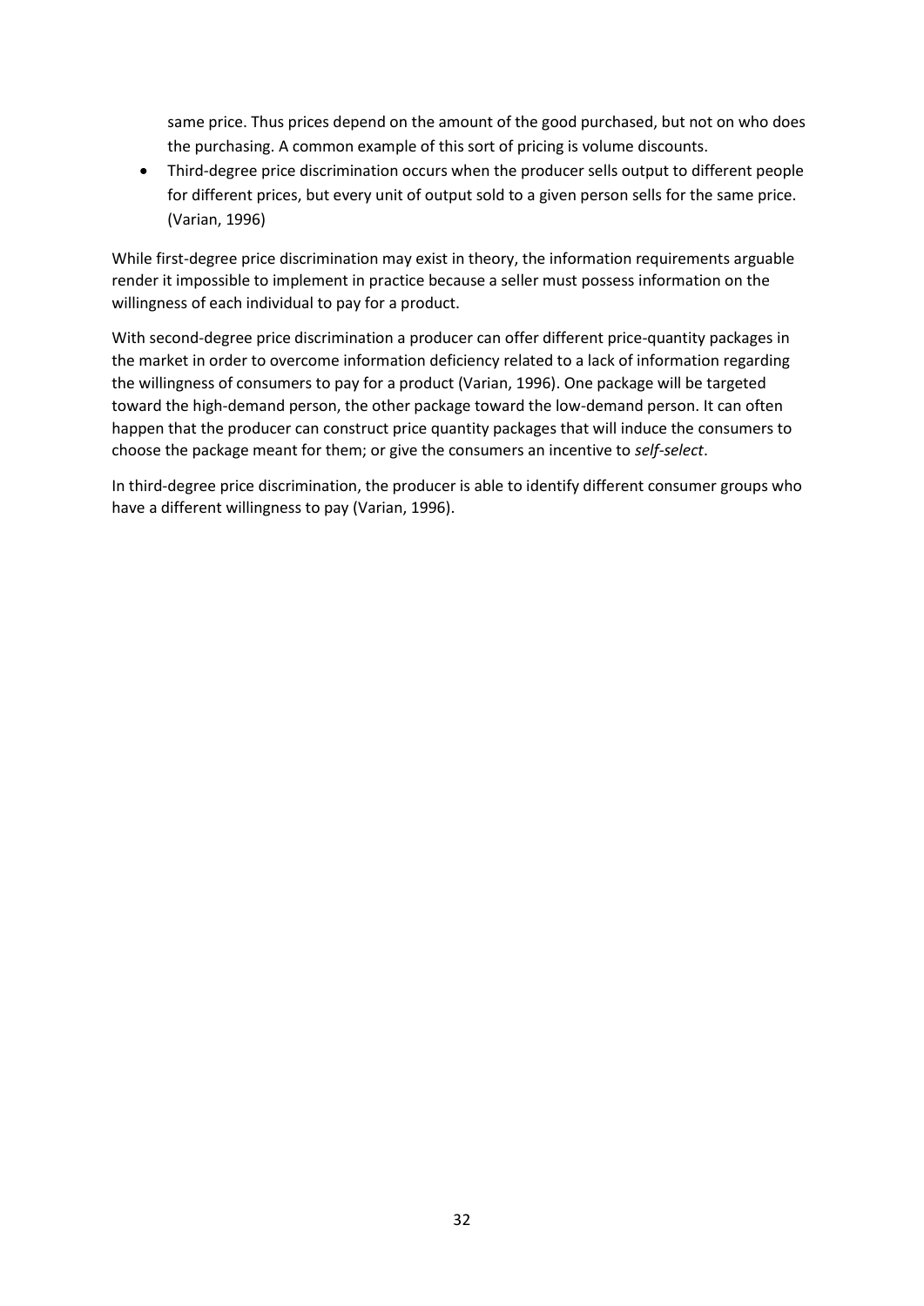same price. Thus prices depend on the amount of the good purchased, but not on who does the purchasing. A common example of this sort of pricing is volume discounts.

- Third-degree price discrimination occurs when the producer sells output to different people for different prices, but every unit of output sold to a given person sells for the same price. (Varian, 1996)

While first-degree price discrimination may exist in theory, the information requirements arguable render it impossible to implement in practice because a seller must possess information on the willingness of each individual to pay for a product.

With second-degree price discrimination a producer can offer different price-quantity packages in the market in order to overcome information deficiency related to a lack of information regarding the willingness of consumers to pay for a product (Varian, 1996). One package will be targeted toward the high-demand person, the other package toward the low-demand person. It can often happen that the producer can construct price quantity packages that will induce the consumers to choose the package meant for them; or give the consumers an incentive to *self-select*.

In third-degree price discrimination, the producer is able to identify different consumer groups who have a different willingness to pay (Varian, 1996).